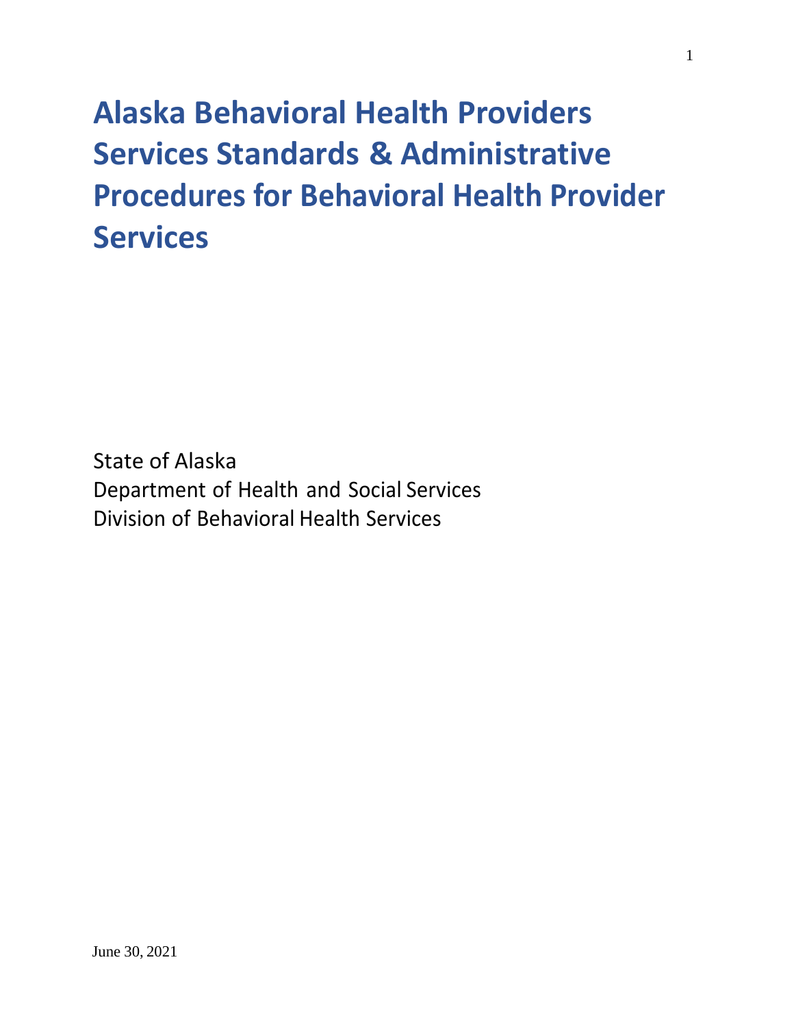# Alaska Behavioral Health Providers Services Standards & Administrative Procedures for Behavioral Health Provider Services

State of Alaska
Department of Health and Social Services
Division of Behavioral Health Services

June 30, 2021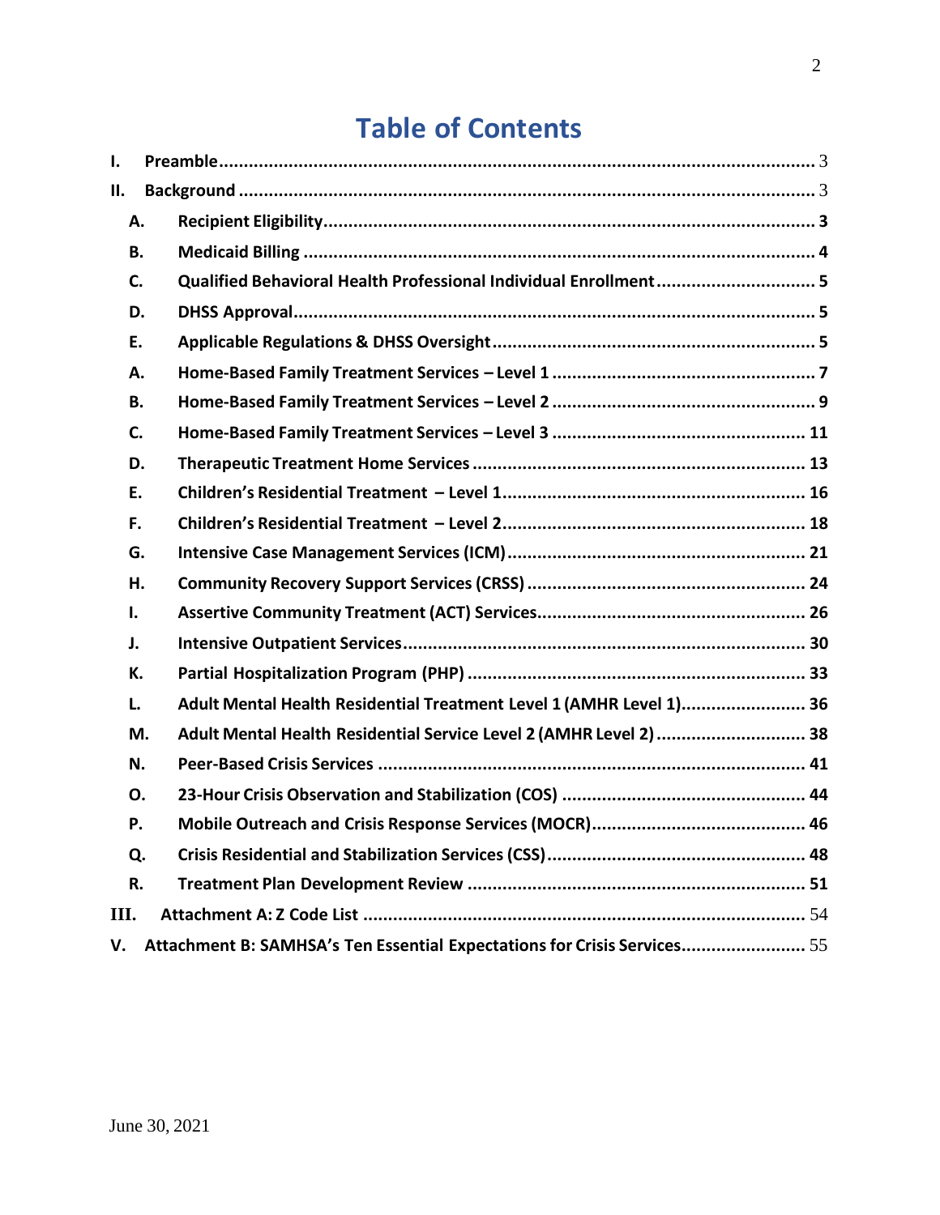# Table of Contents

I. Preamble ............................................................ 3

II. Background ............................................................ 3

- A. Recipient Eligibility ............................................................ 3
- B. Medicaid Billing ............................................................ 4
- C. Qualified Behavioral Health Professional Individual Enrollment ............................................................ 5
- D. DHSS Approval ............................................................ 5
- E. Applicable Regulations & DHSS Oversight ............................................................ 5
- A. Home-Based Family Treatment Services – Level 1 ............................................................ 7
- B. Home-Based Family Treatment Services – Level 2 ............................................................ 9
- C. Home-Based Family Treatment Services – Level 3 ............................................................ 11
- D. Therapeutic Treatment Home Services ............................................................ 13
- E. Children's Residential Treatment – Level 1 ............................................................ 16
- F. Children's Residential Treatment – Level 2 ............................................................ 18
- G. Intensive Case Management Services (ICM) ............................................................ 21
- H. Community Recovery Support Services (CRSS) ............................................................ 24
- I. Assertive Community Treatment (ACT) Services ............................................................ 26
- J. Intensive Outpatient Services ............................................................ 30
- K. Partial Hospitalization Program (PHP) ............................................................ 33
- L. Adult Mental Health Residential Treatment Level 1 (AMHR Level 1) ............................................................ 36
- M. Adult Mental Health Residential Service Level 2 (AMHR Level 2) ............................................................ 38
- N. Peer-Based Crisis Services ............................................................ 41
- O. 23-Hour Crisis Observation and Stabilization (COS) ............................................................ 44
- P. Mobile Outreach and Crisis Response Services (MOCR) ............................................................ 46
- Q. Crisis Residential and Stabilization Services (CSS) ............................................................ 48
- R. Treatment Plan Development Review ............................................................ 51

III. Attachment A: Z Code List ............................................................ 54

V. Attachment B: SAMHSA's Ten Essential Expectations for Crisis Services ............................................................ 55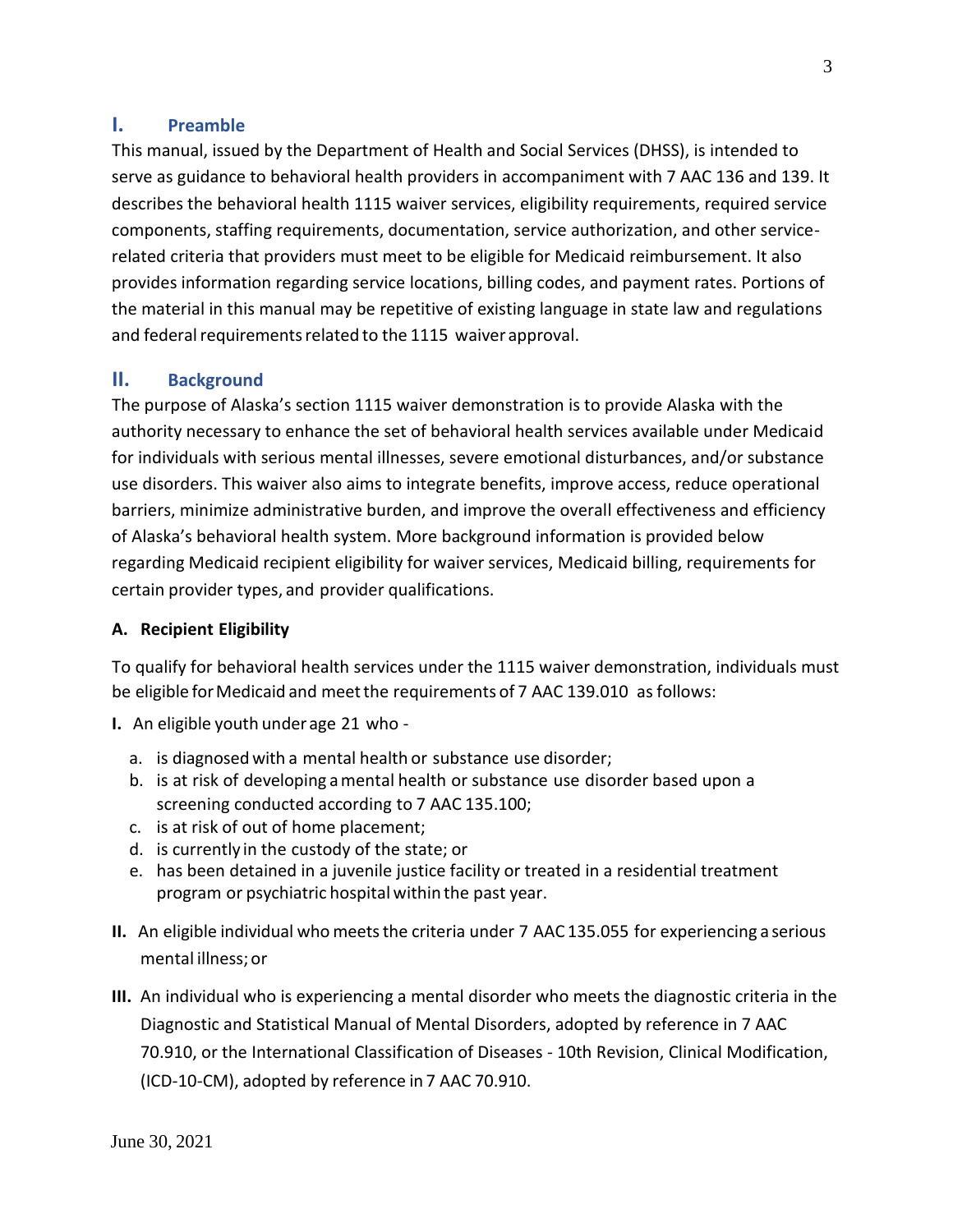## I. Preamble

This manual, issued by the Department of Health and Social Services (DHSS), is intended to serve as guidance to behavioral health providers in accompaniment with 7 AAC 136 and 139. It describes the behavioral health 1115 waiver services, eligibility requirements, required service components, staffing requirements, documentation, service authorization, and other service-related criteria that providers must meet to be eligible for Medicaid reimbursement. It also provides information regarding service locations, billing codes, and payment rates. Portions of the material in this manual may be repetitive of existing language in state law and regulations and federal requirements related to the 1115 waiver approval.

## II. Background

The purpose of Alaska's section 1115 waiver demonstration is to provide Alaska with the authority necessary to enhance the set of behavioral health services available under Medicaid for individuals with serious mental illnesses, severe emotional disturbances, and/or substance use disorders. This waiver also aims to integrate benefits, improve access, reduce operational barriers, minimize administrative burden, and improve the overall effectiveness and efficiency of Alaska's behavioral health system. More background information is provided below regarding Medicaid recipient eligibility for waiver services, Medicaid billing, requirements for certain provider types, and provider qualifications.

### A. Recipient Eligibility

To qualify for behavioral health services under the 1115 waiver demonstration, individuals must be eligible for Medicaid and meet the requirements of 7 AAC 139.010 as follows:

**I.** An eligible youth under age 21 who -

a. is diagnosed with a mental health or substance use disorder;
b. is at risk of developing a mental health or substance use disorder based upon a screening conducted according to 7 AAC 135.100;
c. is at risk of out of home placement;
d. is currently in the custody of the state; or
e. has been detained in a juvenile justice facility or treated in a residential treatment program or psychiatric hospital within the past year.

**II.** An eligible individual who meets the criteria under 7 AAC 135.055 for experiencing a serious mental illness; or

**III.** An individual who is experiencing a mental disorder who meets the diagnostic criteria in the Diagnostic and Statistical Manual of Mental Disorders, adopted by reference in 7 AAC 70.910, or the International Classification of Diseases - 10th Revision, Clinical Modification, (ICD-10-CM), adopted by reference in 7 AAC 70.910.

June 30, 2021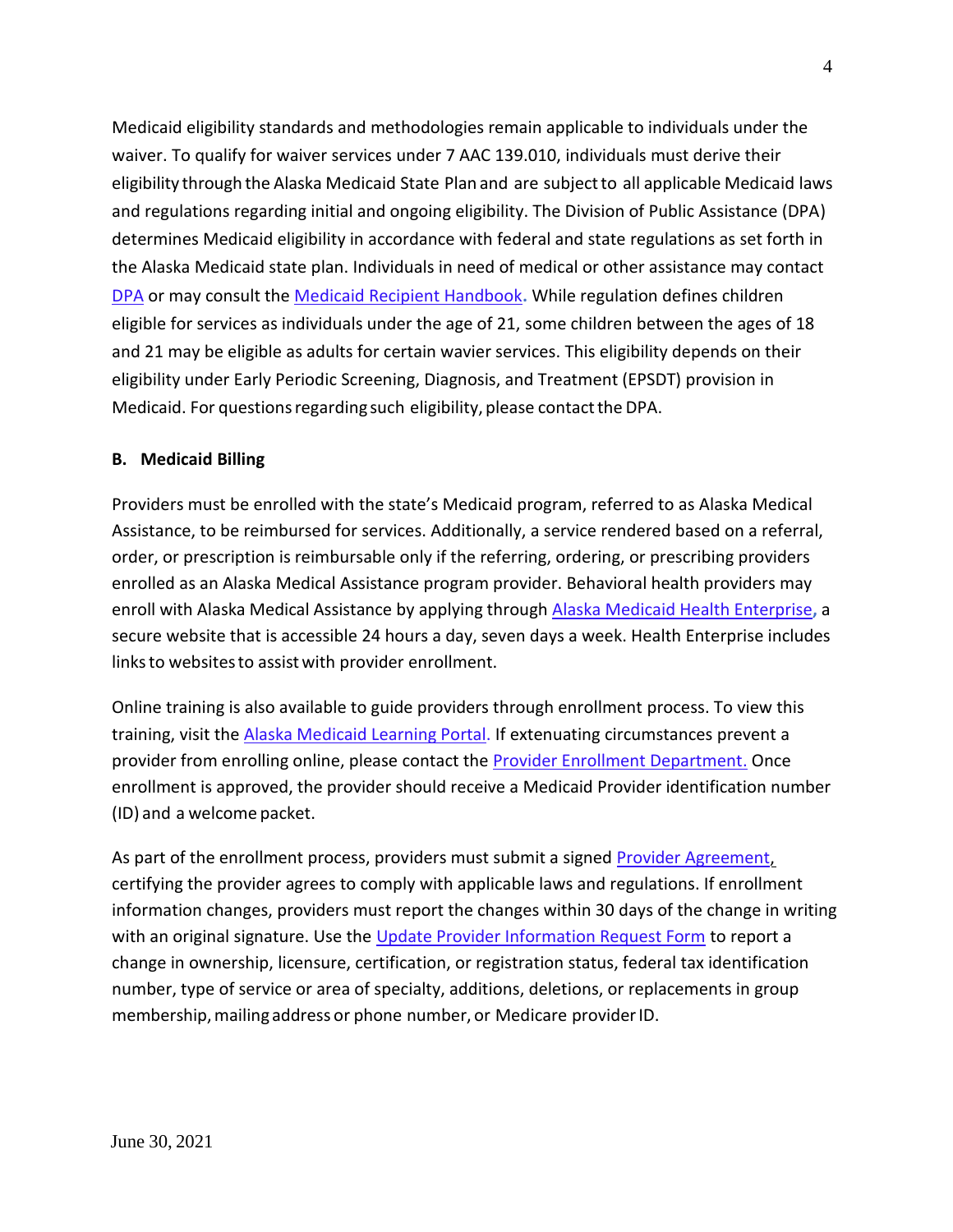Medicaid eligibility standards and methodologies remain applicable to individuals under the waiver. To qualify for waiver services under 7 AAC 139.010, individuals must derive their eligibility through the Alaska Medicaid State Plan and are subject to all applicable Medicaid laws and regulations regarding initial and ongoing eligibility. The Division of Public Assistance (DPA) determines Medicaid eligibility in accordance with federal and state regulations as set forth in the Alaska Medicaid state plan. Individuals in need of medical or other assistance may contact DPA or may consult the Medicaid Recipient Handbook. While regulation defines children eligible for services as individuals under the age of 21, some children between the ages of 18 and 21 may be eligible as adults for certain wavier services. This eligibility depends on their eligibility under Early Periodic Screening, Diagnosis, and Treatment (EPSDT) provision in Medicaid. For questions regarding such eligibility, please contact the DPA.

**B. Medicaid Billing**

Providers must be enrolled with the state's Medicaid program, referred to as Alaska Medical Assistance, to be reimbursed for services. Additionally, a service rendered based on a referral, order, or prescription is reimbursable only if the referring, ordering, or prescribing providers enrolled as an Alaska Medical Assistance program provider. Behavioral health providers may enroll with Alaska Medical Assistance by applying through Alaska Medicaid Health Enterprise, a secure website that is accessible 24 hours a day, seven days a week. Health Enterprise includes links to websites to assist with provider enrollment.

Online training is also available to guide providers through enrollment process. To view this training, visit the Alaska Medicaid Learning Portal. If extenuating circumstances prevent a provider from enrolling online, please contact the Provider Enrollment Department. Once enrollment is approved, the provider should receive a Medicaid Provider identification number (ID) and a welcome packet.

As part of the enrollment process, providers must submit a signed Provider Agreement, certifying the provider agrees to comply with applicable laws and regulations. If enrollment information changes, providers must report the changes within 30 days of the change in writing with an original signature. Use the Update Provider Information Request Form to report a change in ownership, licensure, certification, or registration status, federal tax identification number, type of service or area of specialty, additions, deletions, or replacements in group membership, mailing address or phone number, or Medicare provider ID.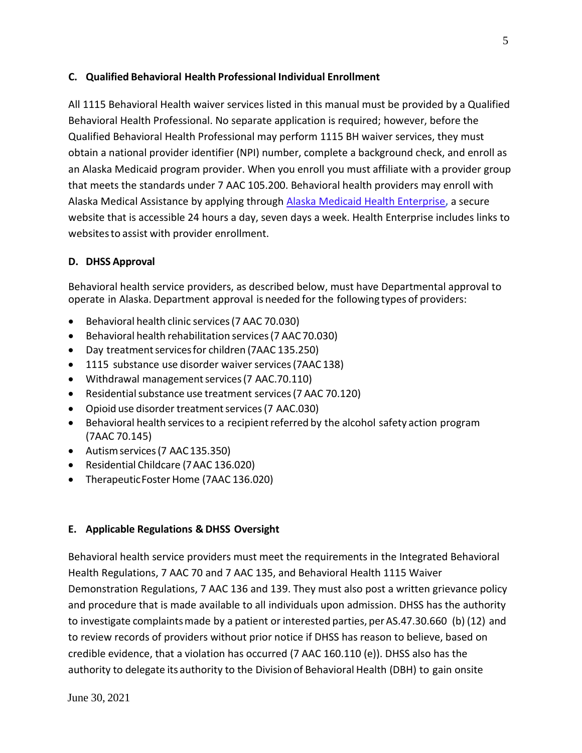### C. Qualified Behavioral Health Professional Individual Enrollment

All 1115 Behavioral Health waiver services listed in this manual must be provided by a Qualified Behavioral Health Professional. No separate application is required; however, before the Qualified Behavioral Health Professional may perform 1115 BH waiver services, they must obtain a national provider identifier (NPI) number, complete a background check, and enroll as an Alaska Medicaid program provider. When you enroll you must affiliate with a provider group that meets the standards under 7 AAC 105.200. Behavioral health providers may enroll with Alaska Medical Assistance by applying through Alaska Medicaid Health Enterprise, a secure website that is accessible 24 hours a day, seven days a week. Health Enterprise includes links to websites to assist with provider enrollment.

### D. DHSS Approval

Behavioral health service providers, as described below, must have Departmental approval to operate in Alaska. Department approval is needed for the following types of providers:

- Behavioral health clinic services (7 AAC 70.030)
- Behavioral health rehabilitation services (7 AAC 70.030)
- Day treatment services for children (7AAC 135.250)
- 1115 substance use disorder waiver services (7AAC 138)
- Withdrawal management services (7 AAC.70.110)
- Residential substance use treatment services (7 AAC 70.120)
- Opioid use disorder treatment services (7 AAC.030)
- Behavioral health services to a recipient referred by the alcohol safety action program (7AAC 70.145)
- Autism services (7 AAC 135.350)
- Residential Childcare (7 AAC 136.020)
- Therapeutic Foster Home (7AAC 136.020)

### E. Applicable Regulations & DHSS Oversight

Behavioral health service providers must meet the requirements in the Integrated Behavioral Health Regulations, 7 AAC 70 and 7 AAC 135, and Behavioral Health 1115 Waiver Demonstration Regulations, 7 AAC 136 and 139. They must also post a written grievance policy and procedure that is made available to all individuals upon admission. DHSS has the authority to investigate complaints made by a patient or interested parties, per AS.47.30.660 (b) (12) and to review records of providers without prior notice if DHSS has reason to believe, based on credible evidence, that a violation has occurred (7 AAC 160.110 (e)). DHSS also has the authority to delegate its authority to the Division of Behavioral Health (DBH) to gain onsite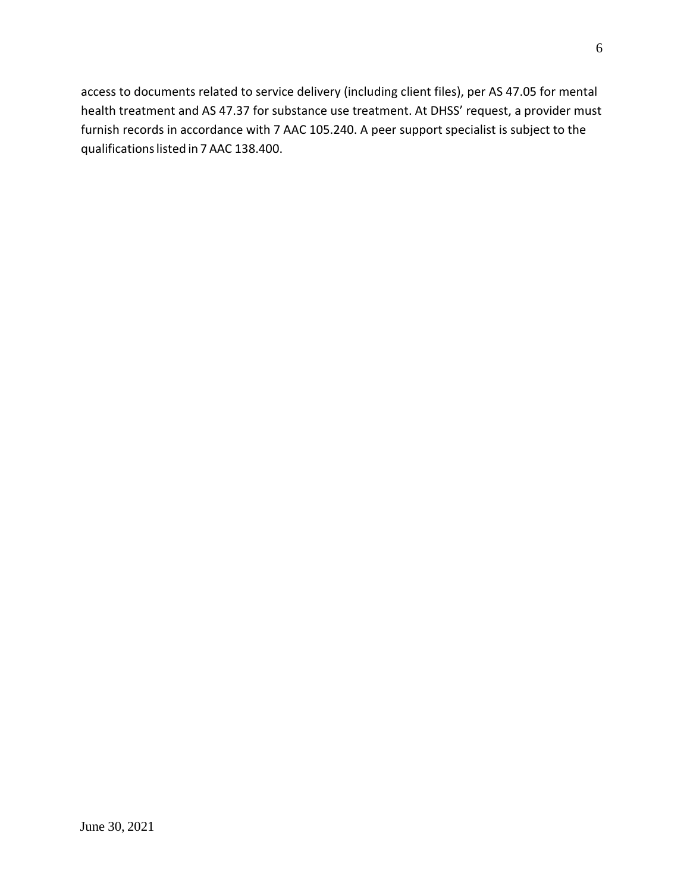access to documents related to service delivery (including client files), per AS 47.05 for mental health treatment and AS 47.37 for substance use treatment. At DHSS' request, a provider must furnish records in accordance with 7 AAC 105.240. A peer support specialist is subject to the qualifications listed in 7 AAC 138.400.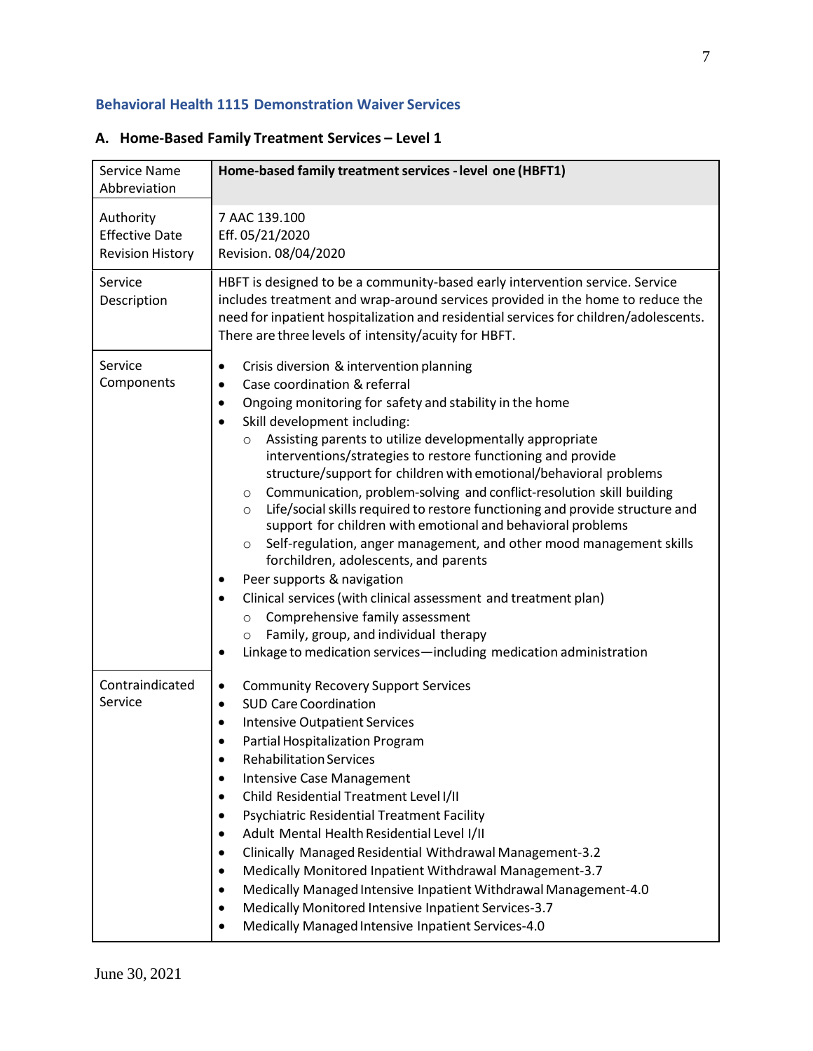## Behavioral Health 1115 Demonstration Waiver Services

### A. Home-Based Family Treatment Services – Level 1

| Service Name<br>Abbreviation | **Home-based family treatment services - level one (HBFT1)** |
|---|---|
| Authority<br>Effective Date<br>Revision History | 7 AAC 139.100<br>Eff. 05/21/2020<br>Revision. 08/04/2020 |
| Service Description | HBFT is designed to be a community-based early intervention service. Service includes treatment and wrap-around services provided in the home to reduce the need for inpatient hospitalization and residential services for children/adolescents. There are three levels of intensity/acuity for HBFT. |
| Service Components | • Crisis diversion & intervention planning<br>• Case coordination & referral<br>• Ongoing monitoring for safety and stability in the home<br>• Skill development including:<br>&nbsp;&nbsp;&nbsp;○ Assisting parents to utilize developmentally appropriate interventions/strategies to restore functioning and provide structure/support for children with emotional/behavioral problems<br>&nbsp;&nbsp;&nbsp;○ Communication, problem-solving and conflict-resolution skill building<br>&nbsp;&nbsp;&nbsp;○ Life/social skills required to restore functioning and provide structure and support for children with emotional and behavioral problems<br>&nbsp;&nbsp;&nbsp;○ Self-regulation, anger management, and other mood management skills forchildren, adolescents, and parents<br>• Peer supports & navigation<br>• Clinical services (with clinical assessment and treatment plan)<br>&nbsp;&nbsp;&nbsp;○ Comprehensive family assessment<br>&nbsp;&nbsp;&nbsp;○ Family, group, and individual therapy<br>• Linkage to medication services—including medication administration |
| Contraindicated Service | • Community Recovery Support Services<br>• SUD Care Coordination<br>• Intensive Outpatient Services<br>• Partial Hospitalization Program<br>• Rehabilitation Services<br>• Intensive Case Management<br>• Child Residential Treatment Level I/II<br>• Psychiatric Residential Treatment Facility<br>• Adult Mental Health Residential Level I/II<br>• Clinically Managed Residential Withdrawal Management-3.2<br>• Medically Monitored Inpatient Withdrawal Management-3.7<br>• Medically Managed Intensive Inpatient Withdrawal Management-4.0<br>• Medically Monitored Intensive Inpatient Services-3.7<br>• Medically Managed Intensive Inpatient Services-4.0 |

June 30, 2021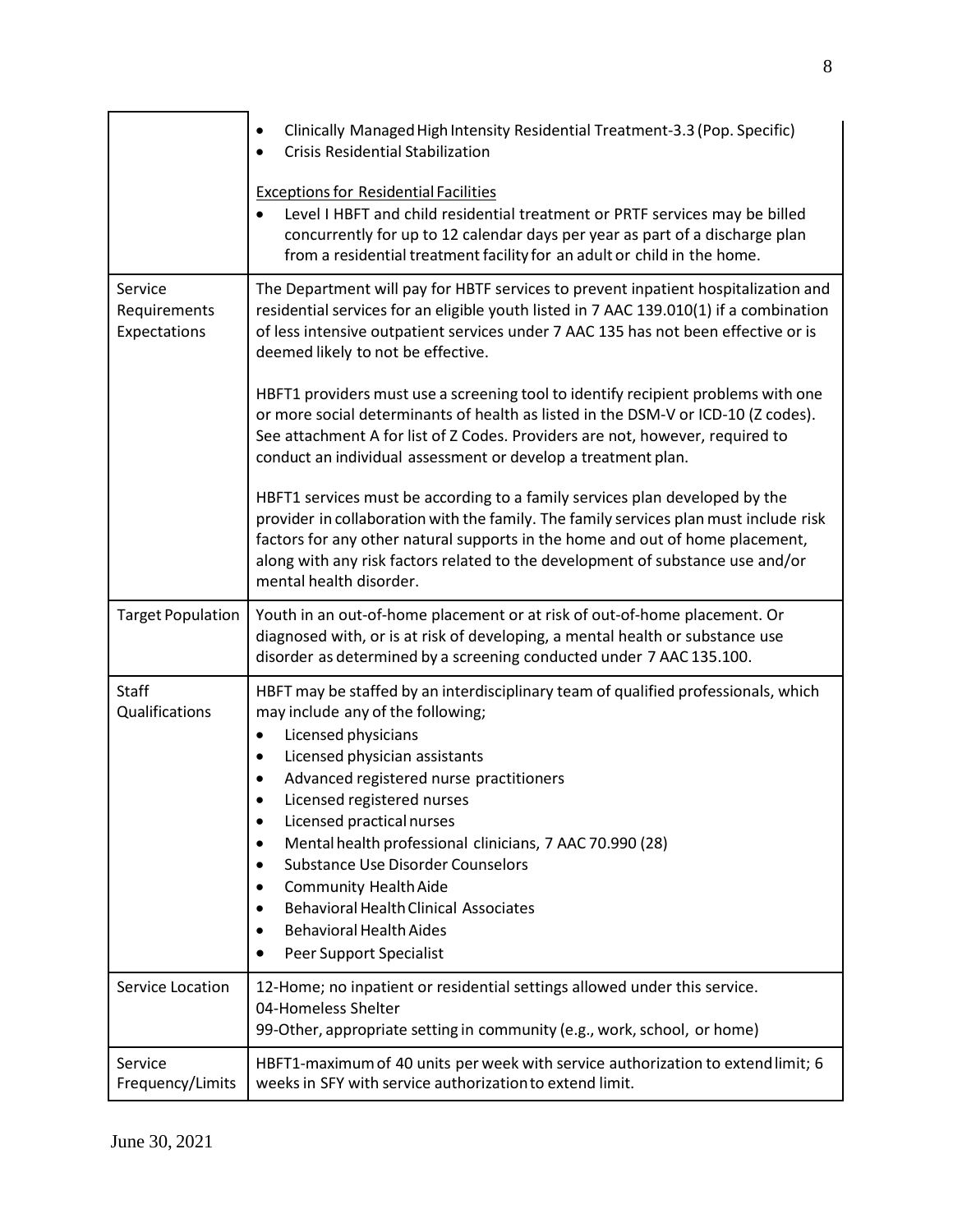| | |
|---|---|
| | • Clinically Managed High Intensity Residential Treatment-3.3 (Pop. Specific)<br>• Crisis Residential Stabilization<br><br>Exceptions for Residential Facilities<br>• Level I HBFT and child residential treatment or PRTF services may be billed concurrently for up to 12 calendar days per year as part of a discharge plan from a residential treatment facility for an adult or child in the home. |
| Service Requirements Expectations | The Department will pay for HBTF services to prevent inpatient hospitalization and residential services for an eligible youth listed in 7 AAC 139.010(1) if a combination of less intensive outpatient services under 7 AAC 135 has not been effective or is deemed likely to not be effective.<br><br>HBFT1 providers must use a screening tool to identify recipient problems with one or more social determinants of health as listed in the DSM-V or ICD-10 (Z codes). See attachment A for list of Z Codes. Providers are not, however, required to conduct an individual assessment or develop a treatment plan.<br><br>HBFT1 services must be according to a family services plan developed by the provider in collaboration with the family. The family services plan must include risk factors for any other natural supports in the home and out of home placement, along with any risk factors related to the development of substance use and/or mental health disorder. |
| Target Population | Youth in an out-of-home placement or at risk of out-of-home placement. Or diagnosed with, or is at risk of developing, a mental health or substance use disorder as determined by a screening conducted under 7 AAC 135.100. |
| Staff Qualifications | HBFT may be staffed by an interdisciplinary team of qualified professionals, which may include any of the following;<br>• Licensed physicians<br>• Licensed physician assistants<br>• Advanced registered nurse practitioners<br>• Licensed registered nurses<br>• Licensed practical nurses<br>• Mental health professional clinicians, 7 AAC 70.990 (28)<br>• Substance Use Disorder Counselors<br>• Community Health Aide<br>• Behavioral Health Clinical Associates<br>• Behavioral Health Aides<br>• Peer Support Specialist |
| Service Location | 12-Home; no inpatient or residential settings allowed under this service.<br>04-Homeless Shelter<br>99-Other, appropriate setting in community (e.g., work, school, or home) |
| Service Frequency/Limits | HBFT1-maximum of 40 units per week with service authorization to extend limit; 6 weeks in SFY with service authorization to extend limit. |

June 30, 2021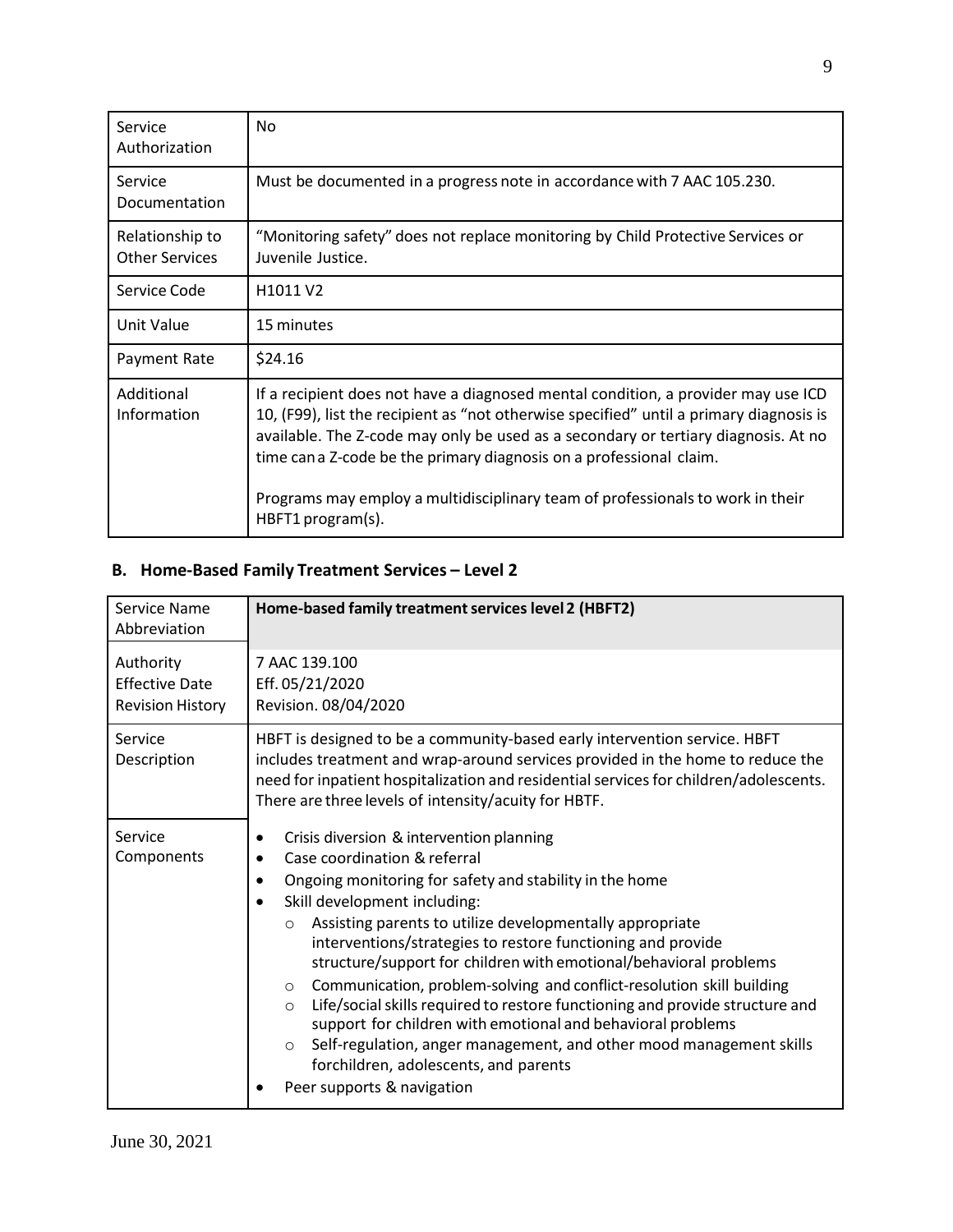| Service Authorization | No |
|---|---|
| Service Documentation | Must be documented in a progress note in accordance with 7 AAC 105.230. |
| Relationship to Other Services | "Monitoring safety" does not replace monitoring by Child Protective Services or Juvenile Justice. |
| Service Code | H1011 V2 |
| Unit Value | 15 minutes |
| Payment Rate | $24.16 |
| Additional Information | If a recipient does not have a diagnosed mental condition, a provider may use ICD 10, (F99), list the recipient as "not otherwise specified" until a primary diagnosis is available. The Z-code may only be used as a secondary or tertiary diagnosis. At no time can a Z-code be the primary diagnosis on a professional claim.<br><br>Programs may employ a multidisciplinary team of professionals to work in their HBFT1 program(s). |

## B. Home-Based Family Treatment Services – Level 2

| Service Name Abbreviation | **Home-based family treatment services level 2 (HBFT2)** |
|---|---|
| Authority<br>Effective Date<br>Revision History | 7 AAC 139.100<br>Eff. 05/21/2020<br>Revision. 08/04/2020 |
| Service Description | HBFT is designed to be a community-based early intervention service. HBFT includes treatment and wrap-around services provided in the home to reduce the need for inpatient hospitalization and residential services for children/adolescents. There are three levels of intensity/acuity for HBTF. |
| Service Components | • Crisis diversion & intervention planning<br>• Case coordination & referral<br>• Ongoing monitoring for safety and stability in the home<br>• Skill development including:<br>  ○ Assisting parents to utilize developmentally appropriate interventions/strategies to restore functioning and provide structure/support for children with emotional/behavioral problems<br>  ○ Communication, problem-solving and conflict-resolution skill building<br>  ○ Life/social skills required to restore functioning and provide structure and support for children with emotional and behavioral problems<br>  ○ Self-regulation, anger management, and other mood management skills forchildren, adolescents, and parents<br>• Peer supports & navigation |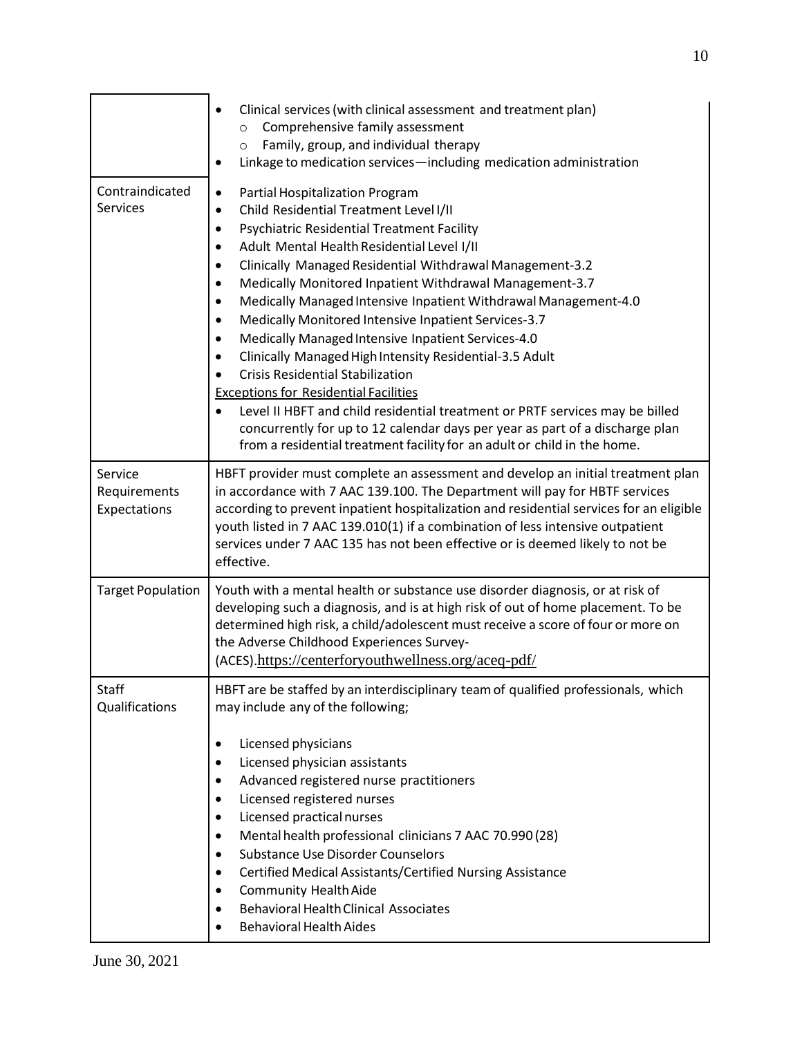| | |
|---|---|
| | • Clinical services (with clinical assessment and treatment plan)<br>  ○ Comprehensive family assessment<br>  ○ Family, group, and individual therapy<br>• Linkage to medication services—including medication administration |
| Contraindicated Services | • Partial Hospitalization Program<br>• Child Residential Treatment Level I/II<br>• Psychiatric Residential Treatment Facility<br>• Adult Mental Health Residential Level I/II<br>• Clinically Managed Residential Withdrawal Management-3.2<br>• Medically Monitored Inpatient Withdrawal Management-3.7<br>• Medically Managed Intensive Inpatient Withdrawal Management-4.0<br>• Medically Monitored Intensive Inpatient Services-3.7<br>• Medically Managed Intensive Inpatient Services-4.0<br>• Clinically Managed High Intensity Residential-3.5 Adult<br>• Crisis Residential Stabilization<br><u>Exceptions for Residential Facilities</u><br>• Level II HBFT and child residential treatment or PRTF services may be billed concurrently for up to 12 calendar days per year as part of a discharge plan from a residential treatment facility for an adult or child in the home. |
| Service Requirements Expectations | HBFT provider must complete an assessment and develop an initial treatment plan in accordance with 7 AAC 139.100. The Department will pay for HBTF services according to prevent inpatient hospitalization and residential services for an eligible youth listed in 7 AAC 139.010(1) if a combination of less intensive outpatient services under 7 AAC 135 has not been effective or is deemed likely to not be effective. |
| Target Population | Youth with a mental health or substance use disorder diagnosis, or at risk of developing such a diagnosis, and is at high risk of out of home placement. To be determined high risk, a child/adolescent must receive a score of four or more on the Adverse Childhood Experiences Survey-(ACES).https://centerforyouthwellness.org/aceq-pdf/ |
| Staff Qualifications | HBFT are be staffed by an interdisciplinary team of qualified professionals, which may include any of the following;<br><br>• Licensed physicians<br>• Licensed physician assistants<br>• Advanced registered nurse practitioners<br>• Licensed registered nurses<br>• Licensed practical nurses<br>• Mental health professional clinicians 7 AAC 70.990 (28)<br>• Substance Use Disorder Counselors<br>• Certified Medical Assistants/Certified Nursing Assistance<br>• Community Health Aide<br>• Behavioral Health Clinical Associates<br>• Behavioral Health Aides |

June 30, 2021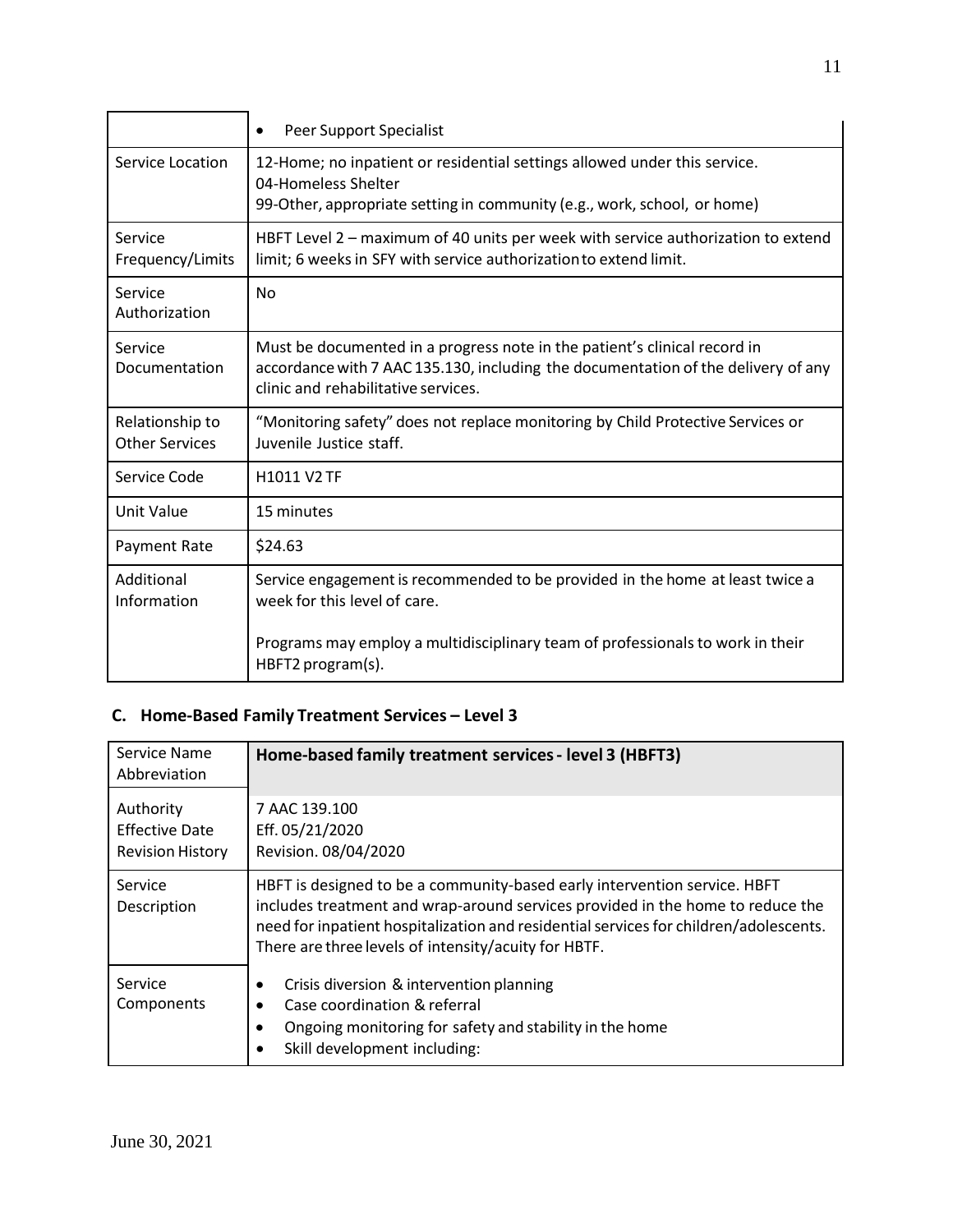| | |
|---|---|
| | • Peer Support Specialist |
| Service Location | 12-Home; no inpatient or residential settings allowed under this service.<br>04-Homeless Shelter<br>99-Other, appropriate setting in community (e.g., work, school, or home) |
| Service Frequency/Limits | HBFT Level 2 – maximum of 40 units per week with service authorization to extend limit; 6 weeks in SFY with service authorization to extend limit. |
| Service Authorization | No |
| Service Documentation | Must be documented in a progress note in the patient's clinical record in accordance with 7 AAC 135.130, including the documentation of the delivery of any clinic and rehabilitative services. |
| Relationship to Other Services | "Monitoring safety" does not replace monitoring by Child Protective Services or Juvenile Justice staff. |
| Service Code | H1011 V2 TF |
| Unit Value | 15 minutes |
| Payment Rate | $24.63 |
| Additional Information | Service engagement is recommended to be provided in the home at least twice a week for this level of care.<br><br>Programs may employ a multidisciplinary team of professionals to work in their HBFT2 program(s). |

### C. Home-Based Family Treatment Services – Level 3

| Service Name Abbreviation | **Home-based family treatment services - level 3 (HBFT3)** |
|---|---|
| Authority<br>Effective Date<br>Revision History | 7 AAC 139.100<br>Eff. 05/21/2020<br>Revision. 08/04/2020 |
| Service Description | HBFT is designed to be a community-based early intervention service. HBFT includes treatment and wrap-around services provided in the home to reduce the need for inpatient hospitalization and residential services for children/adolescents. There are three levels of intensity/acuity for HBTF. |
| Service Components | • Crisis diversion & intervention planning<br>• Case coordination & referral<br>• Ongoing monitoring for safety and stability in the home<br>• Skill development including: |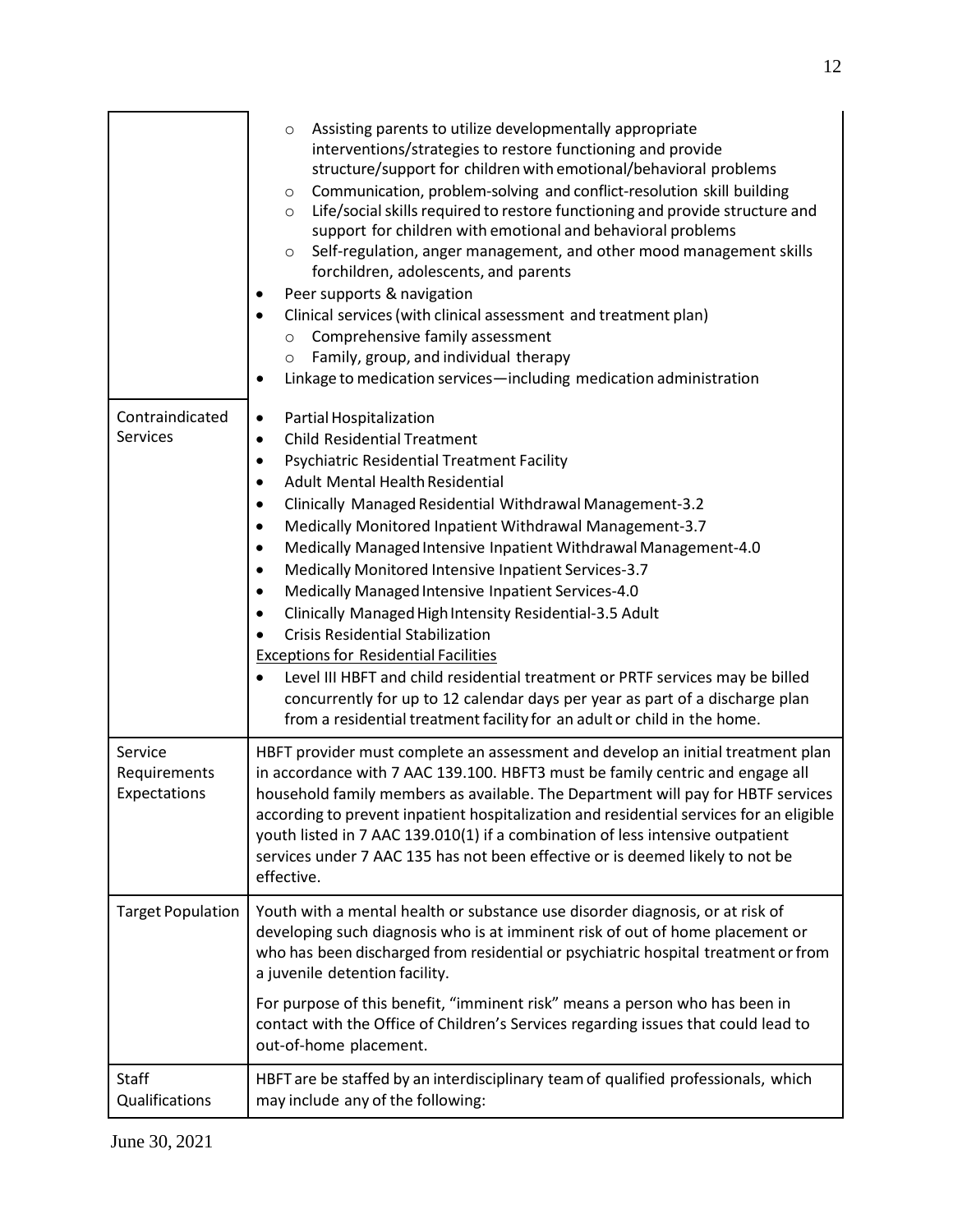| | |
|---|---|
| | ○ Assisting parents to utilize developmentally appropriate interventions/strategies to restore functioning and provide structure/support for children with emotional/behavioral problems<br>○ Communication, problem-solving and conflict-resolution skill building<br>○ Life/social skills required to restore functioning and provide structure and support for children with emotional and behavioral problems<br>○ Self-regulation, anger management, and other mood management skills forchildren, adolescents, and parents<br>• Peer supports & navigation<br>• Clinical services (with clinical assessment and treatment plan)<br>○ Comprehensive family assessment<br>○ Family, group, and individual therapy<br>• Linkage to medication services—including medication administration |
| Contraindicated Services | • Partial Hospitalization<br>• Child Residential Treatment<br>• Psychiatric Residential Treatment Facility<br>• Adult Mental Health Residential<br>• Clinically Managed Residential Withdrawal Management-3.2<br>• Medically Monitored Inpatient Withdrawal Management-3.7<br>• Medically Managed Intensive Inpatient Withdrawal Management-4.0<br>• Medically Monitored Intensive Inpatient Services-3.7<br>• Medically Managed Intensive Inpatient Services-4.0<br>• Clinically Managed High Intensity Residential-3.5 Adult<br>• Crisis Residential Stabilization<br><u>Exceptions for Residential Facilities</u><br>• Level III HBFT and child residential treatment or PRTF services may be billed concurrently for up to 12 calendar days per year as part of a discharge plan from a residential treatment facility for an adult or child in the home. |
| Service Requirements Expectations | HBFT provider must complete an assessment and develop an initial treatment plan in accordance with 7 AAC 139.100. HBFT3 must be family centric and engage all household family members as available. The Department will pay for HBTF services according to prevent inpatient hospitalization and residential services for an eligible youth listed in 7 AAC 139.010(1) if a combination of less intensive outpatient services under 7 AAC 135 has not been effective or is deemed likely to not be effective. |
| Target Population | Youth with a mental health or substance use disorder diagnosis, or at risk of developing such diagnosis who is at imminent risk of out of home placement or who has been discharged from residential or psychiatric hospital treatment or from a juvenile detention facility.<br><br>For purpose of this benefit, "imminent risk" means a person who has been in contact with the Office of Children's Services regarding issues that could lead to out-of-home placement. |
| Staff Qualifications | HBFT are be staffed by an interdisciplinary team of qualified professionals, which may include any of the following: |

June 30, 2021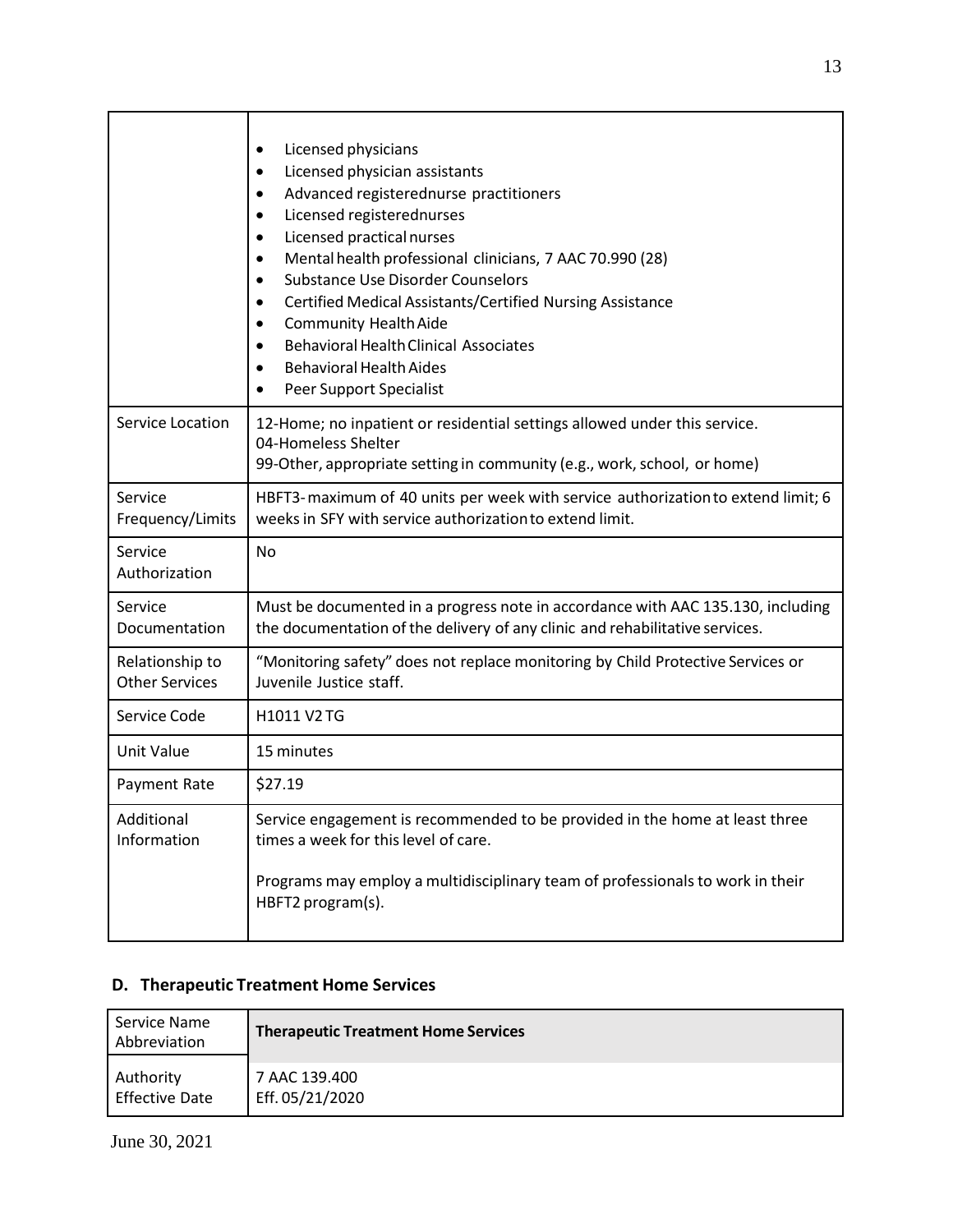| | |
|---|---|
| | • Licensed physicians<br>• Licensed physician assistants<br>• Advanced registerednurse practitioners<br>• Licensed registerednurses<br>• Licensed practical nurses<br>• Mental health professional clinicians, 7 AAC 70.990 (28)<br>• Substance Use Disorder Counselors<br>• Certified Medical Assistants/Certified Nursing Assistance<br>• Community Health Aide<br>• Behavioral Health Clinical Associates<br>• Behavioral Health Aides<br>• Peer Support Specialist |
| Service Location | 12-Home; no inpatient or residential settings allowed under this service.<br>04-Homeless Shelter<br>99-Other, appropriate setting in community (e.g., work, school, or home) |
| Service Frequency/Limits | HBFT3- maximum of 40 units per week with service authorization to extend limit; 6 weeks in SFY with service authorization to extend limit. |
| Service Authorization | No |
| Service Documentation | Must be documented in a progress note in accordance with AAC 135.130, including the documentation of the delivery of any clinic and rehabilitative services. |
| Relationship to Other Services | "Monitoring safety" does not replace monitoring by Child Protective Services or Juvenile Justice staff. |
| Service Code | H1011 V2 TG |
| Unit Value | 15 minutes |
| Payment Rate | $27.19 |
| Additional Information | Service engagement is recommended to be provided in the home at least three times a week for this level of care.<br><br>Programs may employ a multidisciplinary team of professionals to work in their HBFT2 program(s). |

## D. Therapeutic Treatment Home Services

| Service Name Abbreviation | **Therapeutic Treatment Home Services** |
|---|---|
| Authority<br>Effective Date | 7 AAC 139.400<br>Eff. 05/21/2020 |

June 30, 2021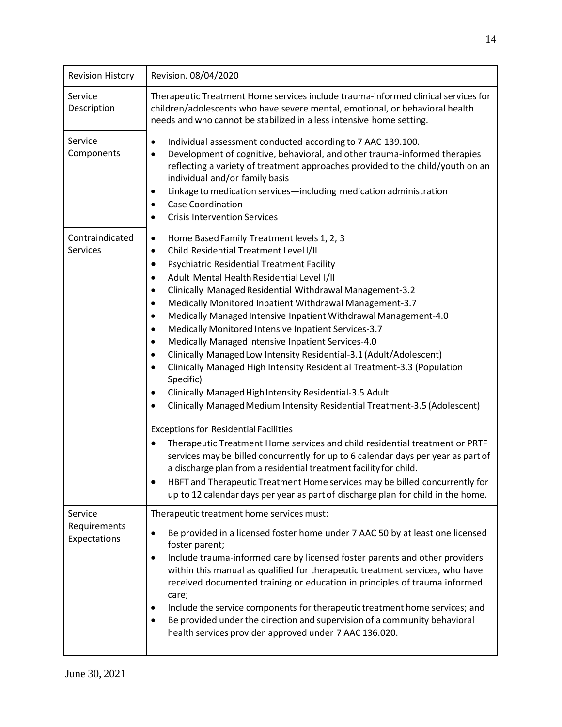| Revision History | Revision. 08/04/2020 |
|---|---|
| Service Description | Therapeutic Treatment Home services include trauma-informed clinical services for children/adolescents who have severe mental, emotional, or behavioral health needs and who cannot be stabilized in a less intensive home setting. |
| Service Components | • Individual assessment conducted according to 7 AAC 139.100.<br>• Development of cognitive, behavioral, and other trauma-informed therapies reflecting a variety of treatment approaches provided to the child/youth on an individual and/or family basis<br>• Linkage to medication services—including medication administration<br>• Case Coordination<br>• Crisis Intervention Services |
| Contraindicated Services | • Home Based Family Treatment levels 1, 2, 3<br>• Child Residential Treatment Level I/II<br>• Psychiatric Residential Treatment Facility<br>• Adult Mental Health Residential Level I/II<br>• Clinically Managed Residential Withdrawal Management-3.2<br>• Medically Monitored Inpatient Withdrawal Management-3.7<br>• Medically Managed Intensive Inpatient Withdrawal Management-4.0<br>• Medically Monitored Intensive Inpatient Services-3.7<br>• Medically Managed Intensive Inpatient Services-4.0<br>• Clinically Managed Low Intensity Residential-3.1 (Adult/Adolescent)<br>• Clinically Managed High Intensity Residential Treatment-3.3 (Population Specific)<br>• Clinically Managed High Intensity Residential-3.5 Adult<br>• Clinically Managed Medium Intensity Residential Treatment-3.5 (Adolescent)<br><br>Exceptions for Residential Facilities<br>• Therapeutic Treatment Home services and child residential treatment or PRTF services may be billed concurrently for up to 6 calendar days per year as part of a discharge plan from a residential treatment facility for child.<br>• HBFT and Therapeutic Treatment Home services may be billed concurrently for up to 12 calendar days per year as part of discharge plan for child in the home. |
| Service Requirements Expectations | Therapeutic treatment home services must:<br>• Be provided in a licensed foster home under 7 AAC 50 by at least one licensed foster parent;<br>• Include trauma-informed care by licensed foster parents and other providers within this manual as qualified for therapeutic treatment services, who have received documented training or education in principles of trauma informed care;<br>• Include the service components for therapeutic treatment home services; and<br>• Be provided under the direction and supervision of a community behavioral health services provider approved under 7 AAC 136.020. |

June 30, 2021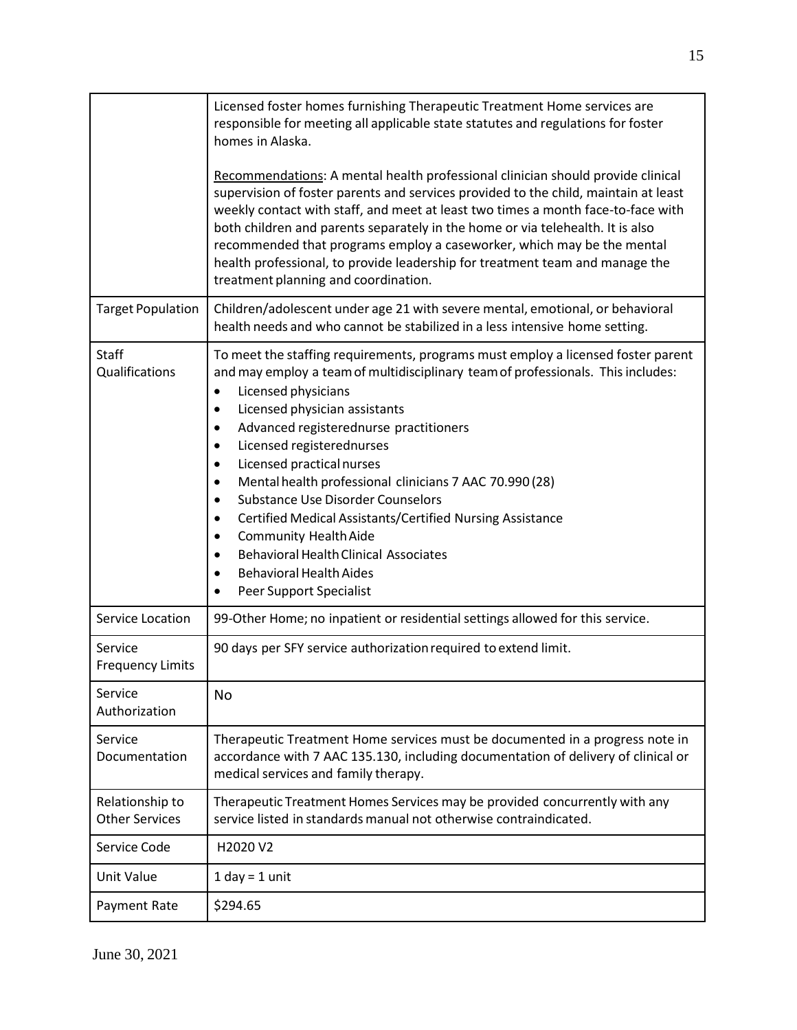| | |
|---|---|
| | Licensed foster homes furnishing Therapeutic Treatment Home services are responsible for meeting all applicable state statutes and regulations for foster homes in Alaska.<br><br><u>Recommendations</u>: A mental health professional clinician should provide clinical supervision of foster parents and services provided to the child, maintain at least weekly contact with staff, and meet at least two times a month face-to-face with both children and parents separately in the home or via telehealth. It is also recommended that programs employ a caseworker, which may be the mental health professional, to provide leadership for treatment team and manage the treatment planning and coordination. |
| Target Population | Children/adolescent under age 21 with severe mental, emotional, or behavioral health needs and who cannot be stabilized in a less intensive home setting. |
| Staff Qualifications | To meet the staffing requirements, programs must employ a licensed foster parent and may employ a team of multidisciplinary team of professionals. This includes:<br>• Licensed physicians<br>• Licensed physician assistants<br>• Advanced registerednurse practitioners<br>• Licensed registerednurses<br>• Licensed practical nurses<br>• Mental health professional clinicians 7 AAC 70.990 (28)<br>• Substance Use Disorder Counselors<br>• Certified Medical Assistants/Certified Nursing Assistance<br>• Community Health Aide<br>• Behavioral Health Clinical Associates<br>• Behavioral Health Aides<br>• Peer Support Specialist |
| Service Location | 99-Other Home; no inpatient or residential settings allowed for this service. |
| Service Frequency Limits | 90 days per SFY service authorization required to extend limit. |
| Service Authorization | No |
| Service Documentation | Therapeutic Treatment Home services must be documented in a progress note in accordance with 7 AAC 135.130, including documentation of delivery of clinical or medical services and family therapy. |
| Relationship to Other Services | Therapeutic Treatment Homes Services may be provided concurrently with any service listed in standards manual not otherwise contraindicated. |
| Service Code | H2020 V2 |
| Unit Value | 1 day = 1 unit |
| Payment Rate | $294.65 |

June 30, 2021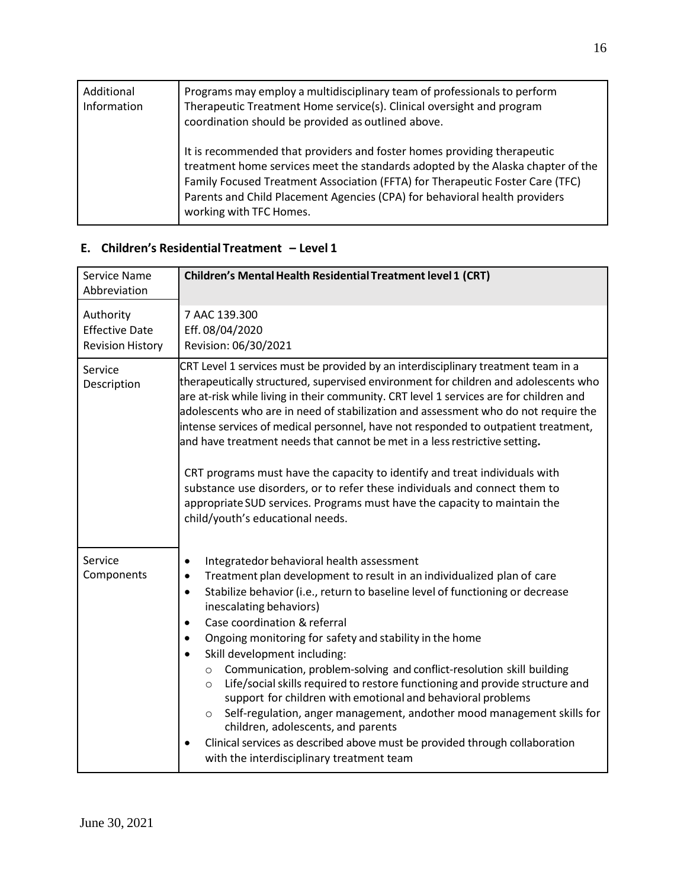| Additional Information | Programs may employ a multidisciplinary team of professionals to perform Therapeutic Treatment Home service(s). Clinical oversight and program coordination should be provided as outlined above.<br><br>It is recommended that providers and foster homes providing therapeutic treatment home services meet the standards adopted by the Alaska chapter of the Family Focused Treatment Association (FFTA) for Therapeutic Foster Care (TFC) Parents and Child Placement Agencies (CPA) for behavioral health providers working with TFC Homes. |
|---|---|

## E. Children's Residential Treatment – Level 1

| Service Name Abbreviation | **Children's Mental Health Residential Treatment level 1 (CRT)** |
|---|---|
| Authority<br>Effective Date<br>Revision History | 7 AAC 139.300<br>Eff. 08/04/2020<br>Revision: 06/30/2021 |
| Service Description | CRT Level 1 services must be provided by an interdisciplinary treatment team in a therapeutically structured, supervised environment for children and adolescents who are at-risk while living in their community. CRT level 1 services are for children and adolescents who are in need of stabilization and assessment who do not require the intense services of medical personnel, have not responded to outpatient treatment, and have treatment needs that cannot be met in a less restrictive setting.<br><br>CRT programs must have the capacity to identify and treat individuals with substance use disorders, or to refer these individuals and connect them to appropriate SUD services. Programs must have the capacity to maintain the child/youth's educational needs. |
| Service Components | • Integratedor behavioral health assessment<br>• Treatment plan development to result in an individualized plan of care<br>• Stabilize behavior (i.e., return to baseline level of functioning or decrease inescalating behaviors)<br>• Case coordination & referral<br>• Ongoing monitoring for safety and stability in the home<br>• Skill development including:<br>&nbsp;&nbsp;&nbsp;&nbsp;○ Communication, problem-solving and conflict-resolution skill building<br>&nbsp;&nbsp;&nbsp;&nbsp;○ Life/social skills required to restore functioning and provide structure and support for children with emotional and behavioral problems<br>&nbsp;&nbsp;&nbsp;&nbsp;○ Self-regulation, anger management, andother mood management skills for children, adolescents, and parents<br>• Clinical services as described above must be provided through collaboration with the interdisciplinary treatment team |

June 30, 2021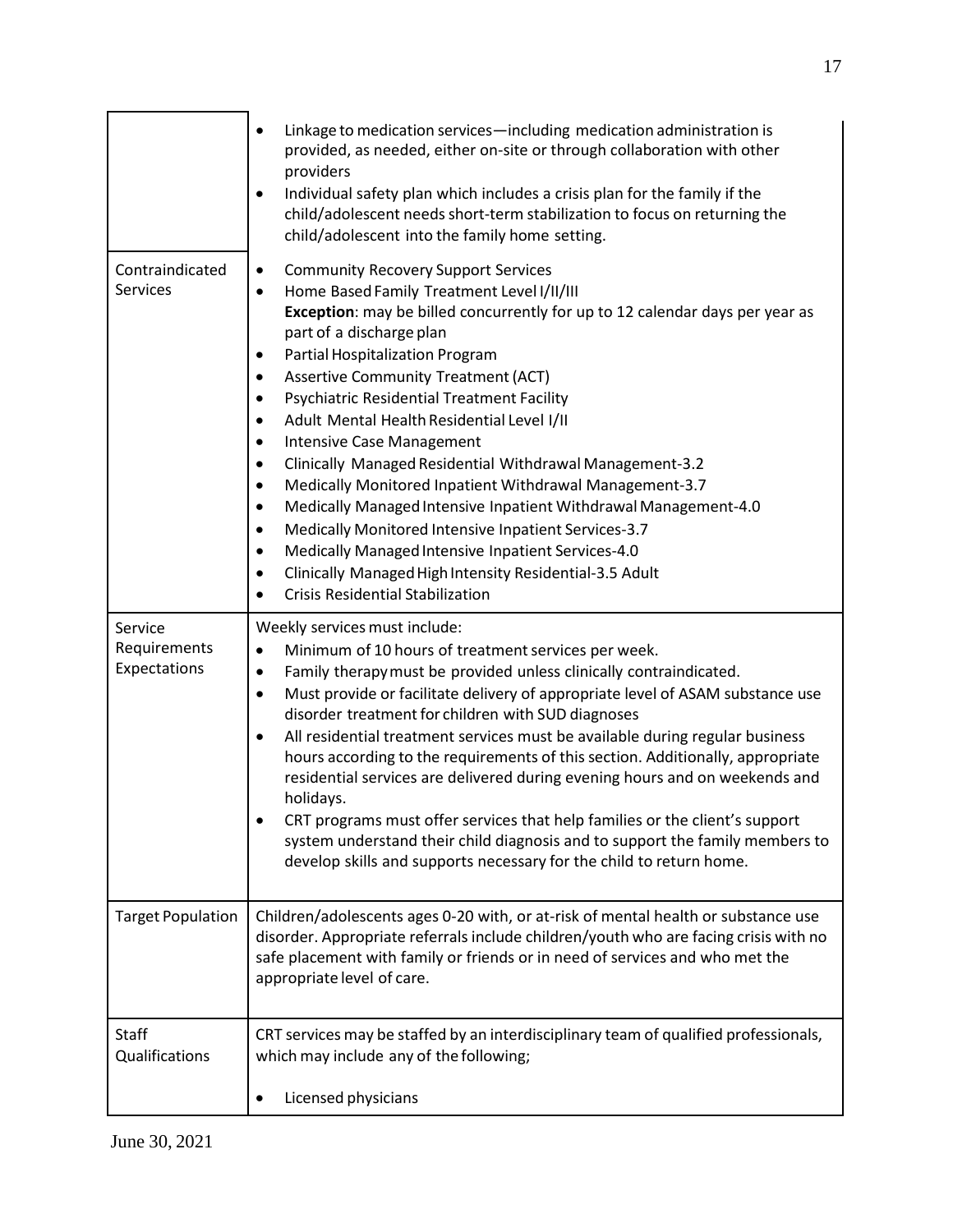| | |
|---|---|
| | • Linkage to medication services—including medication administration is provided, as needed, either on-site or through collaboration with other providers<br>• Individual safety plan which includes a crisis plan for the family if the child/adolescent needs short-term stabilization to focus on returning the child/adolescent into the family home setting. |
| Contraindicated Services | • Community Recovery Support Services<br>• Home Based Family Treatment Level I/II/III<br>**Exception**: may be billed concurrently for up to 12 calendar days per year as part of a discharge plan<br>• Partial Hospitalization Program<br>• Assertive Community Treatment (ACT)<br>• Psychiatric Residential Treatment Facility<br>• Adult Mental Health Residential Level I/II<br>• Intensive Case Management<br>• Clinically Managed Residential Withdrawal Management-3.2<br>• Medically Monitored Inpatient Withdrawal Management-3.7<br>• Medically Managed Intensive Inpatient Withdrawal Management-4.0<br>• Medically Monitored Intensive Inpatient Services-3.7<br>• Medically Managed Intensive Inpatient Services-4.0<br>• Clinically Managed High Intensity Residential-3.5 Adult<br>• Crisis Residential Stabilization |
| Service Requirements Expectations | Weekly services must include:<br>• Minimum of 10 hours of treatment services per week.<br>• Family therapy must be provided unless clinically contraindicated.<br>• Must provide or facilitate delivery of appropriate level of ASAM substance use disorder treatment for children with SUD diagnoses<br>• All residential treatment services must be available during regular business hours according to the requirements of this section. Additionally, appropriate residential services are delivered during evening hours and on weekends and holidays.<br>• CRT programs must offer services that help families or the client's support system understand their child diagnosis and to support the family members to develop skills and supports necessary for the child to return home. |
| Target Population | Children/adolescents ages 0-20 with, or at-risk of mental health or substance use disorder. Appropriate referrals include children/youth who are facing crisis with no safe placement with family or friends or in need of services and who met the appropriate level of care. |
| Staff Qualifications | CRT services may be staffed by an interdisciplinary team of qualified professionals, which may include any of the following;<br><br>• Licensed physicians |

June 30, 2021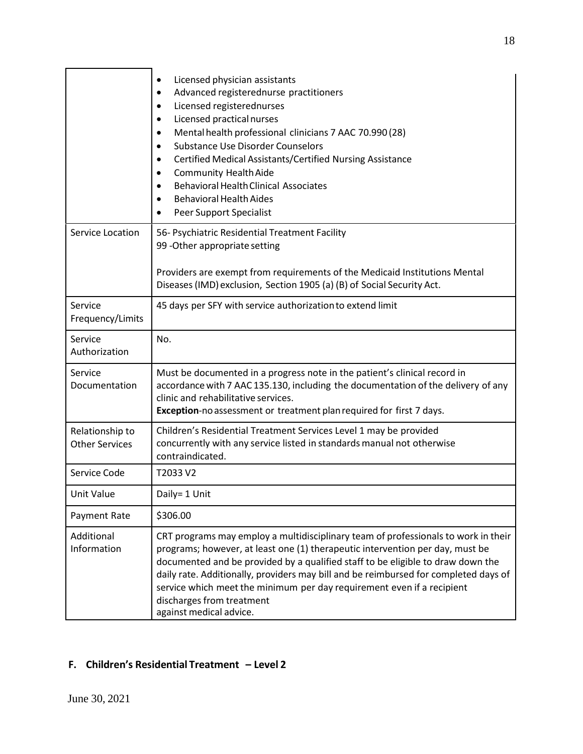| | |
|---|---|
| | • Licensed physician assistants<br>• Advanced registerednurse practitioners<br>• Licensed registerednurses<br>• Licensed practical nurses<br>• Mental health professional clinicians 7 AAC 70.990 (28)<br>• Substance Use Disorder Counselors<br>• Certified Medical Assistants/Certified Nursing Assistance<br>• Community Health Aide<br>• Behavioral Health Clinical Associates<br>• Behavioral Health Aides<br>• Peer Support Specialist |
| Service Location | 56- Psychiatric Residential Treatment Facility<br>99 -Other appropriate setting<br><br>Providers are exempt from requirements of the Medicaid Institutions Mental Diseases (IMD) exclusion, Section 1905 (a) (B) of Social Security Act. |
| Service Frequency/Limits | 45 days per SFY with service authorization to extend limit |
| Service Authorization | No. |
| Service Documentation | Must be documented in a progress note in the patient's clinical record in accordance with 7 AAC 135.130, including the documentation of the delivery of any clinic and rehabilitative services.<br>**Exception**-no assessment or treatment plan required for first 7 days. |
| Relationship to Other Services | Children's Residential Treatment Services Level 1 may be provided concurrently with any service listed in standards manual not otherwise contraindicated. |
| Service Code | T2033 V2 |
| Unit Value | Daily= 1 Unit |
| Payment Rate | $306.00 |
| Additional Information | CRT programs may employ a multidisciplinary team of professionals to work in their programs; however, at least one (1) therapeutic intervention per day, must be documented and be provided by a qualified staff to be eligible to draw down the daily rate. Additionally, providers may bill and be reimbursed for completed days of service which meet the minimum per day requirement even if a recipient discharges from treatment against medical advice. |

## F. Children's Residential Treatment – Level 2

June 30, 2021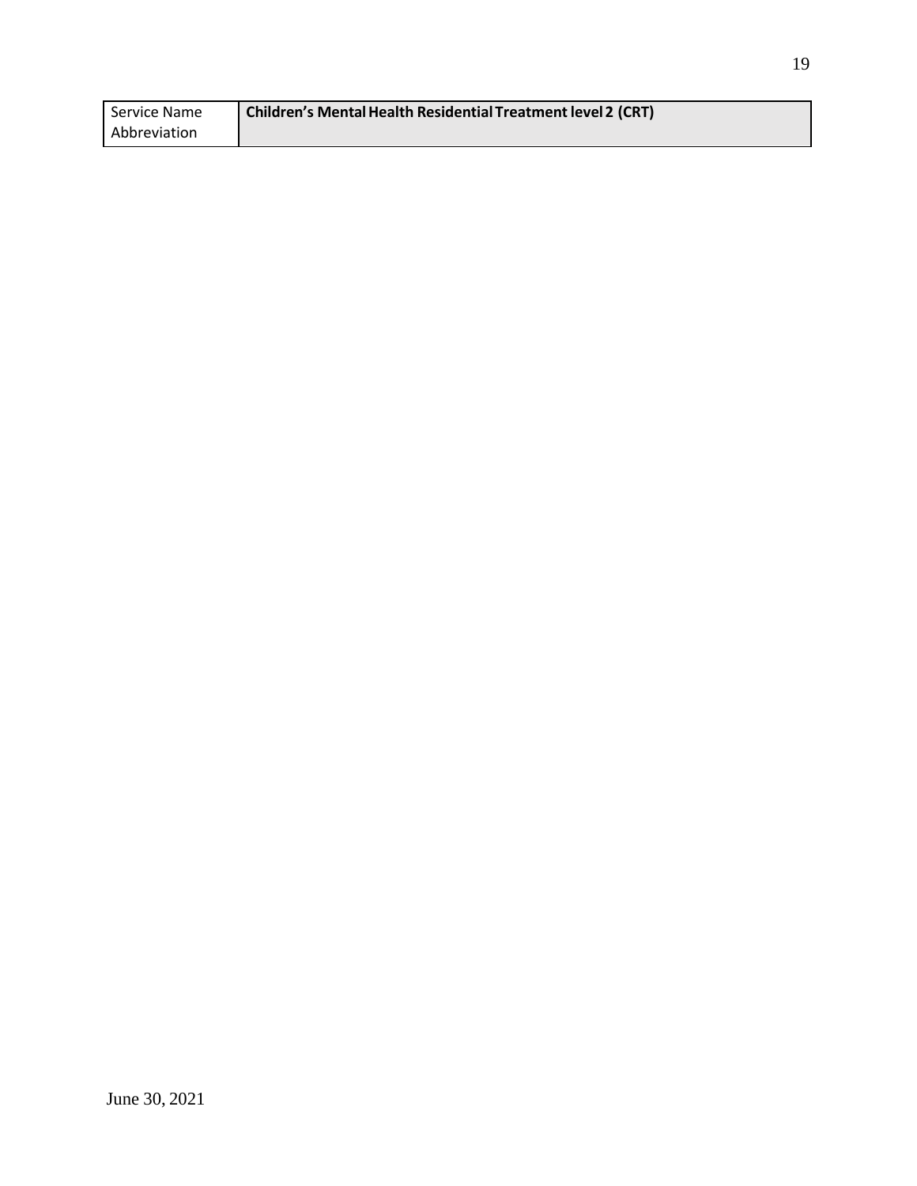| Service Name Abbreviation | **Children's Mental Health Residential Treatment level 2 (CRT)** |
|---|---|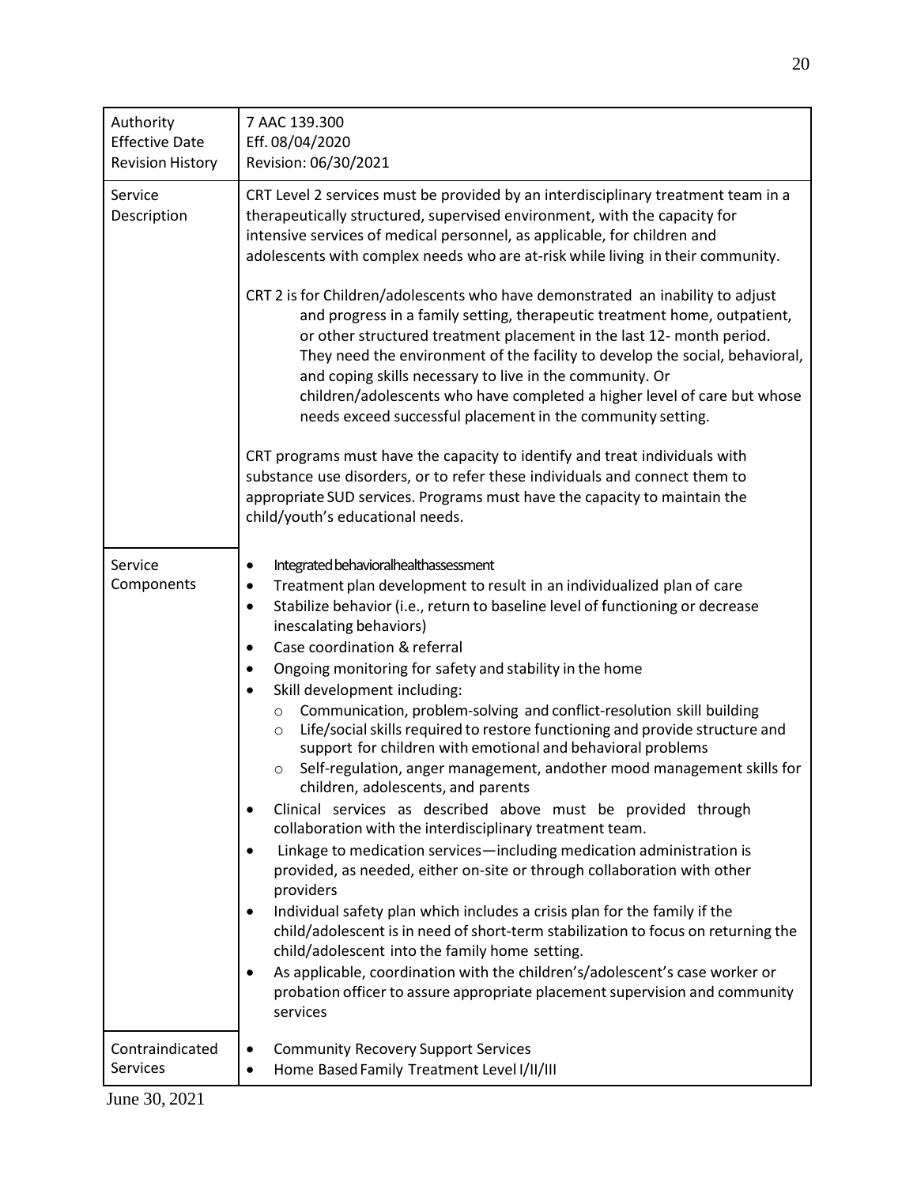| | |
|---|---|
| Authority<br>Effective Date<br>Revision History | 7 AAC 139.300<br>Eff. 08/04/2020<br>Revision: 06/30/2021 |
| Service Description | CRT Level 2 services must be provided by an interdisciplinary treatment team in a therapeutically structured, supervised environment, with the capacity for intensive services of medical personnel, as applicable, for children and adolescents with complex needs who are at-risk while living in their community.<br><br>CRT 2 is for Children/adolescents who have demonstrated an inability to adjust and progress in a family setting, therapeutic treatment home, outpatient, or other structured treatment placement in the last 12- month period. They need the environment of the facility to develop the social, behavioral, and coping skills necessary to live in the community. Or children/adolescents who have completed a higher level of care but whose needs exceed successful placement in the community setting.<br><br>CRT programs must have the capacity to identify and treat individuals with substance use disorders, or to refer these individuals and connect them to appropriate SUD services. Programs must have the capacity to maintain the child/youth's educational needs. |
| Service Components | • Integrated behavioral health assessment<br>• Treatment plan development to result in an individualized plan of care<br>• Stabilize behavior (i.e., return to baseline level of functioning or decrease inescalating behaviors)<br>• Case coordination & referral<br>• Ongoing monitoring for safety and stability in the home<br>• Skill development including:<br>&nbsp;&nbsp;&nbsp;&nbsp;○ Communication, problem-solving and conflict-resolution skill building<br>&nbsp;&nbsp;&nbsp;&nbsp;○ Life/social skills required to restore functioning and provide structure and support for children with emotional and behavioral problems<br>&nbsp;&nbsp;&nbsp;&nbsp;○ Self-regulation, anger management, andother mood management skills for children, adolescents, and parents<br>• Clinical services as described above must be provided through collaboration with the interdisciplinary treatment team.<br>• Linkage to medication services—including medication administration is provided, as needed, either on-site or through collaboration with other providers<br>• Individual safety plan which includes a crisis plan for the family if the child/adolescent is in need of short-term stabilization to focus on returning the child/adolescent into the family home setting.<br>• As applicable, coordination with the children's/adolescent's case worker or probation officer to assure appropriate placement supervision and community services |
| Contraindicated Services | • Community Recovery Support Services<br>• Home Based Family Treatment Level I/II/III |

June 30, 2021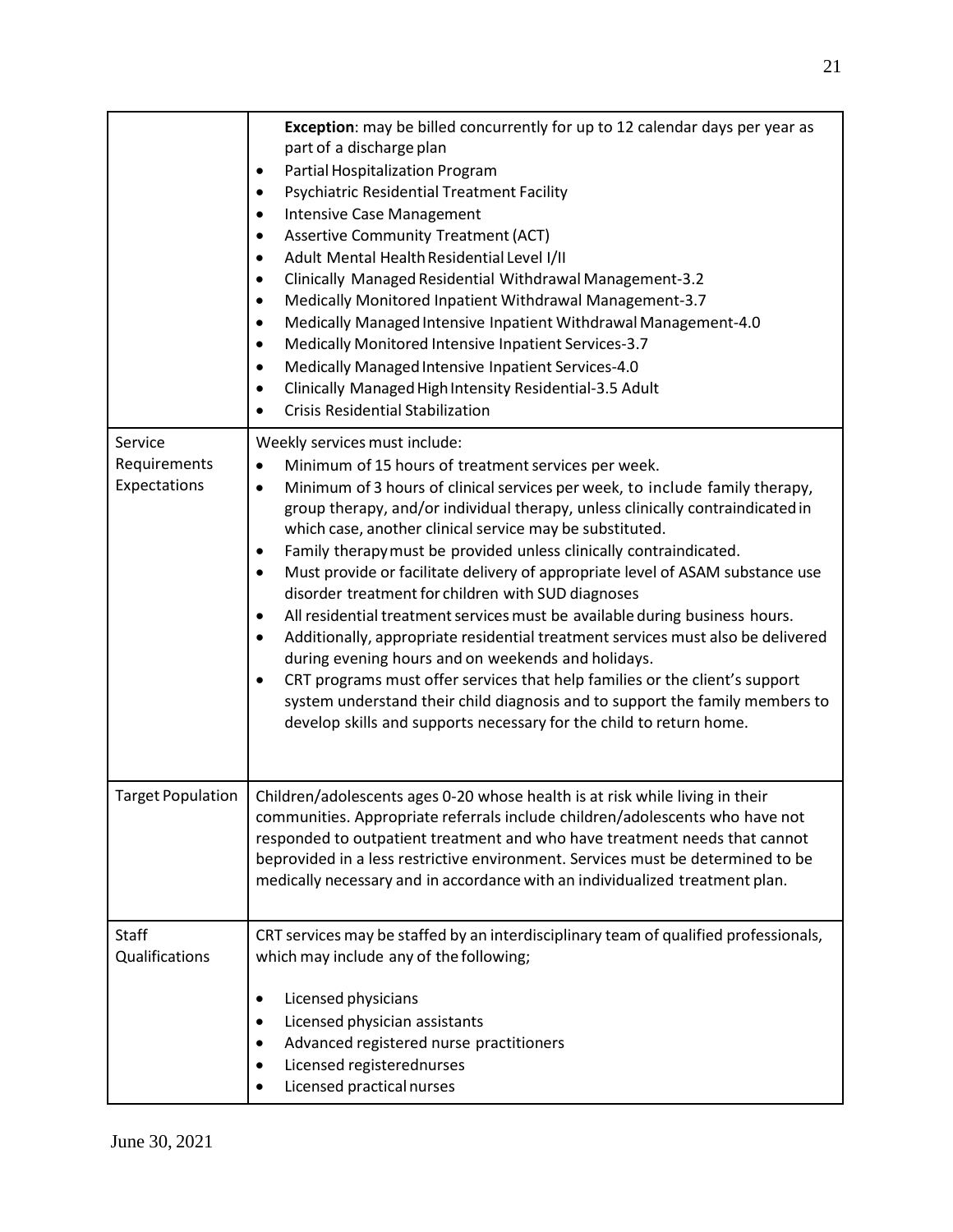| | |
|---|---|
| | **Exception**: may be billed concurrently for up to 12 calendar days per year as part of a discharge plan<br>• Partial Hospitalization Program<br>• Psychiatric Residential Treatment Facility<br>• Intensive Case Management<br>• Assertive Community Treatment (ACT)<br>• Adult Mental Health Residential Level I/II<br>• Clinically Managed Residential Withdrawal Management-3.2<br>• Medically Monitored Inpatient Withdrawal Management-3.7<br>• Medically Managed Intensive Inpatient Withdrawal Management-4.0<br>• Medically Monitored Intensive Inpatient Services-3.7<br>• Medically Managed Intensive Inpatient Services-4.0<br>• Clinically Managed High Intensity Residential-3.5 Adult<br>• Crisis Residential Stabilization |
| Service Requirements Expectations | Weekly services must include:<br>• Minimum of 15 hours of treatment services per week.<br>• Minimum of 3 hours of clinical services per week, to include family therapy, group therapy, and/or individual therapy, unless clinically contraindicated in which case, another clinical service may be substituted.<br>• Family therapy must be provided unless clinically contraindicated.<br>• Must provide or facilitate delivery of appropriate level of ASAM substance use disorder treatment for children with SUD diagnoses<br>• All residential treatment services must be available during business hours.<br>• Additionally, appropriate residential treatment services must also be delivered during evening hours and on weekends and holidays.<br>• CRT programs must offer services that help families or the client's support system understand their child diagnosis and to support the family members to develop skills and supports necessary for the child to return home. |
| Target Population | Children/adolescents ages 0-20 whose health is at risk while living in their communities. Appropriate referrals include children/adolescents who have not responded to outpatient treatment and who have treatment needs that cannot beprovided in a less restrictive environment. Services must be determined to be medically necessary and in accordance with an individualized treatment plan. |
| Staff Qualifications | CRT services may be staffed by an interdisciplinary team of qualified professionals, which may include any of the following;<br>• Licensed physicians<br>• Licensed physician assistants<br>• Advanced registered nurse practitioners<br>• Licensed registerednurses<br>• Licensed practical nurses |

June 30, 2021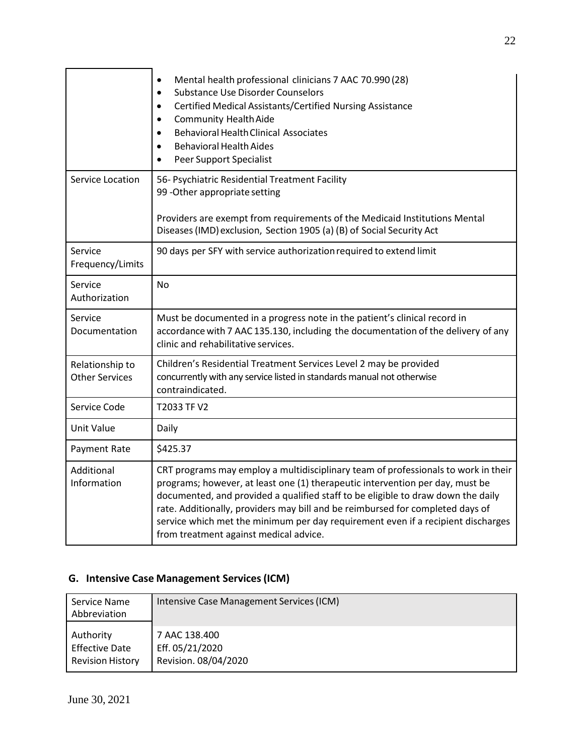| | |
|---|---|
| | • Mental health professional clinicians 7 AAC 70.990 (28)<br>• Substance Use Disorder Counselors<br>• Certified Medical Assistants/Certified Nursing Assistance<br>• Community Health Aide<br>• Behavioral Health Clinical Associates<br>• Behavioral Health Aides<br>• Peer Support Specialist |
| Service Location | 56- Psychiatric Residential Treatment Facility<br>99 -Other appropriate setting<br><br>Providers are exempt from requirements of the Medicaid Institutions Mental Diseases (IMD) exclusion, Section 1905 (a) (B) of Social Security Act |
| Service Frequency/Limits | 90 days per SFY with service authorization required to extend limit |
| Service Authorization | No |
| Service Documentation | Must be documented in a progress note in the patient's clinical record in accordance with 7 AAC 135.130, including the documentation of the delivery of any clinic and rehabilitative services. |
| Relationship to Other Services | Children's Residential Treatment Services Level 2 may be provided concurrently with any service listed in standards manual not otherwise contraindicated. |
| Service Code | T2033 TF V2 |
| Unit Value | Daily |
| Payment Rate | $425.37 |
| Additional Information | CRT programs may employ a multidisciplinary team of professionals to work in their programs; however, at least one (1) therapeutic intervention per day, must be documented, and provided a qualified staff to be eligible to draw down the daily rate. Additionally, providers may bill and be reimbursed for completed days of service which met the minimum per day requirement even if a recipient discharges from treatment against medical advice. |

## G. Intensive Case Management Services (ICM)

| Service Name Abbreviation | Intensive Case Management Services (ICM) |
|---|---|
| Authority<br>Effective Date<br>Revision History | 7 AAC 138.400<br>Eff. 05/21/2020<br>Revision. 08/04/2020 |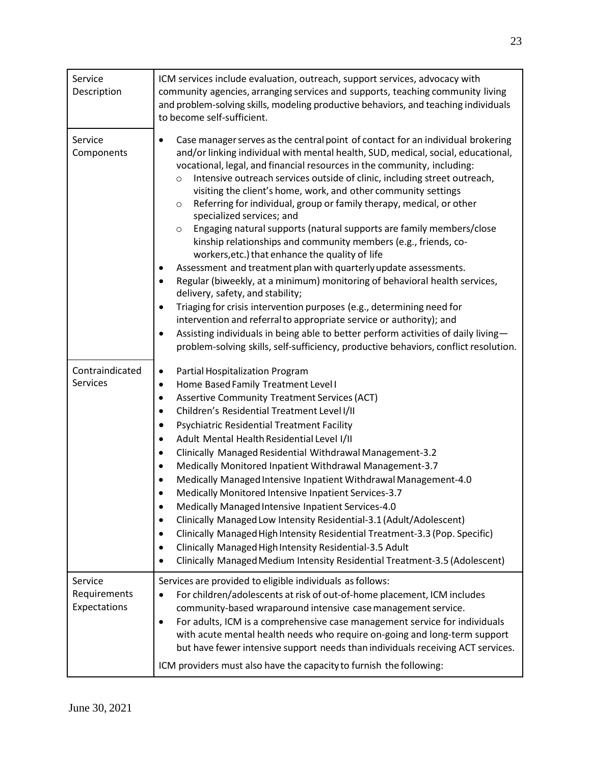| | |
|---|---|
| Service Description | ICM services include evaluation, outreach, support services, advocacy with community agencies, arranging services and supports, teaching community living and problem-solving skills, modeling productive behaviors, and teaching individuals to become self-sufficient. |
| Service Components | • Case manager serves as the central point of contact for an individual brokering and/or linking individual with mental health, SUD, medical, social, educational, vocational, legal, and financial resources in the community, including:<br>&nbsp;&nbsp;&nbsp;&nbsp;○ Intensive outreach services outside of clinic, including street outreach, visiting the client's home, work, and other community settings<br>&nbsp;&nbsp;&nbsp;&nbsp;○ Referring for individual, group or family therapy, medical, or other specialized services; and<br>&nbsp;&nbsp;&nbsp;&nbsp;○ Engaging natural supports (natural supports are family members/close kinship relationships and community members (e.g., friends, co-workers,etc.) that enhance the quality of life<br>• Assessment and treatment plan with quarterly update assessments.<br>• Regular (biweekly, at a minimum) monitoring of behavioral health services, delivery, safety, and stability;<br>• Triaging for crisis intervention purposes (e.g., determining need for intervention and referral to appropriate service or authority); and<br>• Assisting individuals in being able to better perform activities of daily living—problem-solving skills, self-sufficiency, productive behaviors, conflict resolution. |
| Contraindicated Services | • Partial Hospitalization Program<br>• Home Based Family Treatment Level I<br>• Assertive Community Treatment Services (ACT)<br>• Children's Residential Treatment Level I/II<br>• Psychiatric Residential Treatment Facility<br>• Adult Mental Health Residential Level I/II<br>• Clinically Managed Residential Withdrawal Management-3.2<br>• Medically Monitored Inpatient Withdrawal Management-3.7<br>• Medically Managed Intensive Inpatient Withdrawal Management-4.0<br>• Medically Monitored Intensive Inpatient Services-3.7<br>• Medically Managed Intensive Inpatient Services-4.0<br>• Clinically Managed Low Intensity Residential-3.1 (Adult/Adolescent)<br>• Clinically Managed High Intensity Residential Treatment-3.3 (Pop. Specific)<br>• Clinically Managed High Intensity Residential-3.5 Adult<br>• Clinically Managed Medium Intensity Residential Treatment-3.5 (Adolescent) |
| Service Requirements Expectations | Services are provided to eligible individuals as follows:<br>• For children/adolescents at risk of out-of-home placement, ICM includes community-based wraparound intensive case management service.<br>• For adults, ICM is a comprehensive case management service for individuals with acute mental health needs who require on-going and long-term support but have fewer intensive support needs than individuals receiving ACT services.<br><br>ICM providers must also have the capacity to furnish the following: |

June 30, 2021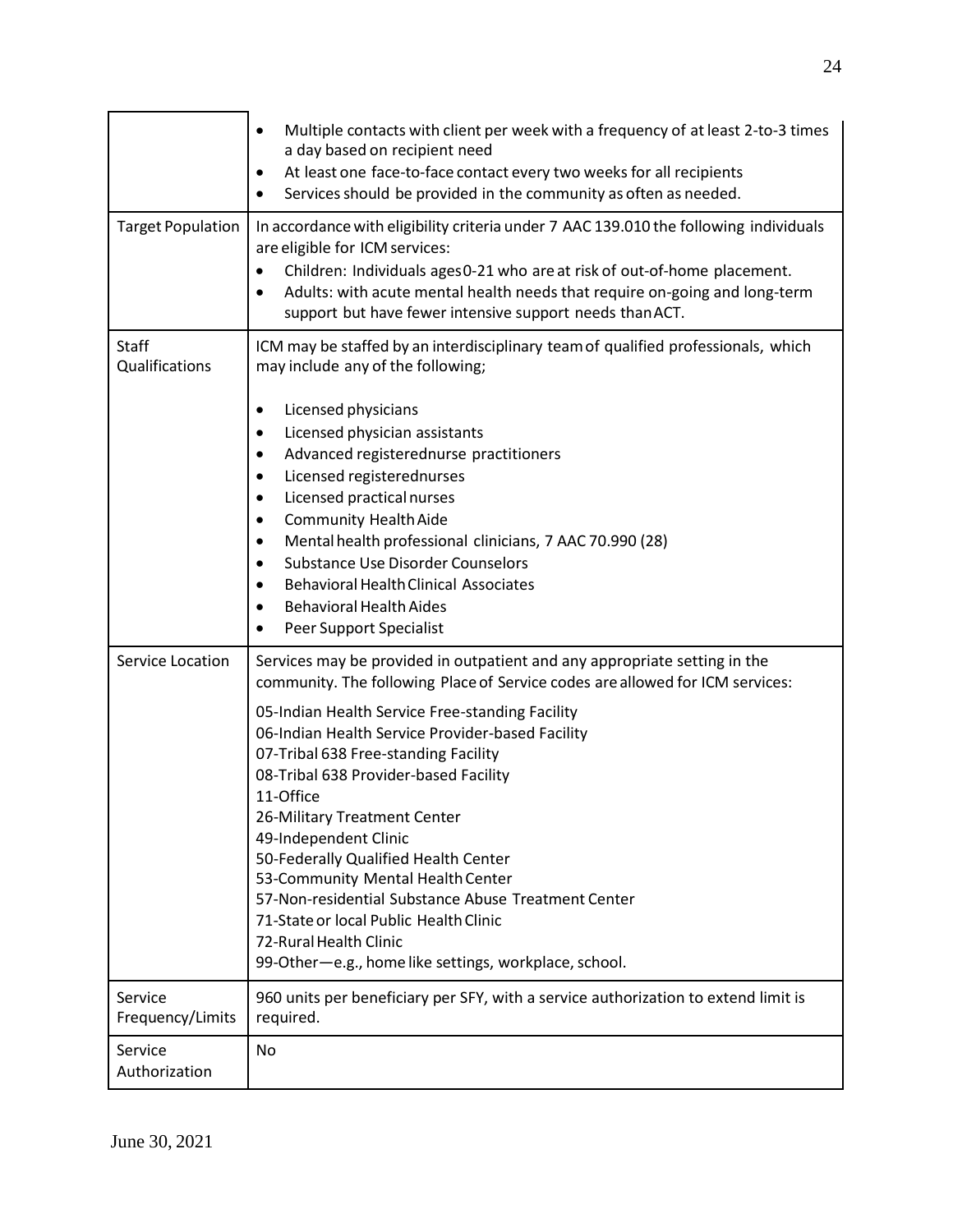| | |
|---|---|
| | • Multiple contacts with client per week with a frequency of at least 2-to-3 times a day based on recipient need<br>• At least one face-to-face contact every two weeks for all recipients<br>• Services should be provided in the community as often as needed. |
| Target Population | In accordance with eligibility criteria under 7 AAC 139.010 the following individuals are eligible for ICM services:<br>• Children: Individuals ages 0-21 who are at risk of out-of-home placement.<br>• Adults: with acute mental health needs that require on-going and long-term support but have fewer intensive support needs than ACT. |
| Staff Qualifications | ICM may be staffed by an interdisciplinary team of qualified professionals, which may include any of the following;<br><br>• Licensed physicians<br>• Licensed physician assistants<br>• Advanced registerednurse practitioners<br>• Licensed registerednurses<br>• Licensed practical nurses<br>• Community Health Aide<br>• Mental health professional clinicians, 7 AAC 70.990 (28)<br>• Substance Use Disorder Counselors<br>• Behavioral Health Clinical Associates<br>• Behavioral Health Aides<br>• Peer Support Specialist |
| Service Location | Services may be provided in outpatient and any appropriate setting in the community. The following Place of Service codes are allowed for ICM services:<br><br>05-Indian Health Service Free-standing Facility<br>06-Indian Health Service Provider-based Facility<br>07-Tribal 638 Free-standing Facility<br>08-Tribal 638 Provider-based Facility<br>11-Office<br>26-Military Treatment Center<br>49-Independent Clinic<br>50-Federally Qualified Health Center<br>53-Community Mental Health Center<br>57-Non-residential Substance Abuse Treatment Center<br>71-State or local Public Health Clinic<br>72-Rural Health Clinic<br>99-Other—e.g., home like settings, workplace, school. |
| Service Frequency/Limits | 960 units per beneficiary per SFY, with a service authorization to extend limit is required. |
| Service Authorization | No |

June 30, 2021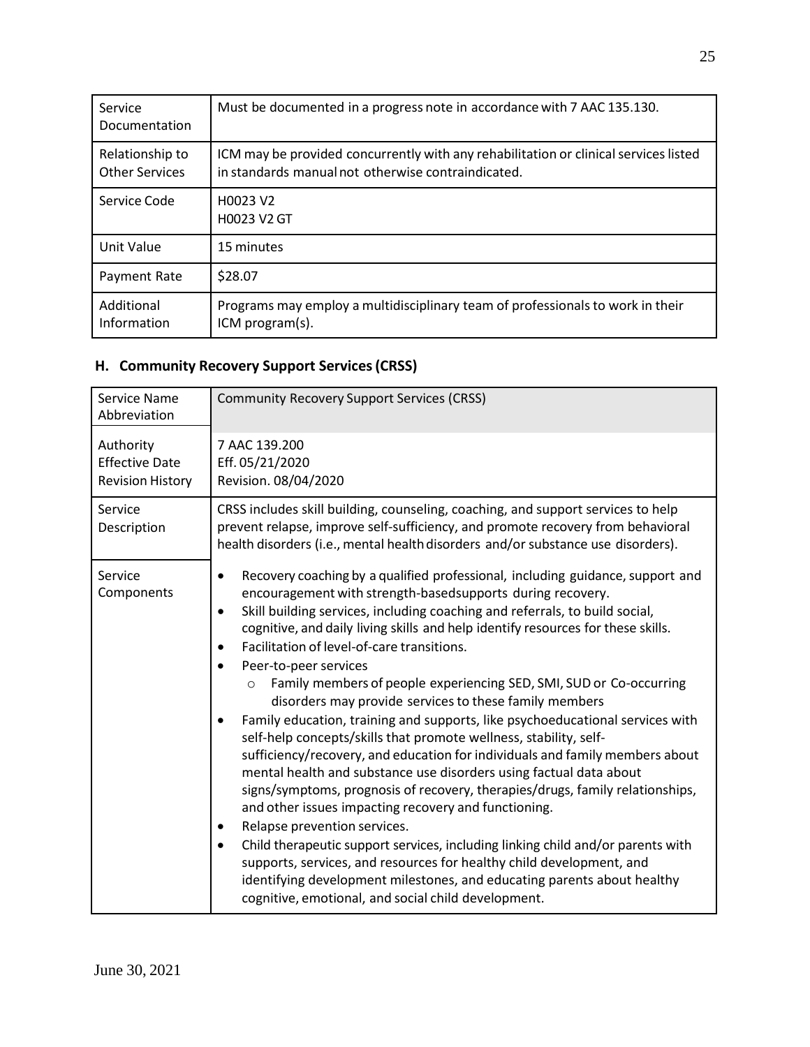| | |
|---|---|
| Service Documentation | Must be documented in a progress note in accordance with 7 AAC 135.130. |
| Relationship to Other Services | ICM may be provided concurrently with any rehabilitation or clinical services listed in standards manual not otherwise contraindicated. |
| Service Code | H0023 V2<br>H0023 V2 GT |
| Unit Value | 15 minutes |
| Payment Rate | $28.07 |
| Additional Information | Programs may employ a multidisciplinary team of professionals to work in their ICM program(s). |

## H. Community Recovery Support Services (CRSS)

| Service Name Abbreviation | Community Recovery Support Services (CRSS) |
|---|---|
| Authority<br>Effective Date<br>Revision History | 7 AAC 139.200<br>Eff. 05/21/2020<br>Revision. 08/04/2020 |
| Service Description | CRSS includes skill building, counseling, coaching, and support services to help prevent relapse, improve self-sufficiency, and promote recovery from behavioral health disorders (i.e., mental health disorders and/or substance use disorders). |
| Service Components | • Recovery coaching by a qualified professional, including guidance, support and encouragement with strength-basedsupports during recovery.<br>• Skill building services, including coaching and referrals, to build social, cognitive, and daily living skills and help identify resources for these skills.<br>• Facilitation of level-of-care transitions.<br>• Peer-to-peer services<br>  ○ Family members of people experiencing SED, SMI, SUD or Co-occurring disorders may provide services to these family members<br>• Family education, training and supports, like psychoeducational services with self-help concepts/skills that promote wellness, stability, self-sufficiency/recovery, and education for individuals and family members about mental health and substance use disorders using factual data about signs/symptoms, prognosis of recovery, therapies/drugs, family relationships, and other issues impacting recovery and functioning.<br>• Relapse prevention services.<br>• Child therapeutic support services, including linking child and/or parents with supports, services, and resources for healthy child development, and identifying development milestones, and educating parents about healthy cognitive, emotional, and social child development. |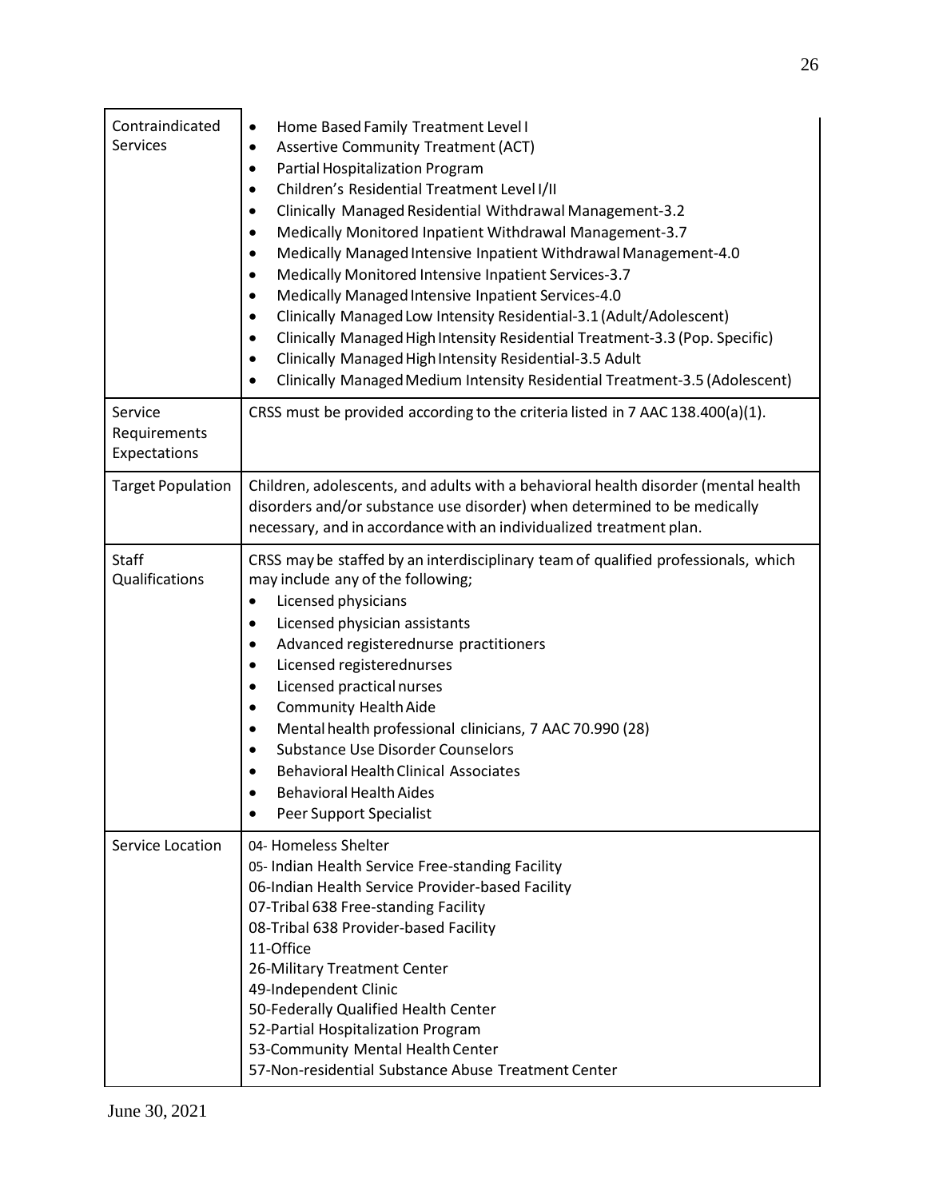| | |
|---|---|
| Contraindicated Services | • Home Based Family Treatment Level I<br>• Assertive Community Treatment (ACT)<br>• Partial Hospitalization Program<br>• Children's Residential Treatment Level I/II<br>• Clinically Managed Residential Withdrawal Management-3.2<br>• Medically Monitored Inpatient Withdrawal Management-3.7<br>• Medically Managed Intensive Inpatient Withdrawal Management-4.0<br>• Medically Monitored Intensive Inpatient Services-3.7<br>• Medically Managed Intensive Inpatient Services-4.0<br>• Clinically Managed Low Intensity Residential-3.1 (Adult/Adolescent)<br>• Clinically Managed High Intensity Residential Treatment-3.3 (Pop. Specific)<br>• Clinically Managed High Intensity Residential-3.5 Adult<br>• Clinically Managed Medium Intensity Residential Treatment-3.5 (Adolescent) |
| Service Requirements Expectations | CRSS must be provided according to the criteria listed in 7 AAC 138.400(a)(1). |
| Target Population | Children, adolescents, and adults with a behavioral health disorder (mental health disorders and/or substance use disorder) when determined to be medically necessary, and in accordance with an individualized treatment plan. |
| Staff Qualifications | CRSS may be staffed by an interdisciplinary team of qualified professionals, which may include any of the following;<br>• Licensed physicians<br>• Licensed physician assistants<br>• Advanced registerednurse practitioners<br>• Licensed registerednurses<br>• Licensed practical nurses<br>• Community Health Aide<br>• Mental health professional clinicians, 7 AAC 70.990 (28)<br>• Substance Use Disorder Counselors<br>• Behavioral Health Clinical Associates<br>• Behavioral Health Aides<br>• Peer Support Specialist |
| Service Location | 04- Homeless Shelter<br>05- Indian Health Service Free-standing Facility<br>06-Indian Health Service Provider-based Facility<br>07-Tribal 638 Free-standing Facility<br>08-Tribal 638 Provider-based Facility<br>11-Office<br>26-Military Treatment Center<br>49-Independent Clinic<br>50-Federally Qualified Health Center<br>52-Partial Hospitalization Program<br>53-Community Mental Health Center<br>57-Non-residential Substance Abuse Treatment Center |

June 30, 2021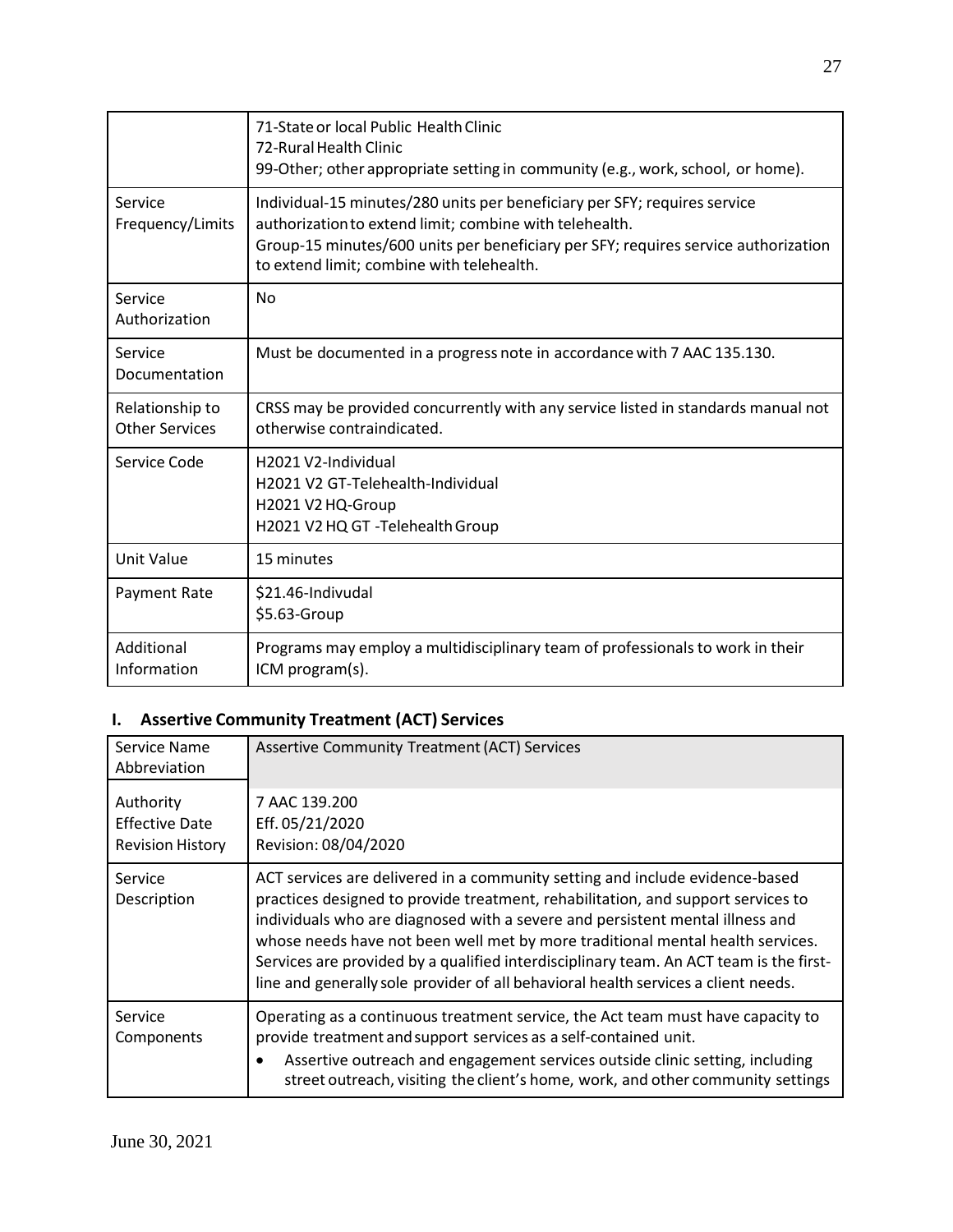| | |
|---|---|
| | 71-State or local Public Health Clinic<br>72-Rural Health Clinic<br>99-Other; other appropriate setting in community (e.g., work, school, or home). |
| Service Frequency/Limits | Individual-15 minutes/280 units per beneficiary per SFY; requires service authorization to extend limit; combine with telehealth.<br>Group-15 minutes/600 units per beneficiary per SFY; requires service authorization to extend limit; combine with telehealth. |
| Service Authorization | No |
| Service Documentation | Must be documented in a progress note in accordance with 7 AAC 135.130. |
| Relationship to Other Services | CRSS may be provided concurrently with any service listed in standards manual not otherwise contraindicated. |
| Service Code | H2021 V2-Individual<br>H2021 V2 GT-Telehealth-Individual<br>H2021 V2 HQ-Group<br>H2021 V2 HQ GT -Telehealth Group |
| Unit Value | 15 minutes |
| Payment Rate | $21.46-Indivudal<br>$5.63-Group |
| Additional Information | Programs may employ a multidisciplinary team of professionals to work in their ICM program(s). |

## I. Assertive Community Treatment (ACT) Services

| Service Name Abbreviation | Assertive Community Treatment (ACT) Services |
|---|---|
| Authority<br>Effective Date<br>Revision History | 7 AAC 139.200<br>Eff. 05/21/2020<br>Revision: 08/04/2020 |
| Service Description | ACT services are delivered in a community setting and include evidence-based practices designed to provide treatment, rehabilitation, and support services to individuals who are diagnosed with a severe and persistent mental illness and whose needs have not been well met by more traditional mental health services. Services are provided by a qualified interdisciplinary team. An ACT team is the first-line and generally sole provider of all behavioral health services a client needs. |
| Service Components | Operating as a continuous treatment service, the Act team must have capacity to provide treatment and support services as a self-contained unit.<br>• Assertive outreach and engagement services outside clinic setting, including street outreach, visiting the client's home, work, and other community settings |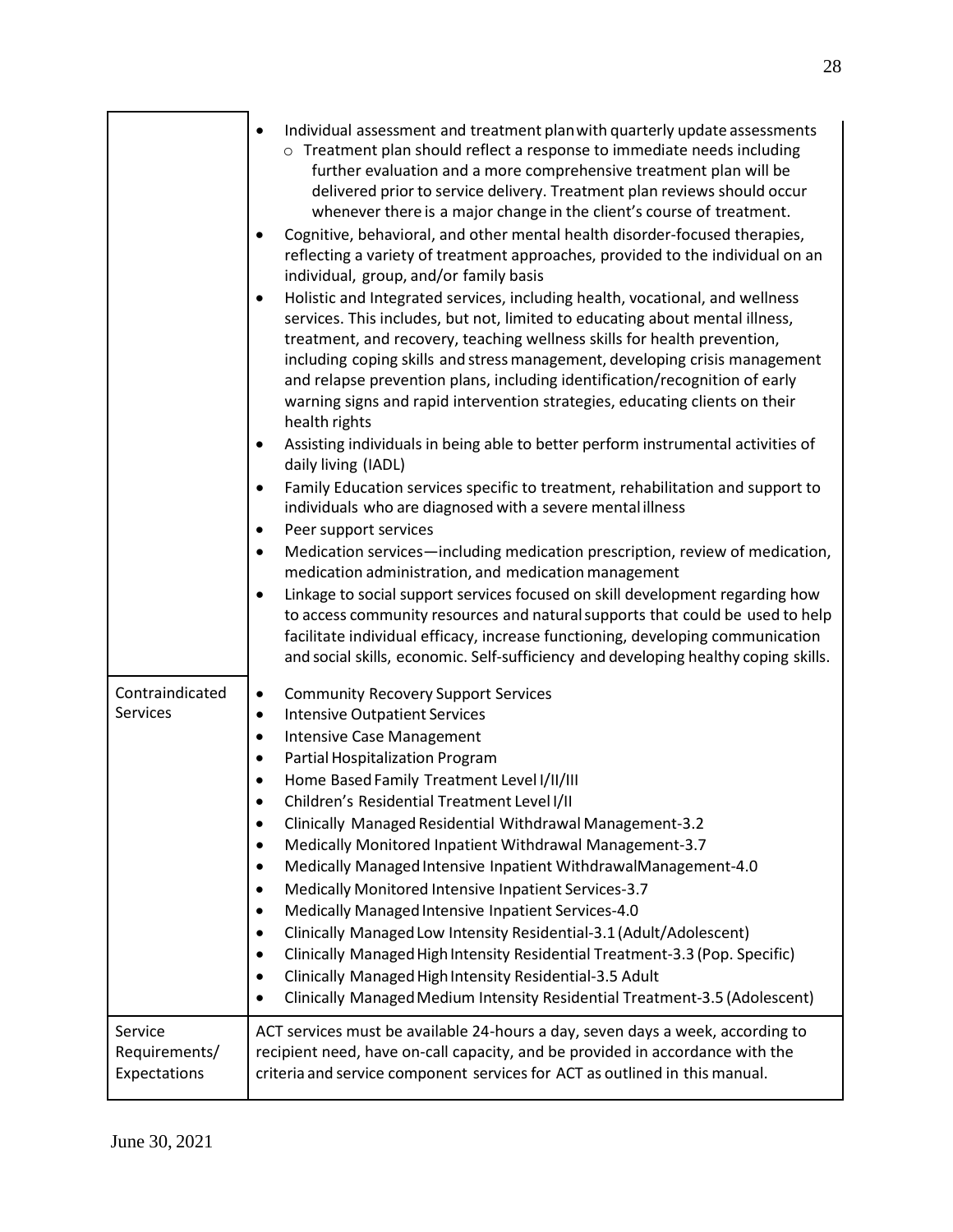| | |
|---|---|
| | • Individual assessment and treatment plan with quarterly update assessments<br>  ○ Treatment plan should reflect a response to immediate needs including further evaluation and a more comprehensive treatment plan will be delivered prior to service delivery. Treatment plan reviews should occur whenever there is a major change in the client's course of treatment.<br>• Cognitive, behavioral, and other mental health disorder-focused therapies, reflecting a variety of treatment approaches, provided to the individual on an individual, group, and/or family basis<br>• Holistic and Integrated services, including health, vocational, and wellness services. This includes, but not, limited to educating about mental illness, treatment, and recovery, teaching wellness skills for health prevention, including coping skills and stress management, developing crisis management and relapse prevention plans, including identification/recognition of early warning signs and rapid intervention strategies, educating clients on their health rights<br>• Assisting individuals in being able to better perform instrumental activities of daily living (IADL)<br>• Family Education services specific to treatment, rehabilitation and support to individuals who are diagnosed with a severe mental illness<br>• Peer support services<br>• Medication services—including medication prescription, review of medication, medication administration, and medication management<br>• Linkage to social support services focused on skill development regarding how to access community resources and natural supports that could be used to help facilitate individual efficacy, increase functioning, developing communication and social skills, economic. Self-sufficiency and developing healthy coping skills. |
| Contraindicated Services | • Community Recovery Support Services<br>• Intensive Outpatient Services<br>• Intensive Case Management<br>• Partial Hospitalization Program<br>• Home Based Family Treatment Level I/II/III<br>• Children's Residential Treatment Level I/II<br>• Clinically Managed Residential Withdrawal Management-3.2<br>• Medically Monitored Inpatient Withdrawal Management-3.7<br>• Medically Managed Intensive Inpatient WithdrawalManagement-4.0<br>• Medically Monitored Intensive Inpatient Services-3.7<br>• Medically Managed Intensive Inpatient Services-4.0<br>• Clinically Managed Low Intensity Residential-3.1 (Adult/Adolescent)<br>• Clinically Managed High Intensity Residential Treatment-3.3 (Pop. Specific)<br>• Clinically Managed High Intensity Residential-3.5 Adult<br>• Clinically Managed Medium Intensity Residential Treatment-3.5 (Adolescent) |
| Service Requirements/ Expectations | ACT services must be available 24-hours a day, seven days a week, according to recipient need, have on-call capacity, and be provided in accordance with the criteria and service component services for ACT as outlined in this manual. |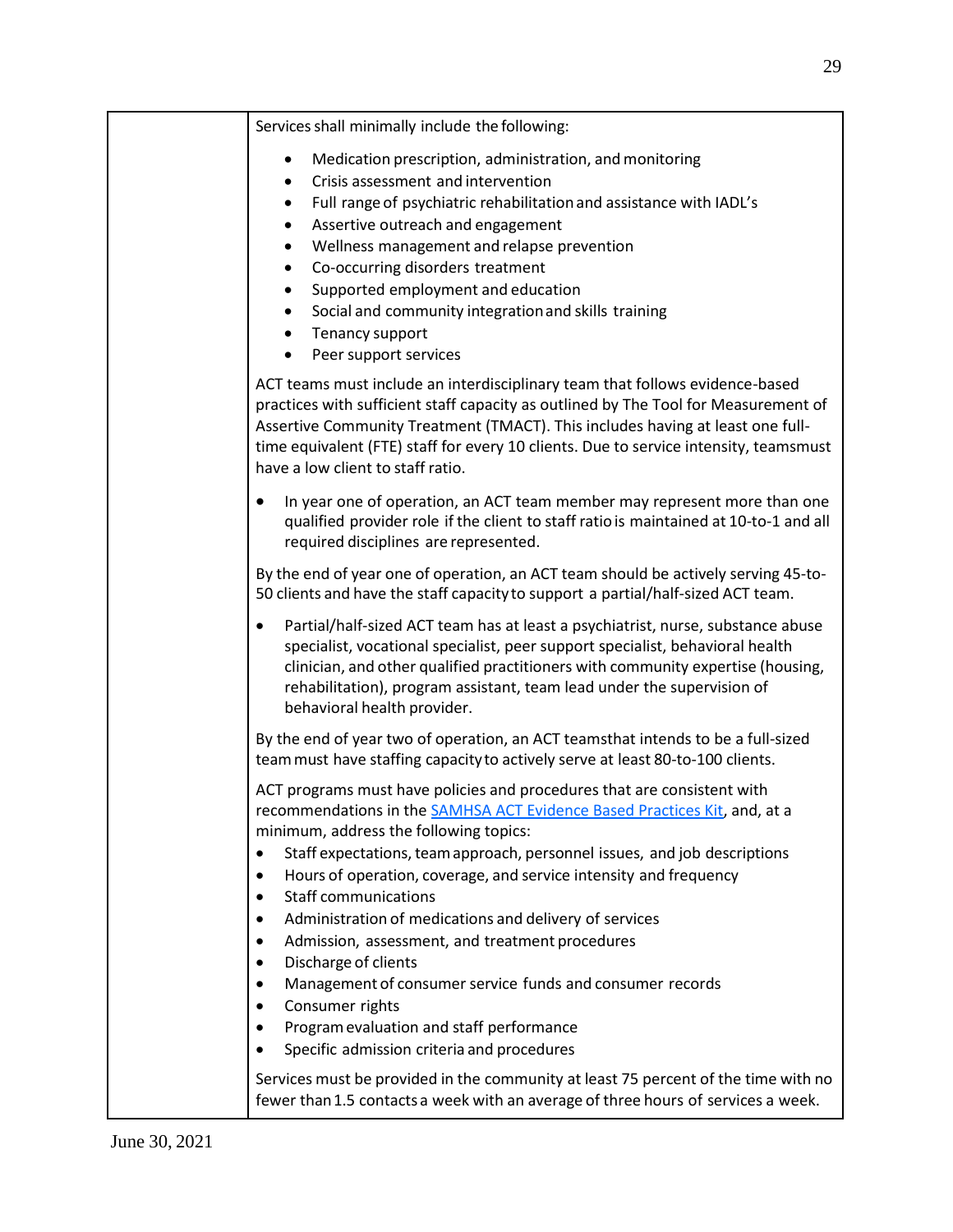| | Services shall minimally include the following:<br><br>• Medication prescription, administration, and monitoring<br>• Crisis assessment and intervention<br>• Full range of psychiatric rehabilitation and assistance with IADL's<br>• Assertive outreach and engagement<br>• Wellness management and relapse prevention<br>• Co-occurring disorders treatment<br>• Supported employment and education<br>• Social and community integration and skills training<br>• Tenancy support<br>• Peer support services<br><br>ACT teams must include an interdisciplinary team that follows evidence-based practices with sufficient staff capacity as outlined by The Tool for Measurement of Assertive Community Treatment (TMACT). This includes having at least one full-time equivalent (FTE) staff for every 10 clients. Due to service intensity, teamsmust have a low client to staff ratio.<br><br>• In year one of operation, an ACT team member may represent more than one qualified provider role if the client to staff ratio is maintained at 10-to-1 and all required disciplines are represented.<br><br>By the end of year one of operation, an ACT team should be actively serving 45-to-50 clients and have the staff capacity to support a partial/half-sized ACT team.<br><br>• Partial/half-sized ACT team has at least a psychiatrist, nurse, substance abuse specialist, vocational specialist, peer support specialist, behavioral health clinician, and other qualified practitioners with community expertise (housing, rehabilitation), program assistant, team lead under the supervision of behavioral health provider.<br><br>By the end of year two of operation, an ACT teamsthat intends to be a full-sized team must have staffing capacity to actively serve at least 80-to-100 clients.<br><br>ACT programs must have policies and procedures that are consistent with recommendations in the [SAMHSA ACT Evidence Based Practices Kit](), and, at a minimum, address the following topics:<br>• Staff expectations, team approach, personnel issues, and job descriptions<br>• Hours of operation, coverage, and service intensity and frequency<br>• Staff communications<br>• Administration of medications and delivery of services<br>• Admission, assessment, and treatment procedures<br>• Discharge of clients<br>• Management of consumer service funds and consumer records<br>• Consumer rights<br>• Program evaluation and staff performance<br>• Specific admission criteria and procedures<br><br>Services must be provided in the community at least 75 percent of the time with no fewer than 1.5 contacts a week with an average of three hours of services a week. |
|---|---|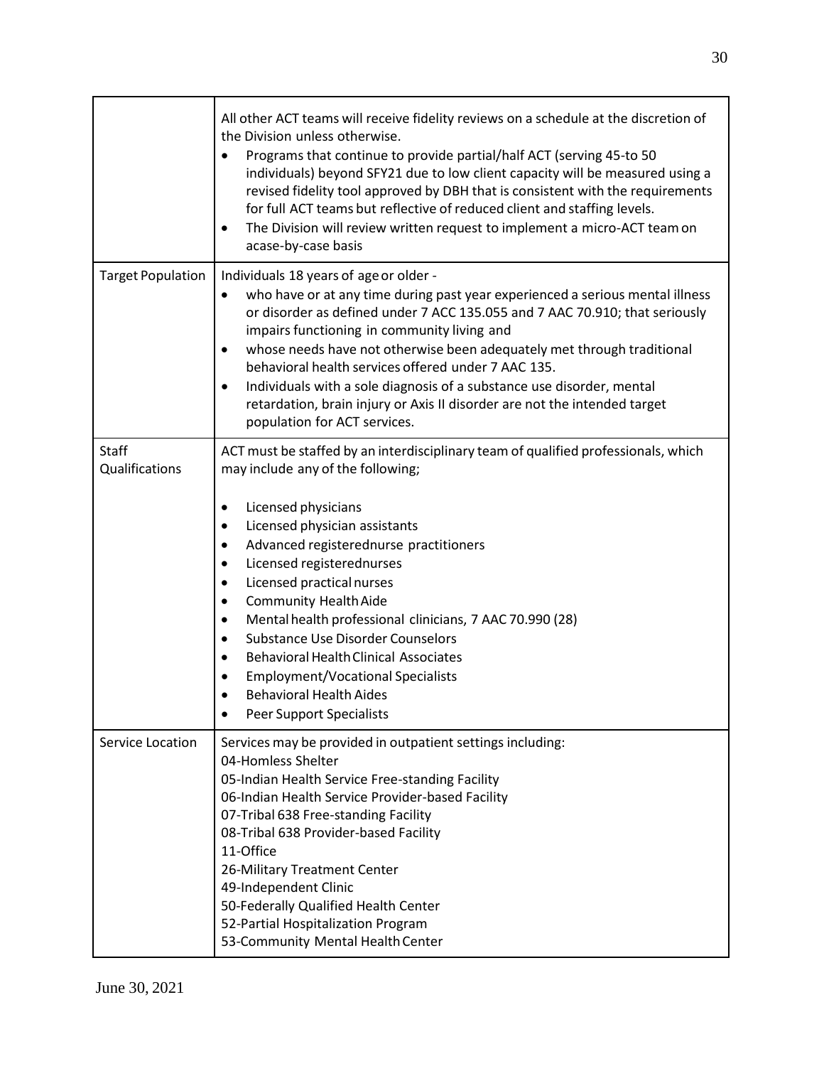| | |
|---|---|
| | All other ACT teams will receive fidelity reviews on a schedule at the discretion of the Division unless otherwise.<br>• Programs that continue to provide partial/half ACT (serving 45-to 50 individuals) beyond SFY21 due to low client capacity will be measured using a revised fidelity tool approved by DBH that is consistent with the requirements for full ACT teams but reflective of reduced client and staffing levels.<br>• The Division will review written request to implement a micro-ACT team on acase-by-case basis |
| Target Population | Individuals 18 years of age or older -<br>• who have or at any time during past year experienced a serious mental illness or disorder as defined under 7 ACC 135.055 and 7 AAC 70.910; that seriously impairs functioning in community living and<br>• whose needs have not otherwise been adequately met through traditional behavioral health services offered under 7 AAC 135.<br>• Individuals with a sole diagnosis of a substance use disorder, mental retardation, brain injury or Axis II disorder are not the intended target population for ACT services. |
| Staff Qualifications | ACT must be staffed by an interdisciplinary team of qualified professionals, which may include any of the following;<br><br>• Licensed physicians<br>• Licensed physician assistants<br>• Advanced registerednurse practitioners<br>• Licensed registerednurses<br>• Licensed practical nurses<br>• Community Health Aide<br>• Mental health professional clinicians, 7 AAC 70.990 (28)<br>• Substance Use Disorder Counselors<br>• Behavioral Health Clinical Associates<br>• Employment/Vocational Specialists<br>• Behavioral Health Aides<br>• Peer Support Specialists |
| Service Location | Services may be provided in outpatient settings including:<br>04-Homless Shelter<br>05-Indian Health Service Free-standing Facility<br>06-Indian Health Service Provider-based Facility<br>07-Tribal 638 Free-standing Facility<br>08-Tribal 638 Provider-based Facility<br>11-Office<br>26-Military Treatment Center<br>49-Independent Clinic<br>50-Federally Qualified Health Center<br>52-Partial Hospitalization Program<br>53-Community Mental Health Center |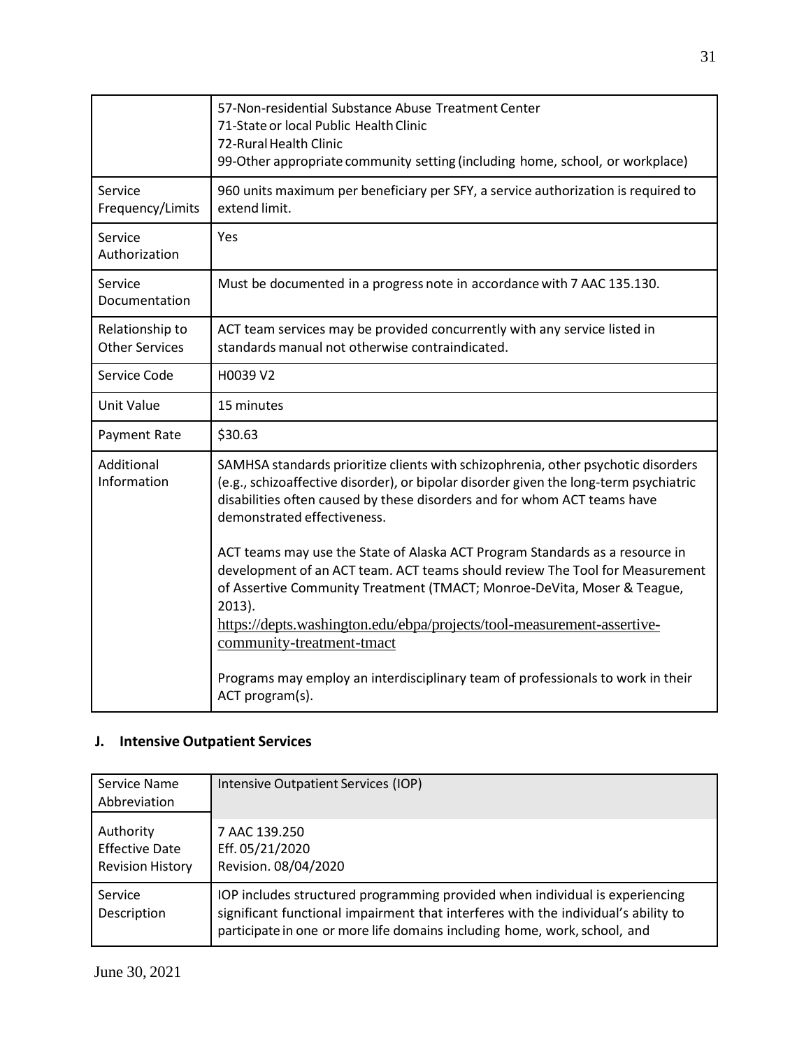| | |
|---|---|
| | 57-Non-residential Substance Abuse Treatment Center<br>71-State or local Public Health Clinic<br>72-Rural Health Clinic<br>99-Other appropriate community setting (including home, school, or workplace) |
| Service Frequency/Limits | 960 units maximum per beneficiary per SFY, a service authorization is required to extend limit. |
| Service Authorization | Yes |
| Service Documentation | Must be documented in a progress note in accordance with 7 AAC 135.130. |
| Relationship to Other Services | ACT team services may be provided concurrently with any service listed in standards manual not otherwise contraindicated. |
| Service Code | H0039 V2 |
| Unit Value | 15 minutes |
| Payment Rate | $30.63 |
| Additional Information | SAMHSA standards prioritize clients with schizophrenia, other psychotic disorders (e.g., schizoaffective disorder), or bipolar disorder given the long-term psychiatric disabilities often caused by these disorders and for whom ACT teams have demonstrated effectiveness.<br><br>ACT teams may use the State of Alaska ACT Program Standards as a resource in development of an ACT team. ACT teams should review The Tool for Measurement of Assertive Community Treatment (TMACT; Monroe-DeVita, Moser & Teague, 2013).<br>https://depts.washington.edu/ebpa/projects/tool-measurement-assertive-community-treatment-tmact<br><br>Programs may employ an interdisciplinary team of professionals to work in their ACT program(s). |

## J. Intensive Outpatient Services

| Service Name Abbreviation | Intensive Outpatient Services (IOP) |
|---|---|
| Authority<br>Effective Date<br>Revision History | 7 AAC 139.250<br>Eff. 05/21/2020<br>Revision. 08/04/2020 |
| Service Description | IOP includes structured programming provided when individual is experiencing significant functional impairment that interferes with the individual's ability to participate in one or more life domains including home, work, school, and |

June 30, 2021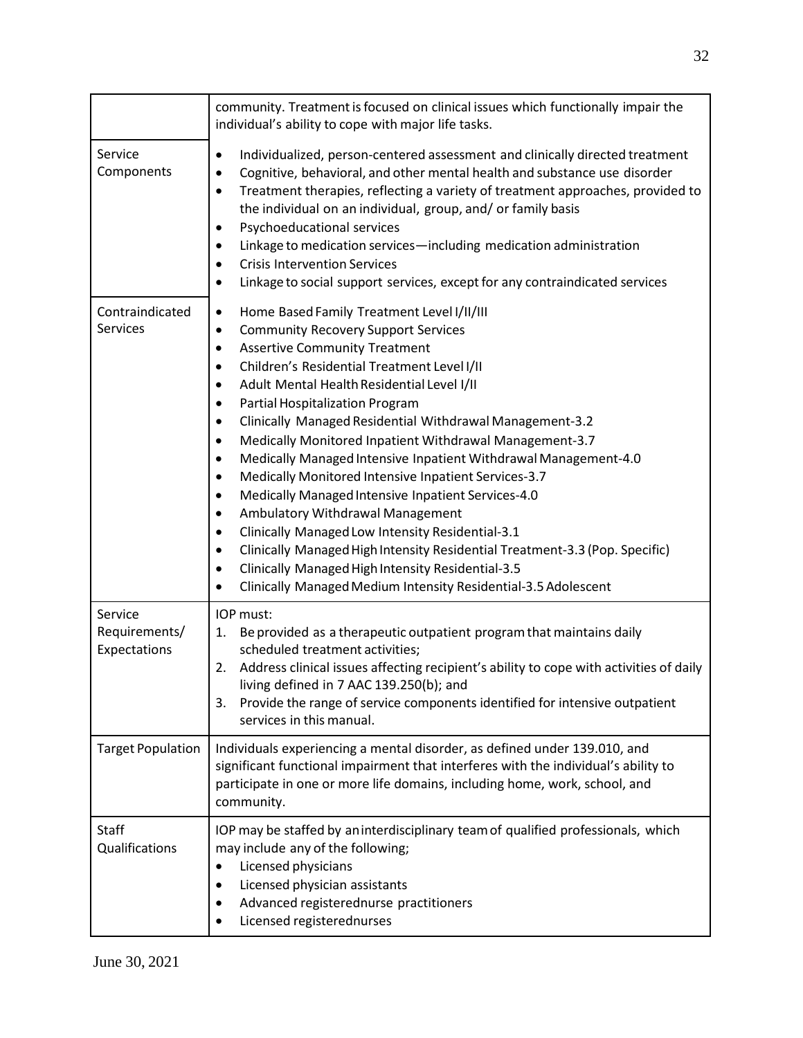| | |
|---|---|
| | community. Treatment is focused on clinical issues which functionally impair the individual's ability to cope with major life tasks. |
| Service Components | • Individualized, person-centered assessment and clinically directed treatment<br>• Cognitive, behavioral, and other mental health and substance use disorder<br>• Treatment therapies, reflecting a variety of treatment approaches, provided to the individual on an individual, group, and/ or family basis<br>• Psychoeducational services<br>• Linkage to medication services—including medication administration<br>• Crisis Intervention Services<br>• Linkage to social support services, except for any contraindicated services |
| Contraindicated Services | • Home Based Family Treatment Level I/II/III<br>• Community Recovery Support Services<br>• Assertive Community Treatment<br>• Children's Residential Treatment Level I/II<br>• Adult Mental Health Residential Level I/II<br>• Partial Hospitalization Program<br>• Clinically Managed Residential Withdrawal Management-3.2<br>• Medically Monitored Inpatient Withdrawal Management-3.7<br>• Medically Managed Intensive Inpatient Withdrawal Management-4.0<br>• Medically Monitored Intensive Inpatient Services-3.7<br>• Medically Managed Intensive Inpatient Services-4.0<br>• Ambulatory Withdrawal Management<br>• Clinically Managed Low Intensity Residential-3.1<br>• Clinically Managed High Intensity Residential Treatment-3.3 (Pop. Specific)<br>• Clinically Managed High Intensity Residential-3.5<br>• Clinically Managed Medium Intensity Residential-3.5 Adolescent |
| Service Requirements/ Expectations | IOP must:<br>1. Be provided as a therapeutic outpatient program that maintains daily scheduled treatment activities;<br>2. Address clinical issues affecting recipient's ability to cope with activities of daily living defined in 7 AAC 139.250(b); and<br>3. Provide the range of service components identified for intensive outpatient services in this manual. |
| Target Population | Individuals experiencing a mental disorder, as defined under 139.010, and significant functional impairment that interferes with the individual's ability to participate in one or more life domains, including home, work, school, and community. |
| Staff Qualifications | IOP may be staffed by an interdisciplinary team of qualified professionals, which may include any of the following;<br>• Licensed physicians<br>• Licensed physician assistants<br>• Advanced registerednurse practitioners<br>• Licensed registerednurses |

June 30, 2021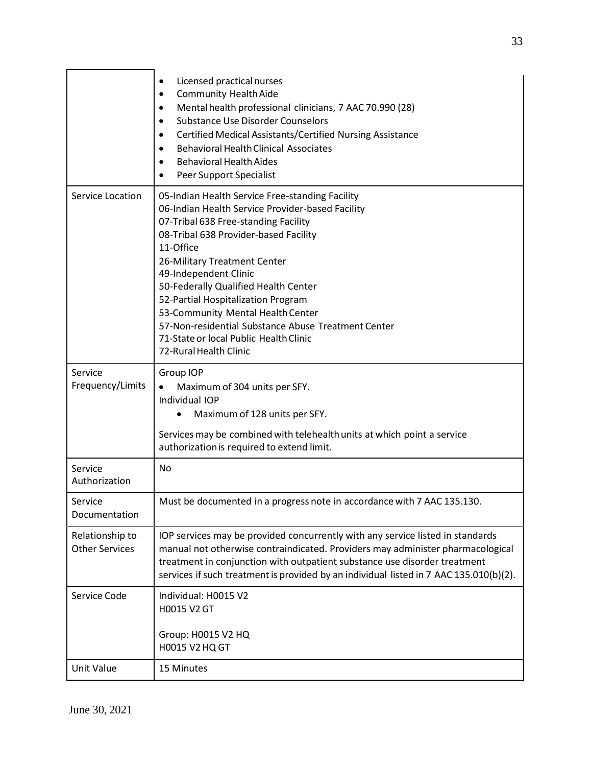| | |
|---|---|
| | • Licensed practical nurses<br>• Community Health Aide<br>• Mental health professional clinicians, 7 AAC 70.990 (28)<br>• Substance Use Disorder Counselors<br>• Certified Medical Assistants/Certified Nursing Assistance<br>• Behavioral Health Clinical Associates<br>• Behavioral Health Aides<br>• Peer Support Specialist |
| Service Location | 05-Indian Health Service Free-standing Facility<br>06-Indian Health Service Provider-based Facility<br>07-Tribal 638 Free-standing Facility<br>08-Tribal 638 Provider-based Facility<br>11-Office<br>26-Military Treatment Center<br>49-Independent Clinic<br>50-Federally Qualified Health Center<br>52-Partial Hospitalization Program<br>53-Community Mental Health Center<br>57-Non-residential Substance Abuse Treatment Center<br>71-State or local Public Health Clinic<br>72-Rural Health Clinic |
| Service Frequency/Limits | Group IOP<br>• Maximum of 304 units per SFY.<br>Individual IOP<br>• Maximum of 128 units per SFY.<br><br>Services may be combined with telehealth units at which point a service authorization is required to extend limit. |
| Service Authorization | No |
| Service Documentation | Must be documented in a progress note in accordance with 7 AAC 135.130. |
| Relationship to Other Services | IOP services may be provided concurrently with any service listed in standards manual not otherwise contraindicated. Providers may administer pharmacological treatment in conjunction with outpatient substance use disorder treatment services if such treatment is provided by an individual listed in 7 AAC 135.010(b)(2). |
| Service Code | Individual: H0015 V2<br>H0015 V2 GT<br><br>Group: H0015 V2 HQ<br>H0015 V2 HQ GT |
| Unit Value | 15 Minutes |

June 30, 2021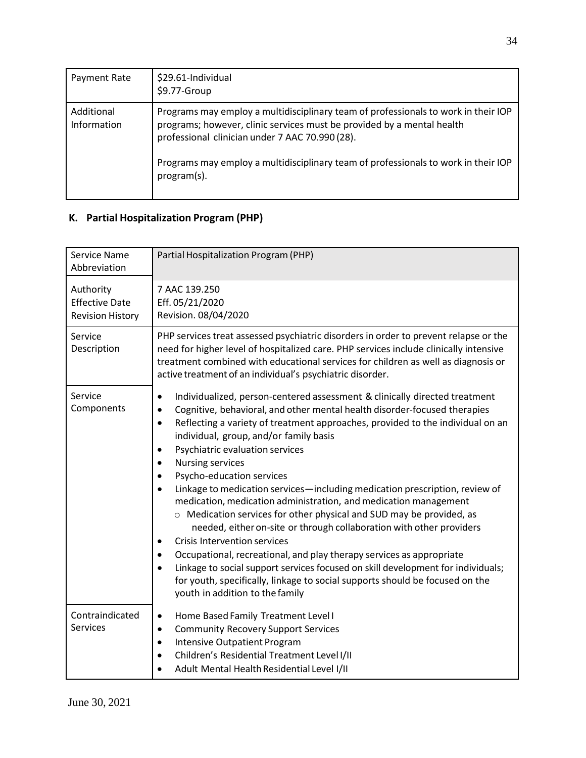| Payment Rate | $29.61-Individual<br>$9.77-Group |
|---|---|
| Additional Information | Programs may employ a multidisciplinary team of professionals to work in their IOP programs; however, clinic services must be provided by a mental health professional clinician under 7 AAC 70.990 (28).<br><br>Programs may employ a multidisciplinary team of professionals to work in their IOP program(s). |

## K. Partial Hospitalization Program (PHP)

| Service Name Abbreviation | Partial Hospitalization Program (PHP) |
|---|---|
| Authority<br>Effective Date<br>Revision History | 7 AAC 139.250<br>Eff. 05/21/2020<br>Revision. 08/04/2020 |
| Service Description | PHP services treat assessed psychiatric disorders in order to prevent relapse or the need for higher level of hospitalized care. PHP services include clinically intensive treatment combined with educational services for children as well as diagnosis or active treatment of an individual's psychiatric disorder. |
| Service Components | • Individualized, person-centered assessment & clinically directed treatment<br>• Cognitive, behavioral, and other mental health disorder-focused therapies<br>• Reflecting a variety of treatment approaches, provided to the individual on an individual, group, and/or family basis<br>• Psychiatric evaluation services<br>• Nursing services<br>• Psycho-education services<br>• Linkage to medication services—including medication prescription, review of medication, medication administration, and medication management<br>&nbsp;&nbsp;&nbsp;&nbsp;○ Medication services for other physical and SUD may be provided, as needed, either on-site or through collaboration with other providers<br>• Crisis Intervention services<br>• Occupational, recreational, and play therapy services as appropriate<br>• Linkage to social support services focused on skill development for individuals; for youth, specifically, linkage to social supports should be focused on the youth in addition to the family |
| Contraindicated Services | • Home Based Family Treatment Level I<br>• Community Recovery Support Services<br>• Intensive Outpatient Program<br>• Children's Residential Treatment Level I/II<br>• Adult Mental Health Residential Level I/II |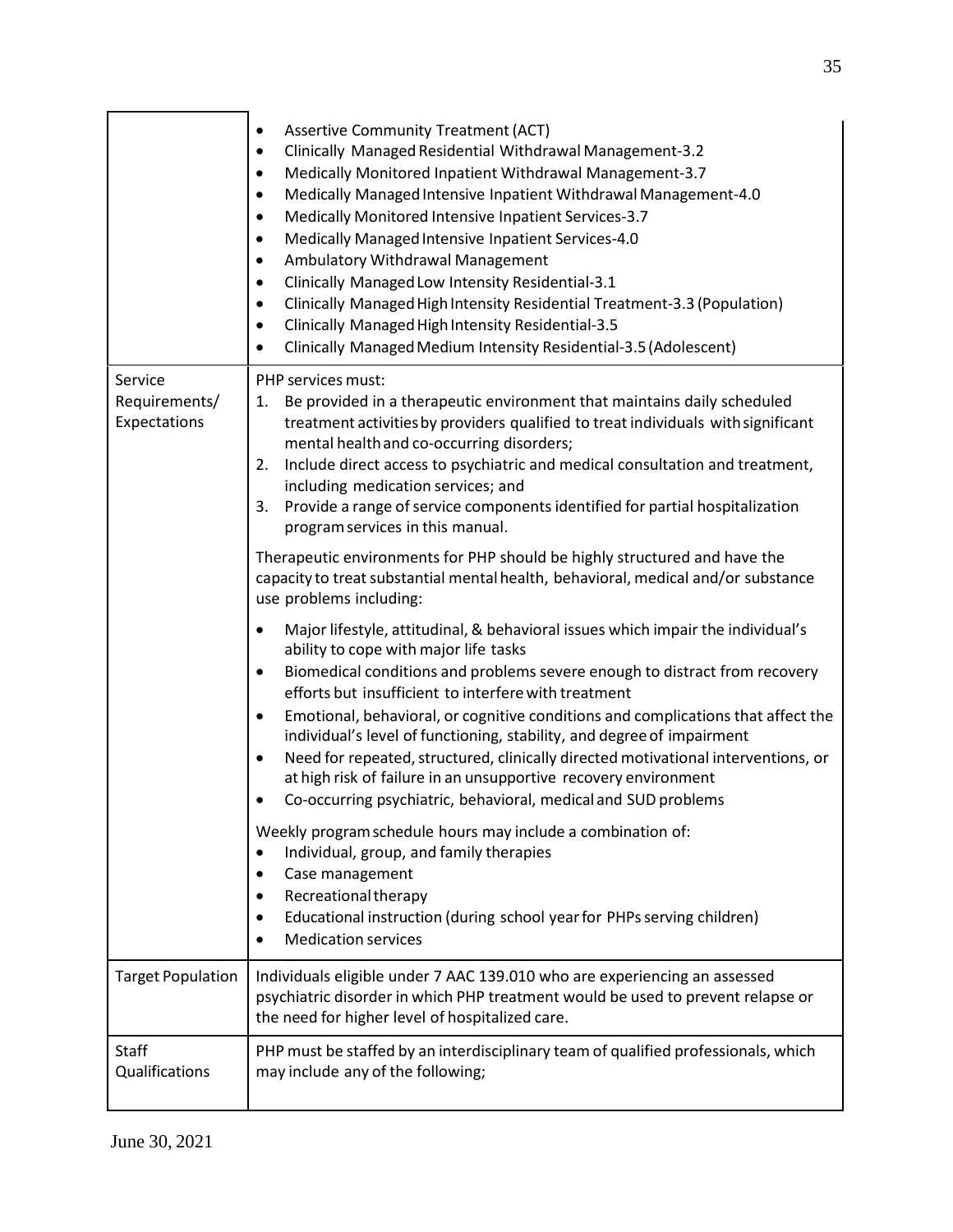| | |
|---|---|
| | • Assertive Community Treatment (ACT)<br>• Clinically Managed Residential Withdrawal Management-3.2<br>• Medically Monitored Inpatient Withdrawal Management-3.7<br>• Medically Managed Intensive Inpatient Withdrawal Management-4.0<br>• Medically Monitored Intensive Inpatient Services-3.7<br>• Medically Managed Intensive Inpatient Services-4.0<br>• Ambulatory Withdrawal Management<br>• Clinically Managed Low Intensity Residential-3.1<br>• Clinically Managed High Intensity Residential Treatment-3.3 (Population)<br>• Clinically Managed High Intensity Residential-3.5<br>• Clinically Managed Medium Intensity Residential-3.5 (Adolescent) |
| Service Requirements/ Expectations | PHP services must:<br>1. Be provided in a therapeutic environment that maintains daily scheduled treatment activities by providers qualified to treat individuals with significant mental health and co-occurring disorders;<br>2. Include direct access to psychiatric and medical consultation and treatment, including medication services; and<br>3. Provide a range of service components identified for partial hospitalization program services in this manual.<br><br>Therapeutic environments for PHP should be highly structured and have the capacity to treat substantial mental health, behavioral, medical and/or substance use problems including:<br><br>• Major lifestyle, attitudinal, & behavioral issues which impair the individual's ability to cope with major life tasks<br>• Biomedical conditions and problems severe enough to distract from recovery efforts but insufficient to interfere with treatment<br>• Emotional, behavioral, or cognitive conditions and complications that affect the individual's level of functioning, stability, and degree of impairment<br>• Need for repeated, structured, clinically directed motivational interventions, or at high risk of failure in an unsupportive recovery environment<br>• Co-occurring psychiatric, behavioral, medical and SUD problems<br><br>Weekly program schedule hours may include a combination of:<br>• Individual, group, and family therapies<br>• Case management<br>• Recreational therapy<br>• Educational instruction (during school year for PHPs serving children)<br>• Medication services |
| Target Population | Individuals eligible under 7 AAC 139.010 who are experiencing an assessed psychiatric disorder in which PHP treatment would be used to prevent relapse or the need for higher level of hospitalized care. |
| Staff Qualifications | PHP must be staffed by an interdisciplinary team of qualified professionals, which may include any of the following; |

June 30, 2021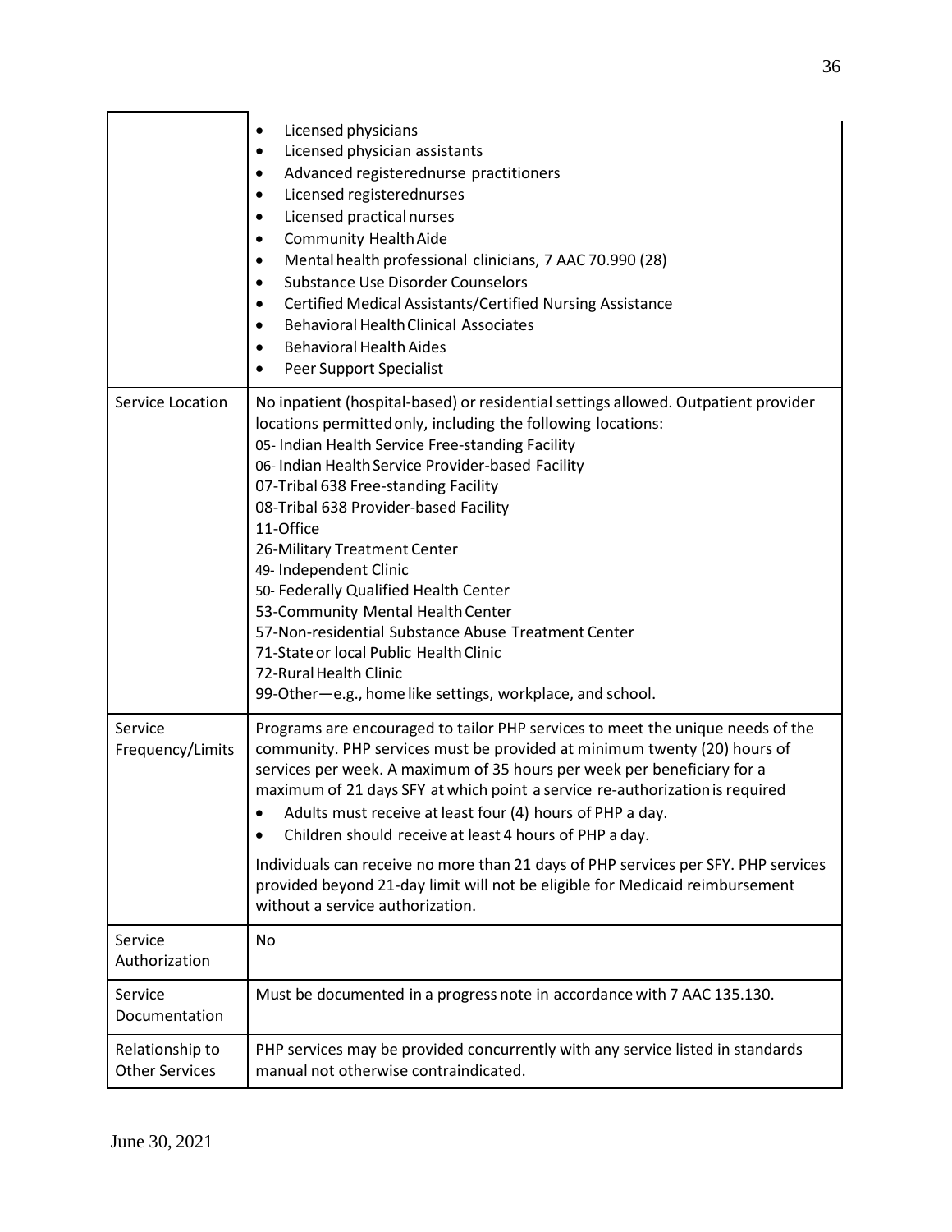|  |  |
| --- | --- |
|  | • Licensed physicians<br>• Licensed physician assistants<br>• Advanced registerednurse practitioners<br>• Licensed registerednurses<br>• Licensed practical nurses<br>• Community Health Aide<br>• Mental health professional clinicians, 7 AAC 70.990 (28)<br>• Substance Use Disorder Counselors<br>• Certified Medical Assistants/Certified Nursing Assistance<br>• Behavioral Health Clinical Associates<br>• Behavioral Health Aides<br>• Peer Support Specialist |
| Service Location | No inpatient (hospital-based) or residential settings allowed. Outpatient provider locations permitted only, including the following locations:<br>05- Indian Health Service Free-standing Facility<br>06- Indian Health Service Provider-based Facility<br>07-Tribal 638 Free-standing Facility<br>08-Tribal 638 Provider-based Facility<br>11-Office<br>26-Military Treatment Center<br>49- Independent Clinic<br>50- Federally Qualified Health Center<br>53-Community Mental Health Center<br>57-Non-residential Substance Abuse Treatment Center<br>71-State or local Public Health Clinic<br>72-Rural Health Clinic<br>99-Other—e.g., home like settings, workplace, and school. |
| Service Frequency/Limits | Programs are encouraged to tailor PHP services to meet the unique needs of the community. PHP services must be provided at minimum twenty (20) hours of services per week. A maximum of 35 hours per week per beneficiary for a maximum of 21 days SFY at which point a service re-authorization is required<br>• Adults must receive at least four (4) hours of PHP a day.<br>• Children should receive at least 4 hours of PHP a day.<br><br>Individuals can receive no more than 21 days of PHP services per SFY. PHP services provided beyond 21-day limit will not be eligible for Medicaid reimbursement without a service authorization. |
| Service Authorization | No |
| Service Documentation | Must be documented in a progress note in accordance with 7 AAC 135.130. |
| Relationship to Other Services | PHP services may be provided concurrently with any service listed in standards manual not otherwise contraindicated. |

June 30, 2021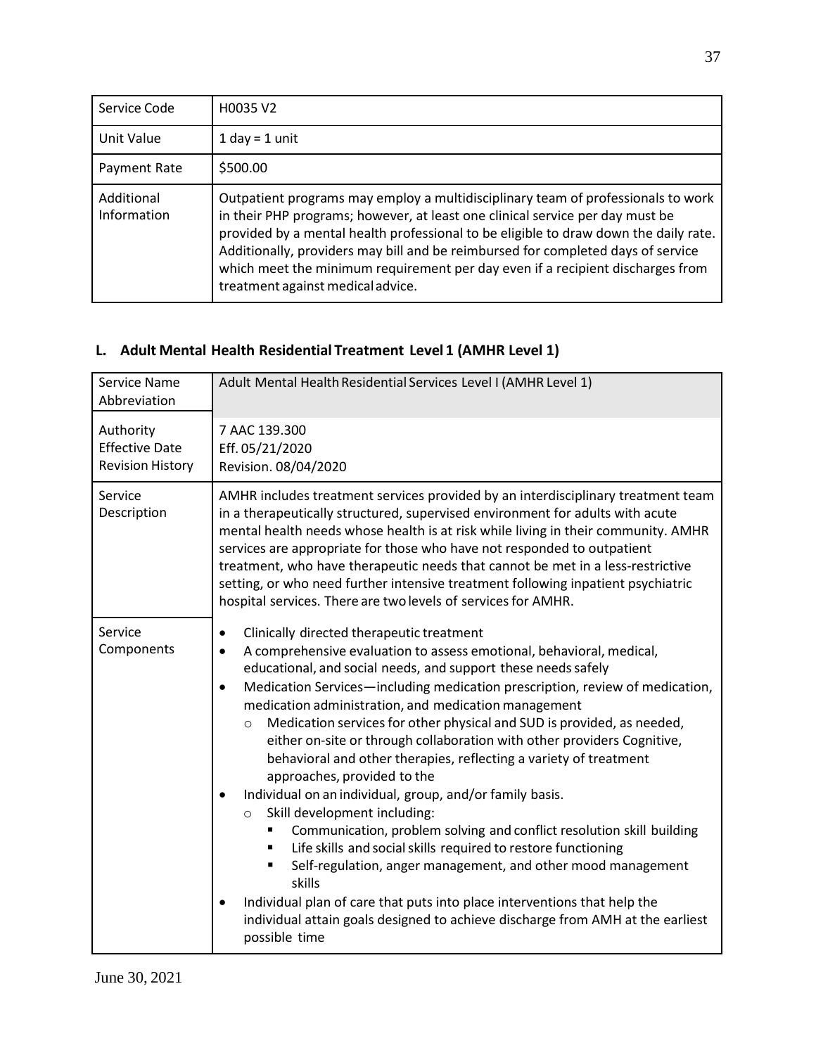| Service Code | H0035 V2 |
|---|---|
| Unit Value | 1 day = 1 unit |
| Payment Rate | $500.00 |
| Additional Information | Outpatient programs may employ a multidisciplinary team of professionals to work in their PHP programs; however, at least one clinical service per day must be provided by a mental health professional to be eligible to draw down the daily rate. Additionally, providers may bill and be reimbursed for completed days of service which meet the minimum requirement per day even if a recipient discharges from treatment against medical advice. |

## L. Adult Mental Health Residential Treatment Level 1 (AMHR Level 1)

| Service Name Abbreviation | Adult Mental Health Residential Services Level I (AMHR Level 1) |
|---|---|
| Authority Effective Date Revision History | 7 AAC 139.300<br>Eff. 05/21/2020<br>Revision. 08/04/2020 |
| Service Description | AMHR includes treatment services provided by an interdisciplinary treatment team in a therapeutically structured, supervised environment for adults with acute mental health needs whose health is at risk while living in their community. AMHR services are appropriate for those who have not responded to outpatient treatment, who have therapeutic needs that cannot be met in a less-restrictive setting, or who need further intensive treatment following inpatient psychiatric hospital services. There are two levels of services for AMHR. |
| Service Components | • Clinically directed therapeutic treatment<br>• A comprehensive evaluation to assess emotional, behavioral, medical, educational, and social needs, and support these needs safely<br>• Medication Services—including medication prescription, review of medication, medication administration, and medication management<br>  ○ Medication services for other physical and SUD is provided, as needed, either on-site or through collaboration with other providers Cognitive, behavioral and other therapies, reflecting a variety of treatment approaches, provided to the<br>• Individual on an individual, group, and/or family basis.<br>  ○ Skill development including:<br>    ▪ Communication, problem solving and conflict resolution skill building<br>    ▪ Life skills and social skills required to restore functioning<br>    ▪ Self-regulation, anger management, and other mood management skills<br>• Individual plan of care that puts into place interventions that help the individual attain goals designed to achieve discharge from AMH at the earliest possible time |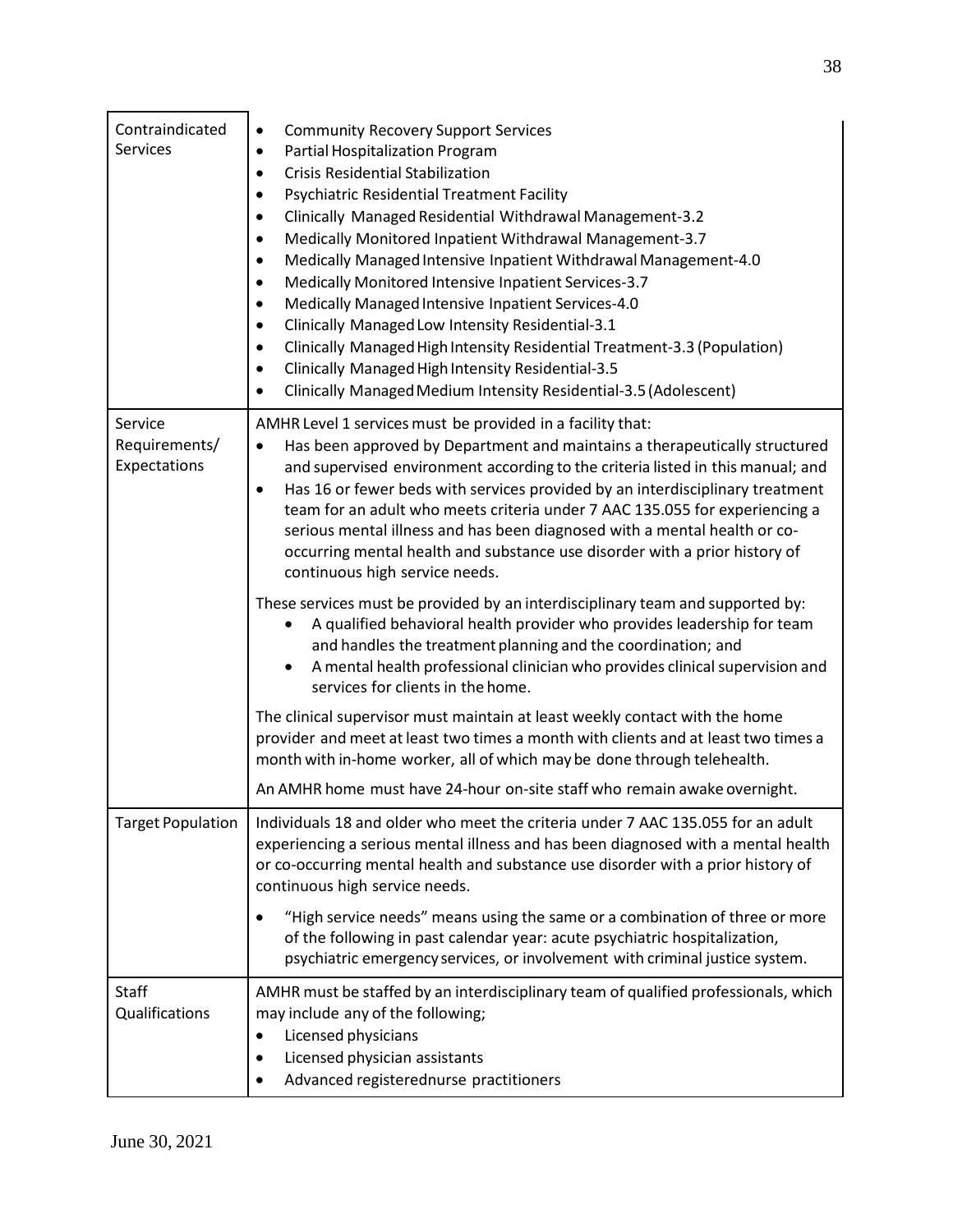| | |
|---|---|
| Contraindicated Services | • Community Recovery Support Services<br>• Partial Hospitalization Program<br>• Crisis Residential Stabilization<br>• Psychiatric Residential Treatment Facility<br>• Clinically Managed Residential Withdrawal Management-3.2<br>• Medically Monitored Inpatient Withdrawal Management-3.7<br>• Medically Managed Intensive Inpatient Withdrawal Management-4.0<br>• Medically Monitored Intensive Inpatient Services-3.7<br>• Medically Managed Intensive Inpatient Services-4.0<br>• Clinically Managed Low Intensity Residential-3.1<br>• Clinically Managed High Intensity Residential Treatment-3.3 (Population)<br>• Clinically Managed High Intensity Residential-3.5<br>• Clinically Managed Medium Intensity Residential-3.5 (Adolescent) |
| Service Requirements/ Expectations | AMHR Level 1 services must be provided in a facility that:<br>• Has been approved by Department and maintains a therapeutically structured and supervised environment according to the criteria listed in this manual; and<br>• Has 16 or fewer beds with services provided by an interdisciplinary treatment team for an adult who meets criteria under 7 AAC 135.055 for experiencing a serious mental illness and has been diagnosed with a mental health or co-occurring mental health and substance use disorder with a prior history of continuous high service needs.<br><br>These services must be provided by an interdisciplinary team and supported by:<br>• A qualified behavioral health provider who provides leadership for team and handles the treatment planning and the coordination; and<br>• A mental health professional clinician who provides clinical supervision and services for clients in the home.<br><br>The clinical supervisor must maintain at least weekly contact with the home provider and meet at least two times a month with clients and at least two times a month with in-home worker, all of which may be done through telehealth.<br><br>An AMHR home must have 24-hour on-site staff who remain awake overnight. |
| Target Population | Individuals 18 and older who meet the criteria under 7 AAC 135.055 for an adult experiencing a serious mental illness and has been diagnosed with a mental health or co-occurring mental health and substance use disorder with a prior history of continuous high service needs.<br><br>• "High service needs" means using the same or a combination of three or more of the following in past calendar year: acute psychiatric hospitalization, psychiatric emergency services, or involvement with criminal justice system. |
| Staff Qualifications | AMHR must be staffed by an interdisciplinary team of qualified professionals, which may include any of the following;<br>• Licensed physicians<br>• Licensed physician assistants<br>• Advanced registerednurse practitioners |

June 30, 2021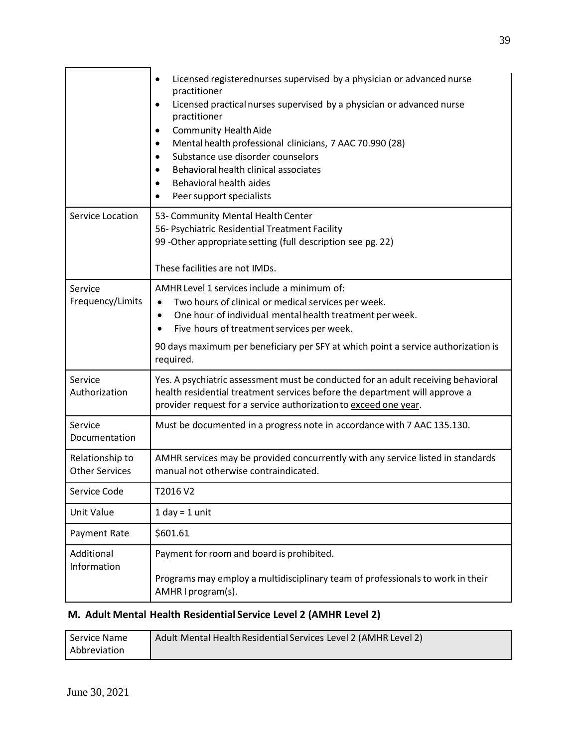| | |
|---|---|
| | • Licensed registerednurses supervised by a physician or advanced nurse practitioner<br>• Licensed practical nurses supervised by a physician or advanced nurse practitioner<br>• Community Health Aide<br>• Mental health professional clinicians, 7 AAC 70.990 (28)<br>• Substance use disorder counselors<br>• Behavioral health clinical associates<br>• Behavioral health aides<br>• Peer support specialists |
| Service Location | 53- Community Mental Health Center<br>56- Psychiatric Residential Treatment Facility<br>99 -Other appropriate setting (full description see pg. 22)<br><br>These facilities are not IMDs. |
| Service Frequency/Limits | AMHR Level 1 services include a minimum of:<br>• Two hours of clinical or medical services per week.<br>• One hour of individual mental health treatment per week.<br>• Five hours of treatment services per week.<br><br>90 days maximum per beneficiary per SFY at which point a service authorization is required. |
| Service Authorization | Yes. A psychiatric assessment must be conducted for an adult receiving behavioral health residential treatment services before the department will approve a provider request for a service authorization to <u>exceed one year</u>. |
| Service Documentation | Must be documented in a progress note in accordance with 7 AAC 135.130. |
| Relationship to Other Services | AMHR services may be provided concurrently with any service listed in standards manual not otherwise contraindicated. |
| Service Code | T2016 V2 |
| Unit Value | 1 day = 1 unit |
| Payment Rate | $601.61 |
| Additional Information | Payment for room and board is prohibited.<br><br>Programs may employ a multidisciplinary team of professionals to work in their AMHR I program(s). |

## M. Adult Mental Health Residential Service Level 2 (AMHR Level 2)

| Service Name Abbreviation | Adult Mental Health Residential Services Level 2 (AMHR Level 2) |
|---|---|

June 30, 2021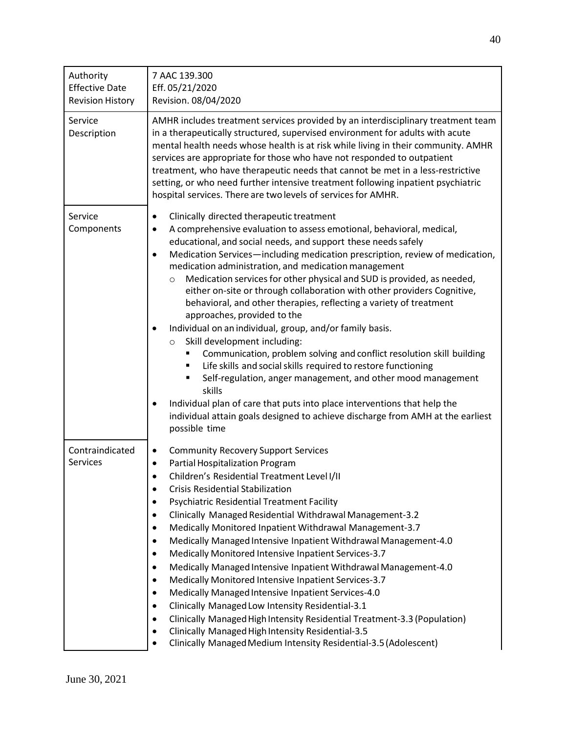| | |
|---|---|
| Authority<br>Effective Date<br>Revision History | 7 AAC 139.300<br>Eff. 05/21/2020<br>Revision. 08/04/2020 |
| Service Description | AMHR includes treatment services provided by an interdisciplinary treatment team in a therapeutically structured, supervised environment for adults with acute mental health needs whose health is at risk while living in their community. AMHR services are appropriate for those who have not responded to outpatient treatment, who have therapeutic needs that cannot be met in a less-restrictive setting, or who need further intensive treatment following inpatient psychiatric hospital services. There are two levels of services for AMHR. |
| Service Components | • Clinically directed therapeutic treatment<br>• A comprehensive evaluation to assess emotional, behavioral, medical, educational, and social needs, and support these needs safely<br>• Medication Services—including medication prescription, review of medication, medication administration, and medication management<br>&nbsp;&nbsp;&nbsp;&nbsp;○ Medication services for other physical and SUD is provided, as needed, either on-site or through collaboration with other providers Cognitive, behavioral, and other therapies, reflecting a variety of treatment approaches, provided to the<br>• Individual on an individual, group, and/or family basis.<br>&nbsp;&nbsp;&nbsp;&nbsp;○ Skill development including:<br>&nbsp;&nbsp;&nbsp;&nbsp;&nbsp;&nbsp;&nbsp;&nbsp;▪ Communication, problem solving and conflict resolution skill building<br>&nbsp;&nbsp;&nbsp;&nbsp;&nbsp;&nbsp;&nbsp;&nbsp;▪ Life skills and social skills required to restore functioning<br>&nbsp;&nbsp;&nbsp;&nbsp;&nbsp;&nbsp;&nbsp;&nbsp;▪ Self-regulation, anger management, and other mood management skills<br>• Individual plan of care that puts into place interventions that help the individual attain goals designed to achieve discharge from AMH at the earliest possible time |
| Contraindicated Services | • Community Recovery Support Services<br>• Partial Hospitalization Program<br>• Children's Residential Treatment Level I/II<br>• Crisis Residential Stabilization<br>• Psychiatric Residential Treatment Facility<br>• Clinically Managed Residential Withdrawal Management-3.2<br>• Medically Monitored Inpatient Withdrawal Management-3.7<br>• Medically Managed Intensive Inpatient Withdrawal Management-4.0<br>• Medically Monitored Intensive Inpatient Services-3.7<br>• Medically Managed Intensive Inpatient Withdrawal Management-4.0<br>• Medically Monitored Intensive Inpatient Services-3.7<br>• Medically Managed Intensive Inpatient Services-4.0<br>• Clinically Managed Low Intensity Residential-3.1<br>• Clinically Managed High Intensity Residential Treatment-3.3 (Population)<br>• Clinically Managed High Intensity Residential-3.5<br>• Clinically Managed Medium Intensity Residential-3.5 (Adolescent) |

June 30, 2021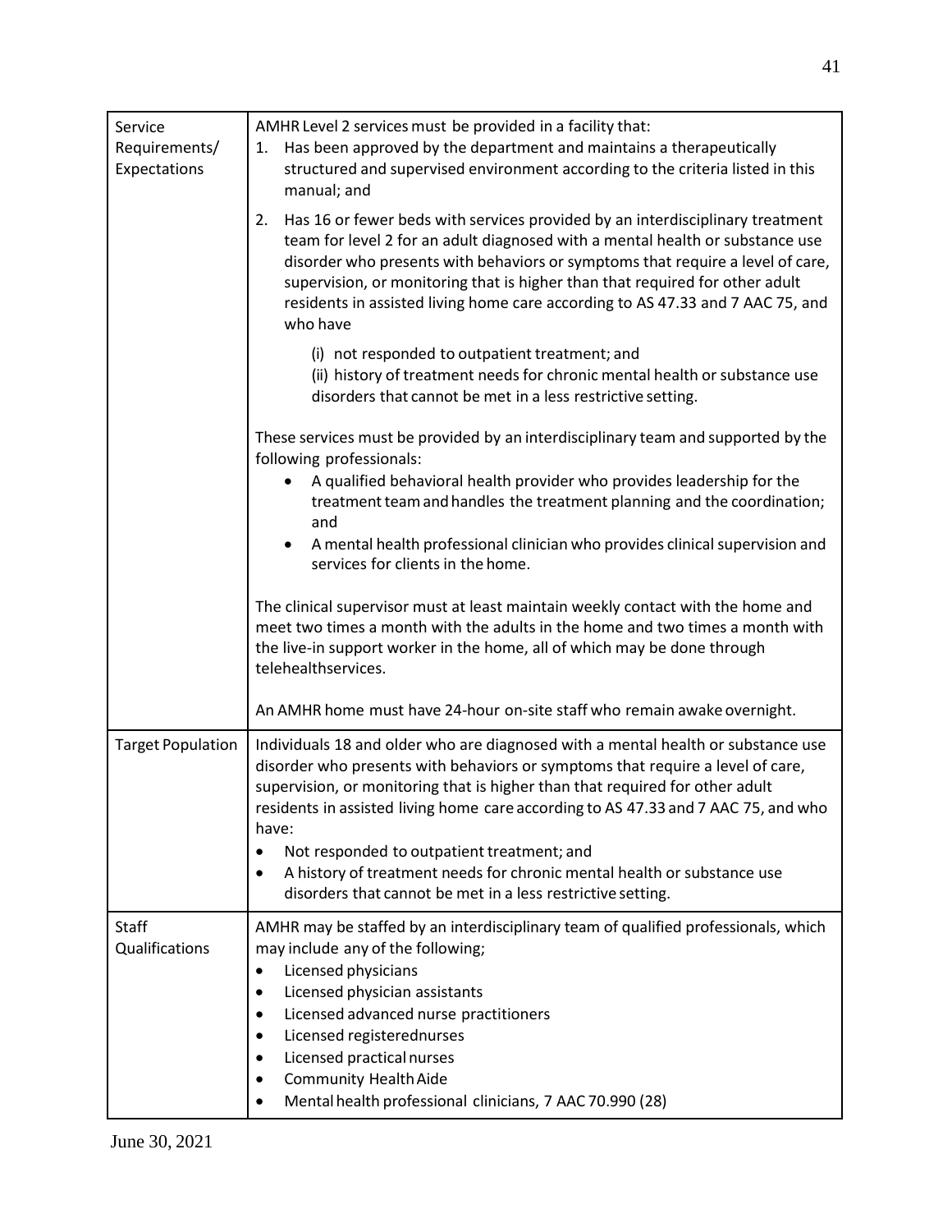| | |
|---|---|
| Service Requirements/ Expectations | AMHR Level 2 services must be provided in a facility that:<br>1. Has been approved by the department and maintains a therapeutically structured and supervised environment according to the criteria listed in this manual; and<br>2. Has 16 or fewer beds with services provided by an interdisciplinary treatment team for level 2 for an adult diagnosed with a mental health or substance use disorder who presents with behaviors or symptoms that require a level of care, supervision, or monitoring that is higher than that required for other adult residents in assisted living home care according to AS 47.33 and 7 AAC 75, and who have<br>(i) not responded to outpatient treatment; and<br>(ii) history of treatment needs for chronic mental health or substance use disorders that cannot be met in a less restrictive setting.<br><br>These services must be provided by an interdisciplinary team and supported by the following professionals:<br>• A qualified behavioral health provider who provides leadership for the treatment team and handles the treatment planning and the coordination; and<br>• A mental health professional clinician who provides clinical supervision and services for clients in the home.<br><br>The clinical supervisor must at least maintain weekly contact with the home and meet two times a month with the adults in the home and two times a month with the live-in support worker in the home, all of which may be done through telehealthservices.<br><br>An AMHR home must have 24-hour on-site staff who remain awake overnight. |
| Target Population | Individuals 18 and older who are diagnosed with a mental health or substance use disorder who presents with behaviors or symptoms that require a level of care, supervision, or monitoring that is higher than that required for other adult residents in assisted living home care according to AS 47.33 and 7 AAC 75, and who have:<br>• Not responded to outpatient treatment; and<br>• A history of treatment needs for chronic mental health or substance use disorders that cannot be met in a less restrictive setting. |
| Staff Qualifications | AMHR may be staffed by an interdisciplinary team of qualified professionals, which may include any of the following;<br>• Licensed physicians<br>• Licensed physician assistants<br>• Licensed advanced nurse practitioners<br>• Licensed registerednurses<br>• Licensed practical nurses<br>• Community Health Aide<br>• Mental health professional clinicians, 7 AAC 70.990 (28) |

June 30, 2021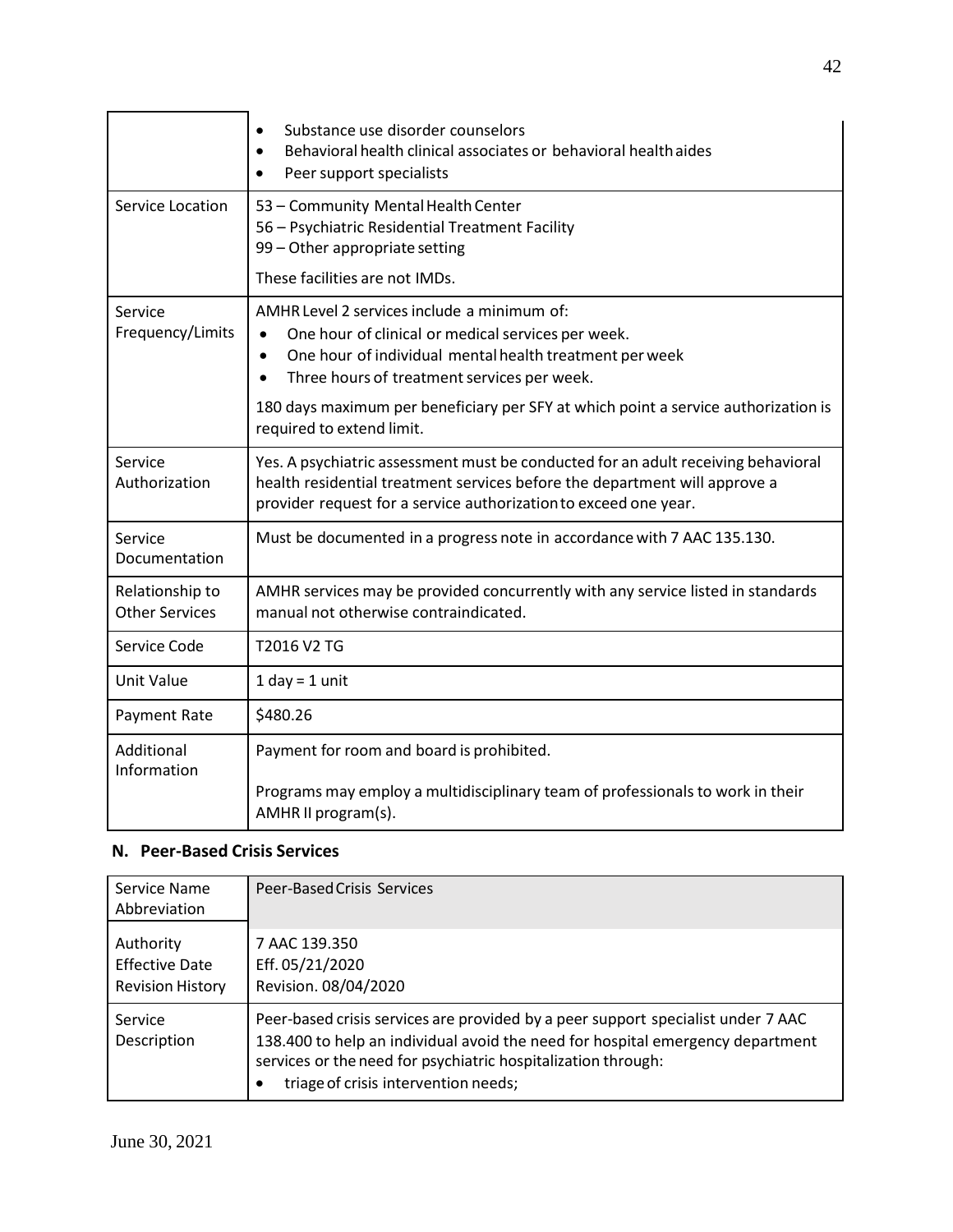| | |
|---|---|
| | • Substance use disorder counselors<br>• Behavioral health clinical associates or behavioral health aides<br>• Peer support specialists |
| Service Location | 53 – Community Mental Health Center<br>56 – Psychiatric Residential Treatment Facility<br>99 – Other appropriate setting<br><br>These facilities are not IMDs. |
| Service Frequency/Limits | AMHR Level 2 services include a minimum of:<br>• One hour of clinical or medical services per week.<br>• One hour of individual mental health treatment per week<br>• Three hours of treatment services per week.<br><br>180 days maximum per beneficiary per SFY at which point a service authorization is required to extend limit. |
| Service Authorization | Yes. A psychiatric assessment must be conducted for an adult receiving behavioral health residential treatment services before the department will approve a provider request for a service authorization to exceed one year. |
| Service Documentation | Must be documented in a progress note in accordance with 7 AAC 135.130. |
| Relationship to Other Services | AMHR services may be provided concurrently with any service listed in standards manual not otherwise contraindicated. |
| Service Code | T2016 V2 TG |
| Unit Value | 1 day = 1 unit |
| Payment Rate | $480.26 |
| Additional Information | Payment for room and board is prohibited.<br><br>Programs may employ a multidisciplinary team of professionals to work in their AMHR II program(s). |

## N. Peer-Based Crisis Services

| Service Name Abbreviation | Peer-Based Crisis Services |
|---|---|
| Authority<br>Effective Date<br>Revision History | 7 AAC 139.350<br>Eff. 05/21/2020<br>Revision. 08/04/2020 |
| Service Description | Peer-based crisis services are provided by a peer support specialist under 7 AAC 138.400 to help an individual avoid the need for hospital emergency department services or the need for psychiatric hospitalization through:<br>• triage of crisis intervention needs; |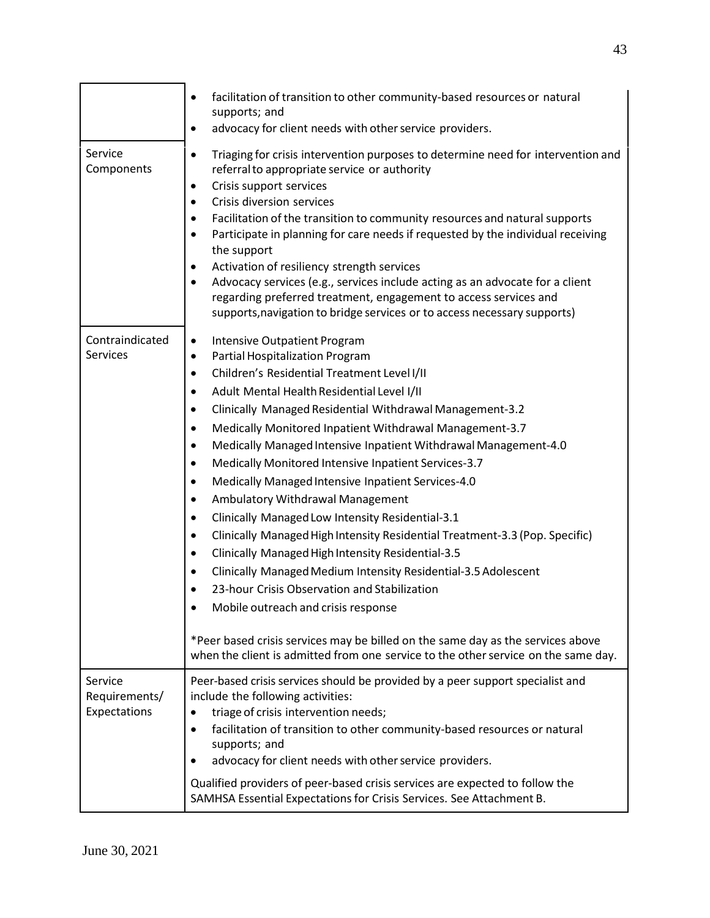| | |
|---|---|
| | • facilitation of transition to other community-based resources or natural supports; and<br>• advocacy for client needs with other service providers. |
| Service Components | • Triaging for crisis intervention purposes to determine need for intervention and referral to appropriate service or authority<br>• Crisis support services<br>• Crisis diversion services<br>• Facilitation of the transition to community resources and natural supports<br>• Participate in planning for care needs if requested by the individual receiving the support<br>• Activation of resiliency strength services<br>• Advocacy services (e.g., services include acting as an advocate for a client regarding preferred treatment, engagement to access services and supports,navigation to bridge services or to access necessary supports) |
| Contraindicated Services | • Intensive Outpatient Program<br>• Partial Hospitalization Program<br>• Children's Residential Treatment Level I/II<br>• Adult Mental Health Residential Level I/II<br>• Clinically Managed Residential Withdrawal Management-3.2<br>• Medically Monitored Inpatient Withdrawal Management-3.7<br>• Medically Managed Intensive Inpatient Withdrawal Management-4.0<br>• Medically Monitored Intensive Inpatient Services-3.7<br>• Medically Managed Intensive Inpatient Services-4.0<br>• Ambulatory Withdrawal Management<br>• Clinically Managed Low Intensity Residential-3.1<br>• Clinically Managed High Intensity Residential Treatment-3.3 (Pop. Specific)<br>• Clinically Managed High Intensity Residential-3.5<br>• Clinically Managed Medium Intensity Residential-3.5 Adolescent<br>• 23-hour Crisis Observation and Stabilization<br>• Mobile outreach and crisis response<br><br>*Peer based crisis services may be billed on the same day as the services above when the client is admitted from one service to the other service on the same day. |
| Service Requirements/ Expectations | Peer-based crisis services should be provided by a peer support specialist and include the following activities:<br>• triage of crisis intervention needs;<br>• facilitation of transition to other community-based resources or natural supports; and<br>• advocacy for client needs with other service providers.<br><br>Qualified providers of peer-based crisis services are expected to follow the SAMHSA Essential Expectations for Crisis Services. See Attachment B. |

June 30, 2021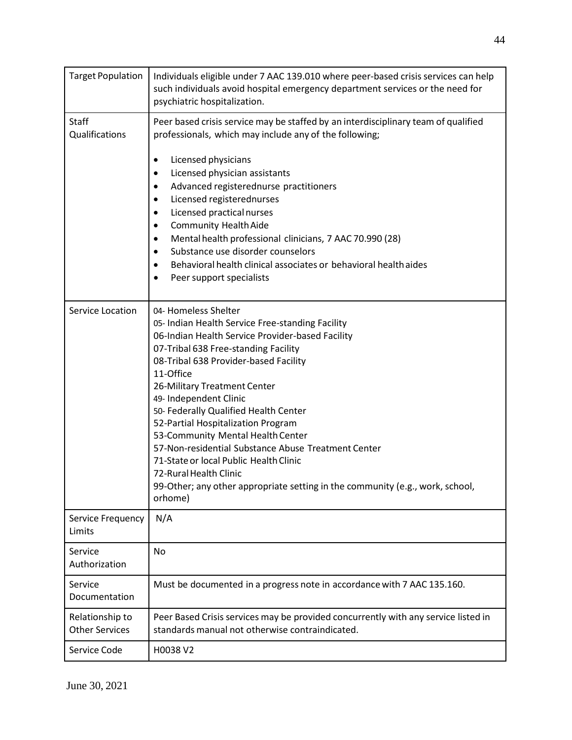| Target Population | Individuals eligible under 7 AAC 139.010 where peer-based crisis services can help such individuals avoid hospital emergency department services or the need for psychiatric hospitalization. |
|---|---|
| Staff Qualifications | Peer based crisis service may be staffed by an interdisciplinary team of qualified professionals, which may include any of the following;<br><br>• Licensed physicians<br>• Licensed physician assistants<br>• Advanced registerednurse practitioners<br>• Licensed registerednurses<br>• Licensed practical nurses<br>• Community Health Aide<br>• Mental health professional clinicians, 7 AAC 70.990 (28)<br>• Substance use disorder counselors<br>• Behavioral health clinical associates or behavioral health aides<br>• Peer support specialists |
| Service Location | 04- Homeless Shelter<br>05- Indian Health Service Free-standing Facility<br>06-Indian Health Service Provider-based Facility<br>07-Tribal 638 Free-standing Facility<br>08-Tribal 638 Provider-based Facility<br>11-Office<br>26-Military Treatment Center<br>49- Independent Clinic<br>50- Federally Qualified Health Center<br>52-Partial Hospitalization Program<br>53-Community Mental Health Center<br>57-Non-residential Substance Abuse Treatment Center<br>71-State or local Public Health Clinic<br>72-Rural Health Clinic<br>99-Other; any other appropriate setting in the community (e.g., work, school, orhome) |
| Service Frequency Limits | N/A |
| Service Authorization | No |
| Service Documentation | Must be documented in a progress note in accordance with 7 AAC 135.160. |
| Relationship to Other Services | Peer Based Crisis services may be provided concurrently with any service listed in standards manual not otherwise contraindicated. |
| Service Code | H0038 V2 |

June 30, 2021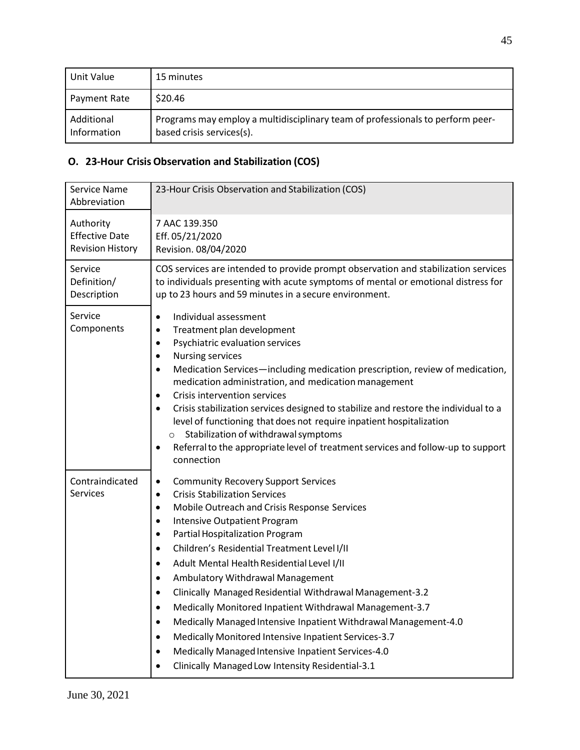| Unit Value | 15 minutes |
| --- | --- |
| Payment Rate | $20.46 |
| Additional Information | Programs may employ a multidisciplinary team of professionals to perform peer-based crisis services(s). |

## O. 23-Hour Crisis Observation and Stabilization (COS)

| Service Name Abbreviation | 23-Hour Crisis Observation and Stabilization (COS) |
| --- | --- |
| Authority<br>Effective Date<br>Revision History | 7 AAC 139.350<br>Eff. 05/21/2020<br>Revision. 08/04/2020 |
| Service Definition/ Description | COS services are intended to provide prompt observation and stabilization services to individuals presenting with acute symptoms of mental or emotional distress for up to 23 hours and 59 minutes in a secure environment. |
| Service Components | • Individual assessment<br>• Treatment plan development<br>• Psychiatric evaluation services<br>• Nursing services<br>• Medication Services—including medication prescription, review of medication, medication administration, and medication management<br>• Crisis intervention services<br>• Crisis stabilization services designed to stabilize and restore the individual to a level of functioning that does not require inpatient hospitalization<br>&nbsp;&nbsp;&nbsp;&nbsp;o Stabilization of withdrawal symptoms<br>• Referral to the appropriate level of treatment services and follow-up to support connection |
| Contraindicated Services | • Community Recovery Support Services<br>• Crisis Stabilization Services<br>• Mobile Outreach and Crisis Response Services<br>• Intensive Outpatient Program<br>• Partial Hospitalization Program<br>• Children's Residential Treatment Level I/II<br>• Adult Mental Health Residential Level I/II<br>• Ambulatory Withdrawal Management<br>• Clinically Managed Residential Withdrawal Management-3.2<br>• Medically Monitored Inpatient Withdrawal Management-3.7<br>• Medically Managed Intensive Inpatient Withdrawal Management-4.0<br>• Medically Monitored Intensive Inpatient Services-3.7<br>• Medically Managed Intensive Inpatient Services-4.0<br>• Clinically Managed Low Intensity Residential-3.1 |

June 30, 2021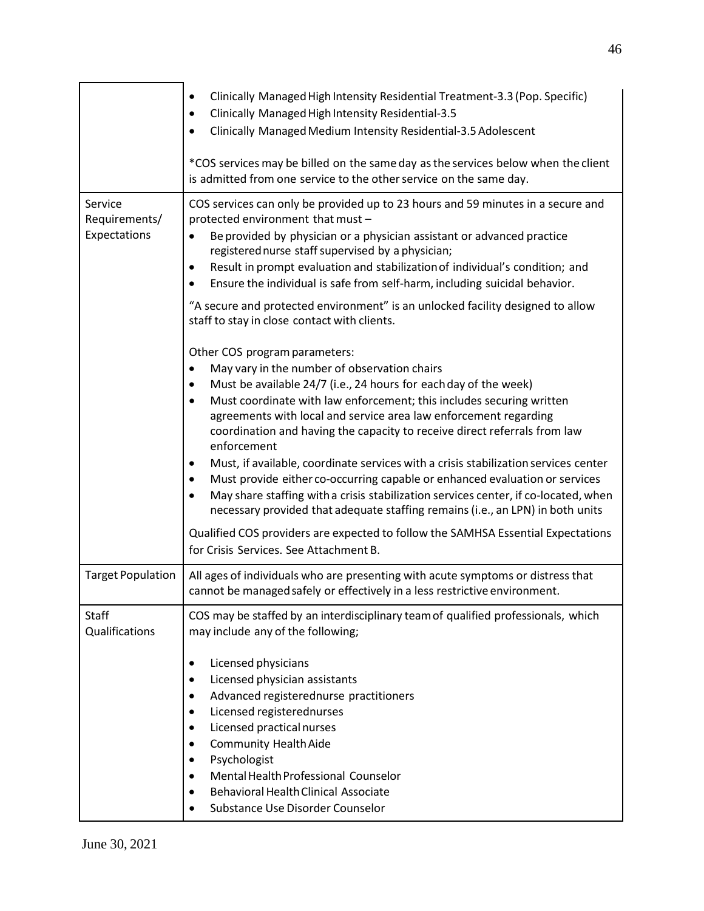| | |
|---|---|
| | • Clinically Managed High Intensity Residential Treatment-3.3 (Pop. Specific)<br>• Clinically Managed High Intensity Residential-3.5<br>• Clinically Managed Medium Intensity Residential-3.5 Adolescent<br><br>*COS services may be billed on the same day as the services below when the client is admitted from one service to the other service on the same day. |
| Service Requirements/ Expectations | COS services can only be provided up to 23 hours and 59 minutes in a secure and protected environment that must –<br>• Be provided by physician or a physician assistant or advanced practice registered nurse staff supervised by a physician;<br>• Result in prompt evaluation and stabilization of individual's condition; and<br>• Ensure the individual is safe from self-harm, including suicidal behavior.<br><br>"A secure and protected environment" is an unlocked facility designed to allow staff to stay in close contact with clients.<br><br>Other COS program parameters:<br>• May vary in the number of observation chairs<br>• Must be available 24/7 (i.e., 24 hours for each day of the week)<br>• Must coordinate with law enforcement; this includes securing written agreements with local and service area law enforcement regarding coordination and having the capacity to receive direct referrals from law enforcement<br>• Must, if available, coordinate services with a crisis stabilization services center<br>• Must provide either co-occurring capable or enhanced evaluation or services<br>• May share staffing with a crisis stabilization services center, if co-located, when necessary provided that adequate staffing remains (i.e., an LPN) in both units<br><br>Qualified COS providers are expected to follow the SAMHSA Essential Expectations for Crisis Services. See Attachment B. |
| Target Population | All ages of individuals who are presenting with acute symptoms or distress that cannot be managed safely or effectively in a less restrictive environment. |
| Staff Qualifications | COS may be staffed by an interdisciplinary team of qualified professionals, which may include any of the following;<br><br>• Licensed physicians<br>• Licensed physician assistants<br>• Advanced registered nurse practitioners<br>• Licensed registered nurses<br>• Licensed practical nurses<br>• Community Health Aide<br>• Psychologist<br>• Mental Health Professional Counselor<br>• Behavioral Health Clinical Associate<br>• Substance Use Disorder Counselor |

June 30, 2021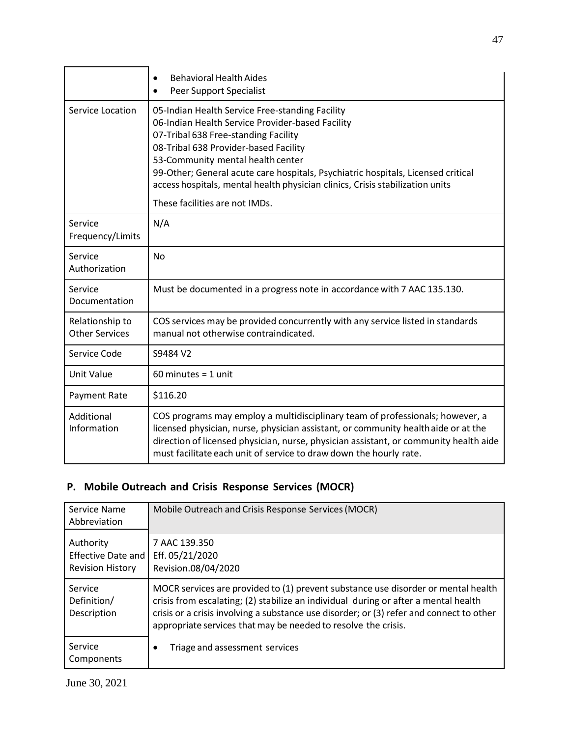| | |
|---|---|
| | • Behavioral Health Aides<br>• Peer Support Specialist |
| Service Location | 05-Indian Health Service Free-standing Facility<br>06-Indian Health Service Provider-based Facility<br>07-Tribal 638 Free-standing Facility<br>08-Tribal 638 Provider-based Facility<br>53-Community mental health center<br>99-Other; General acute care hospitals, Psychiatric hospitals, Licensed critical access hospitals, mental health physician clinics, Crisis stabilization units<br><br>These facilities are not IMDs. |
| Service Frequency/Limits | N/A |
| Service Authorization | No |
| Service Documentation | Must be documented in a progress note in accordance with 7 AAC 135.130. |
| Relationship to Other Services | COS services may be provided concurrently with any service listed in standards manual not otherwise contraindicated. |
| Service Code | S9484 V2 |
| Unit Value | 60 minutes = 1 unit |
| Payment Rate | $116.20 |
| Additional Information | COS programs may employ a multidisciplinary team of professionals; however, a licensed physician, nurse, physician assistant, or community health aide or at the direction of licensed physician, nurse, physician assistant, or community health aide must facilitate each unit of service to draw down the hourly rate. |

## P. Mobile Outreach and Crisis Response Services (MOCR)

| Service Name Abbreviation | Mobile Outreach and Crisis Response Services (MOCR) |
|---|---|
| Authority Effective Date and Revision History | 7 AAC 139.350<br>Eff. 05/21/2020<br>Revision.08/04/2020 |
| Service Definition/ Description | MOCR services are provided to (1) prevent substance use disorder or mental health crisis from escalating; (2) stabilize an individual during or after a mental health crisis or a crisis involving a substance use disorder; or (3) refer and connect to other appropriate services that may be needed to resolve the crisis. |
| Service Components | • Triage and assessment services |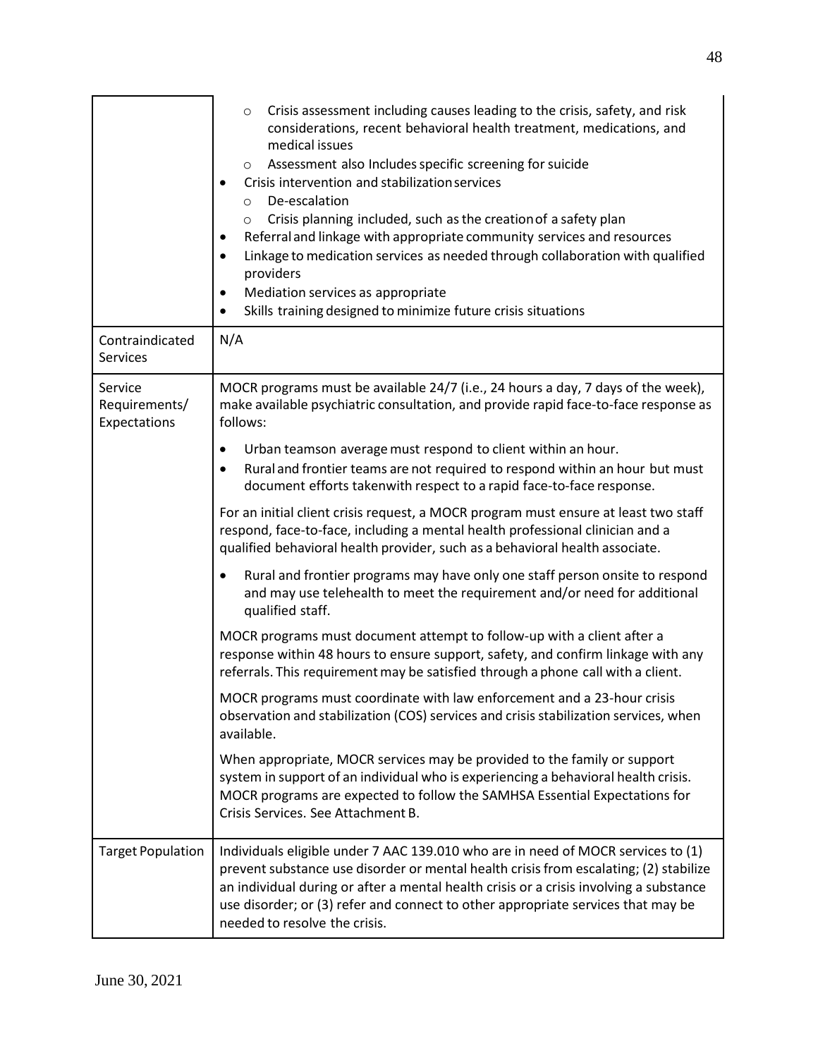| | |
|---|---|
| | ○ Crisis assessment including causes leading to the crisis, safety, and risk considerations, recent behavioral health treatment, medications, and medical issues<br>○ Assessment also Includes specific screening for suicide<br>• Crisis intervention and stabilization services<br>○ De-escalation<br>○ Crisis planning included, such as the creation of a safety plan<br>• Referral and linkage with appropriate community services and resources<br>• Linkage to medication services as needed through collaboration with qualified providers<br>• Mediation services as appropriate<br>• Skills training designed to minimize future crisis situations |
| Contraindicated Services | N/A |
| Service Requirements/ Expectations | MOCR programs must be available 24/7 (i.e., 24 hours a day, 7 days of the week), make available psychiatric consultation, and provide rapid face-to-face response as follows:<br>• Urban teamson average must respond to client within an hour.<br>• Rural and frontier teams are not required to respond within an hour but must document efforts takenwith respect to a rapid face-to-face response.<br><br>For an initial client crisis request, a MOCR program must ensure at least two staff respond, face-to-face, including a mental health professional clinician and a qualified behavioral health provider, such as a behavioral health associate.<br>• Rural and frontier programs may have only one staff person onsite to respond and may use telehealth to meet the requirement and/or need for additional qualified staff.<br><br>MOCR programs must document attempt to follow-up with a client after a response within 48 hours to ensure support, safety, and confirm linkage with any referrals. This requirement may be satisfied through a phone call with a client.<br><br>MOCR programs must coordinate with law enforcement and a 23-hour crisis observation and stabilization (COS) services and crisis stabilization services, when available.<br><br>When appropriate, MOCR services may be provided to the family or support system in support of an individual who is experiencing a behavioral health crisis. MOCR programs are expected to follow the SAMHSA Essential Expectations for Crisis Services. See Attachment B. |
| Target Population | Individuals eligible under 7 AAC 139.010 who are in need of MOCR services to (1) prevent substance use disorder or mental health crisis from escalating; (2) stabilize an individual during or after a mental health crisis or a crisis involving a substance use disorder; or (3) refer and connect to other appropriate services that may be needed to resolve the crisis. |

June 30, 2021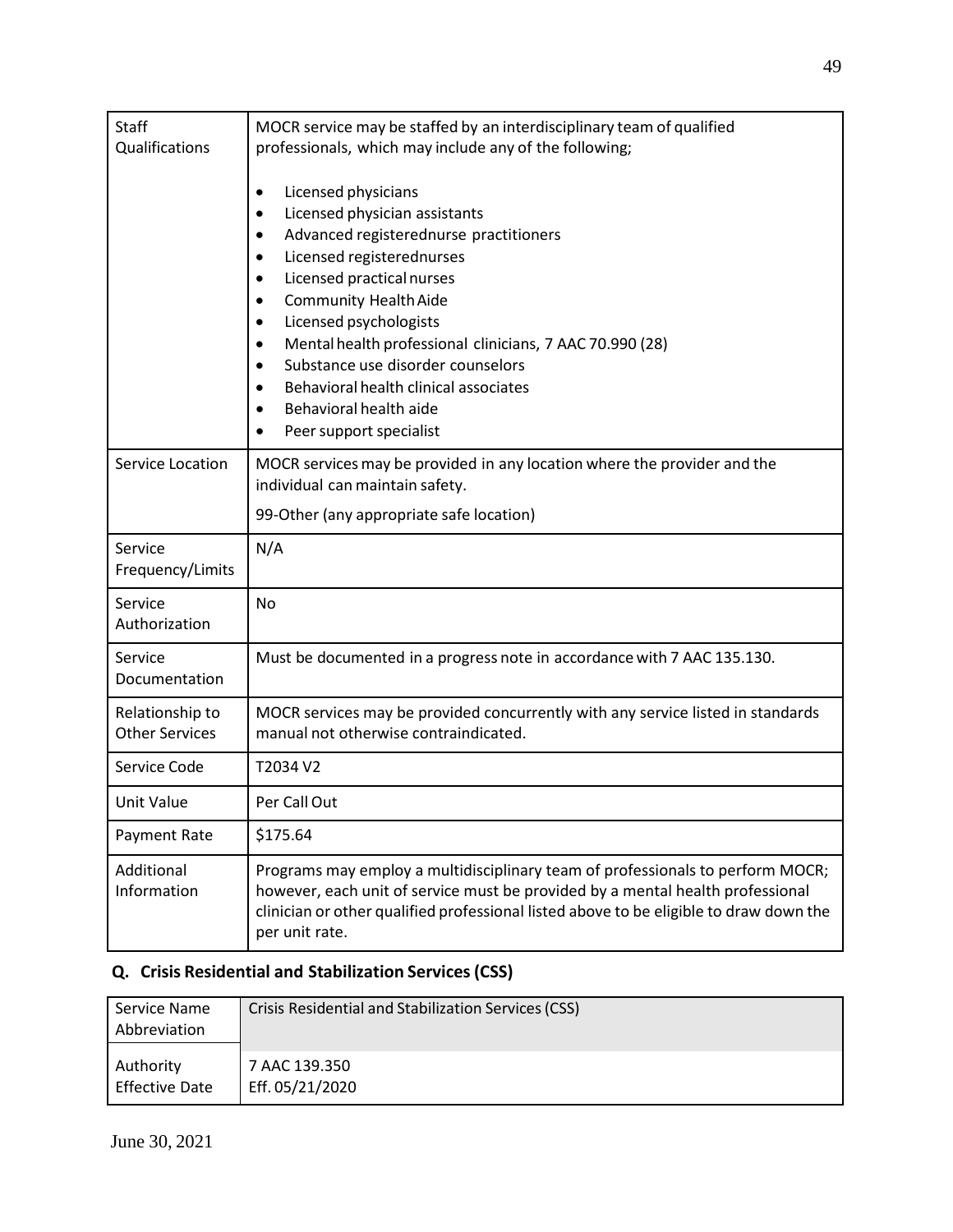| Staff Qualifications | MOCR service may be staffed by an interdisciplinary team of qualified professionals, which may include any of the following;<br><br>• Licensed physicians<br>• Licensed physician assistants<br>• Advanced registerednurse practitioners<br>• Licensed registerednurses<br>• Licensed practical nurses<br>• Community Health Aide<br>• Licensed psychologists<br>• Mental health professional clinicians, 7 AAC 70.990 (28)<br>• Substance use disorder counselors<br>• Behavioral health clinical associates<br>• Behavioral health aide<br>• Peer support specialist |
|---|---|
| Service Location | MOCR services may be provided in any location where the provider and the individual can maintain safety.<br>99-Other (any appropriate safe location) |
| Service Frequency/Limits | N/A |
| Service Authorization | No |
| Service Documentation | Must be documented in a progress note in accordance with 7 AAC 135.130. |
| Relationship to Other Services | MOCR services may be provided concurrently with any service listed in standards manual not otherwise contraindicated. |
| Service Code | T2034 V2 |
| Unit Value | Per Call Out |
| Payment Rate | $175.64 |
| Additional Information | Programs may employ a multidisciplinary team of professionals to perform MOCR; however, each unit of service must be provided by a mental health professional clinician or other qualified professional listed above to be eligible to draw down the per unit rate. |

## Q. Crisis Residential and Stabilization Services (CSS)

| Service Name Abbreviation | Crisis Residential and Stabilization Services (CSS) |
|---|---|
| Authority Effective Date | 7 AAC 139.350<br>Eff. 05/21/2020 |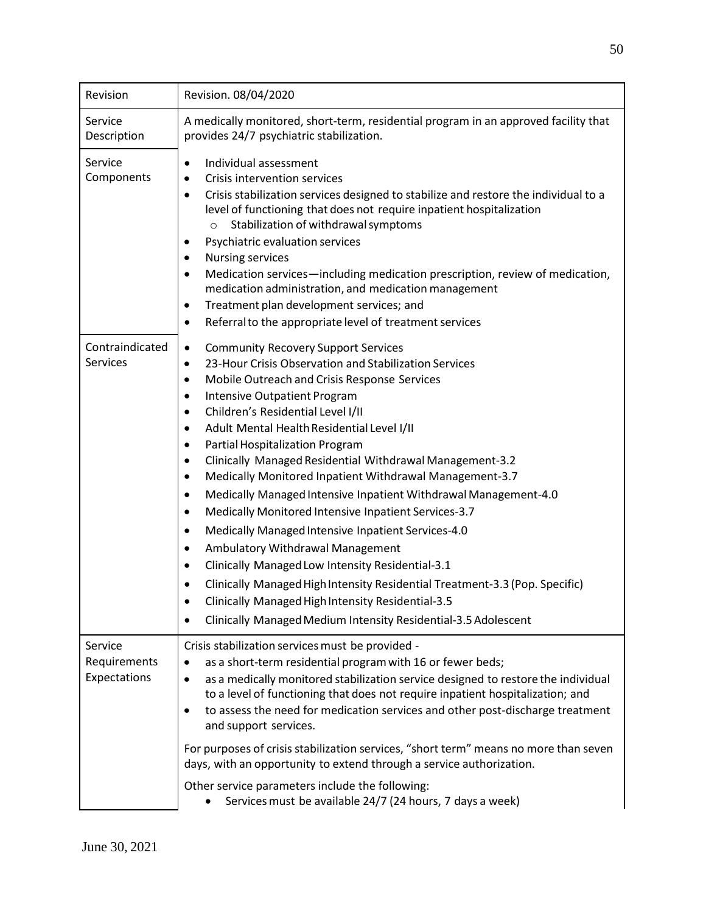| Revision | Revision. 08/04/2020 |
|---|---|
| Service Description | A medically monitored, short-term, residential program in an approved facility that provides 24/7 psychiatric stabilization. |
| Service Components | • Individual assessment<br>• Crisis intervention services<br>• Crisis stabilization services designed to stabilize and restore the individual to a level of functioning that does not require inpatient hospitalization<br>  ○ Stabilization of withdrawal symptoms<br>• Psychiatric evaluation services<br>• Nursing services<br>• Medication services—including medication prescription, review of medication, medication administration, and medication management<br>• Treatment plan development services; and<br>• Referral to the appropriate level of treatment services |
| Contraindicated Services | • Community Recovery Support Services<br>• 23-Hour Crisis Observation and Stabilization Services<br>• Mobile Outreach and Crisis Response Services<br>• Intensive Outpatient Program<br>• Children's Residential Level I/II<br>• Adult Mental Health Residential Level I/II<br>• Partial Hospitalization Program<br>• Clinically Managed Residential Withdrawal Management-3.2<br>• Medically Monitored Inpatient Withdrawal Management-3.7<br>• Medically Managed Intensive Inpatient Withdrawal Management-4.0<br>• Medically Monitored Intensive Inpatient Services-3.7<br>• Medically Managed Intensive Inpatient Services-4.0<br>• Ambulatory Withdrawal Management<br>• Clinically Managed Low Intensity Residential-3.1<br>• Clinically Managed High Intensity Residential Treatment-3.3 (Pop. Specific)<br>• Clinically Managed High Intensity Residential-3.5<br>• Clinically Managed Medium Intensity Residential-3.5 Adolescent |
| Service Requirements Expectations | Crisis stabilization services must be provided -<br>• as a short-term residential program with 16 or fewer beds;<br>• as a medically monitored stabilization service designed to restore the individual to a level of functioning that does not require inpatient hospitalization; and<br>• to assess the need for medication services and other post-discharge treatment and support services.<br><br>For purposes of crisis stabilization services, "short term" means no more than seven days, with an opportunity to extend through a service authorization.<br><br>Other service parameters include the following:<br>• Services must be available 24/7 (24 hours, 7 days a week) |

June 30, 2021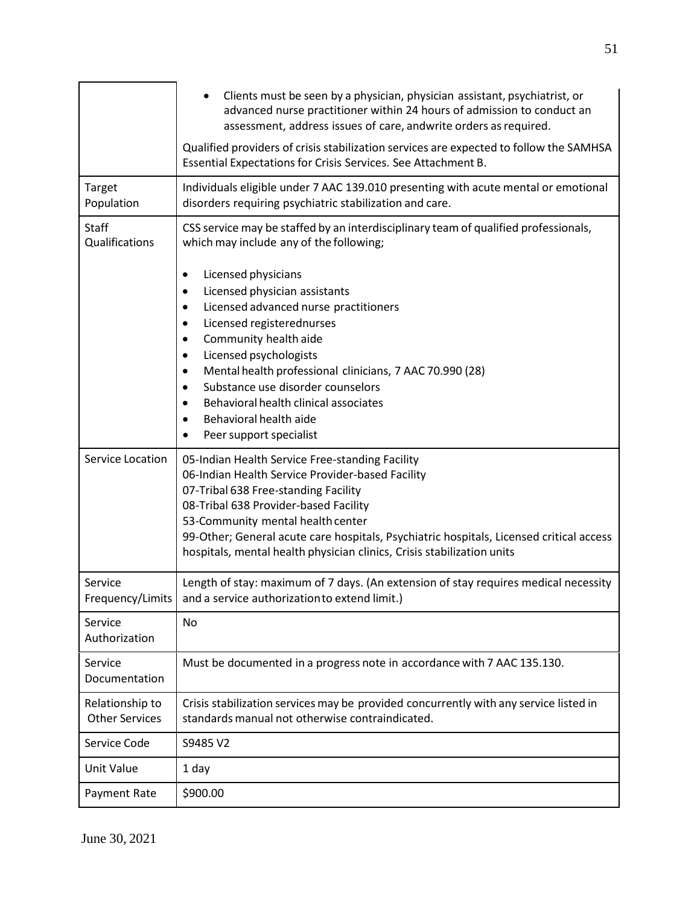| | |
|---|---|
| | • Clients must be seen by a physician, physician assistant, psychiatrist, or advanced nurse practitioner within 24 hours of admission to conduct an assessment, address issues of care, andwrite orders as required.<br><br>Qualified providers of crisis stabilization services are expected to follow the SAMHSA Essential Expectations for Crisis Services. See Attachment B. |
| Target Population | Individuals eligible under 7 AAC 139.010 presenting with acute mental or emotional disorders requiring psychiatric stabilization and care. |
| Staff Qualifications | CSS service may be staffed by an interdisciplinary team of qualified professionals, which may include any of the following;<br><br>• Licensed physicians<br>• Licensed physician assistants<br>• Licensed advanced nurse practitioners<br>• Licensed registerednurses<br>• Community health aide<br>• Licensed psychologists<br>• Mental health professional clinicians, 7 AAC 70.990 (28)<br>• Substance use disorder counselors<br>• Behavioral health clinical associates<br>• Behavioral health aide<br>• Peer support specialist |
| Service Location | 05-Indian Health Service Free-standing Facility<br>06-Indian Health Service Provider-based Facility<br>07-Tribal 638 Free-standing Facility<br>08-Tribal 638 Provider-based Facility<br>53-Community mental health center<br>99-Other; General acute care hospitals, Psychiatric hospitals, Licensed critical access hospitals, mental health physician clinics, Crisis stabilization units |
| Service Frequency/Limits | Length of stay: maximum of 7 days. (An extension of stay requires medical necessity and a service authorizationto extend limit.) |
| Service Authorization | No |
| Service Documentation | Must be documented in a progress note in accordance with 7 AAC 135.130. |
| Relationship to Other Services | Crisis stabilization services may be provided concurrently with any service listed in standards manual not otherwise contraindicated. |
| Service Code | S9485 V2 |
| Unit Value | 1 day |
| Payment Rate | $900.00 |

June 30, 2021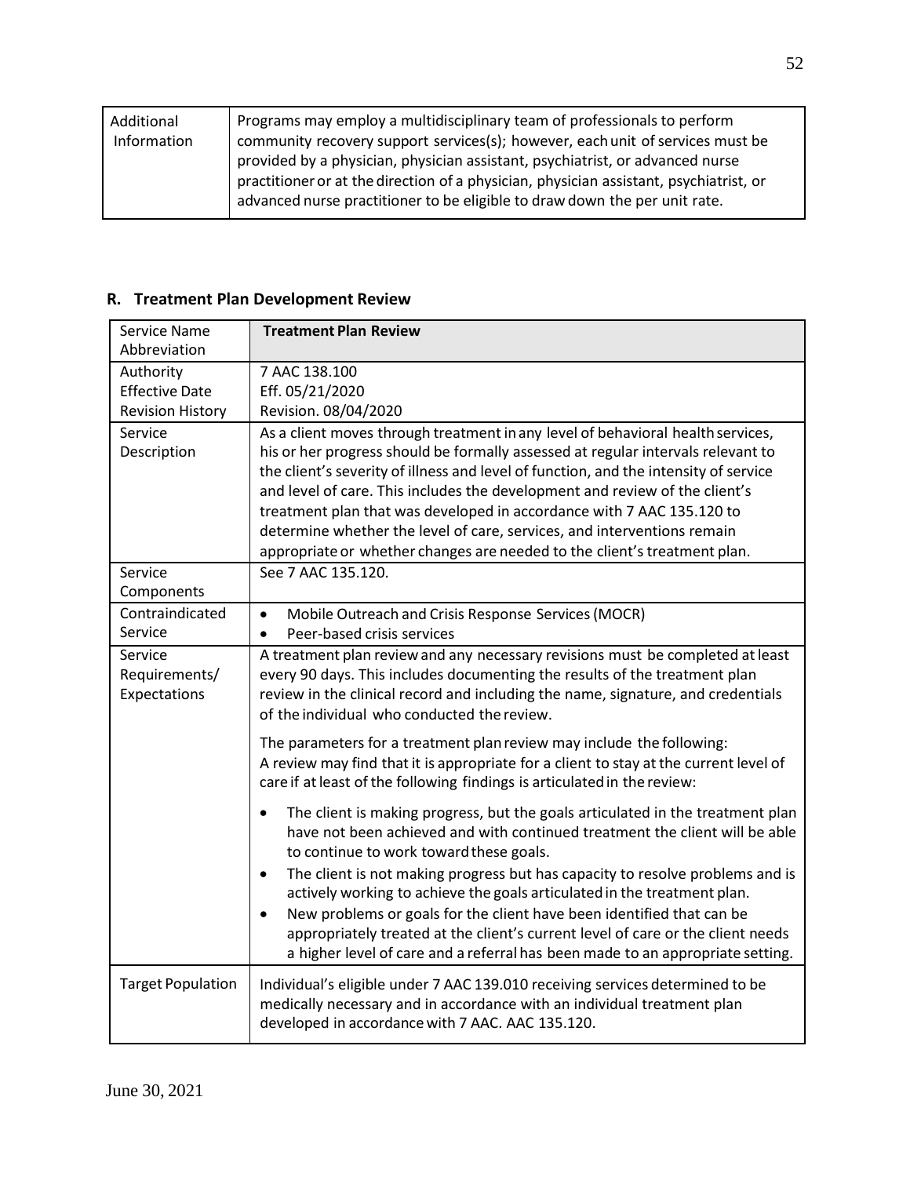| Additional Information | Programs may employ a multidisciplinary team of professionals to perform community recovery support services(s); however, each unit of services must be provided by a physician, physician assistant, psychiatrist, or advanced nurse practitioner or at the direction of a physician, physician assistant, psychiatrist, or advanced nurse practitioner to be eligible to draw down the per unit rate. |
|---|---|

## R. Treatment Plan Development Review

| Service Name Abbreviation | **Treatment Plan Review** |
|---|---|
| Authority<br>Effective Date<br>Revision History | 7 AAC 138.100<br>Eff. 05/21/2020<br>Revision. 08/04/2020 |
| Service Description | As a client moves through treatment in any level of behavioral health services, his or her progress should be formally assessed at regular intervals relevant to the client's severity of illness and level of function, and the intensity of service and level of care. This includes the development and review of the client's treatment plan that was developed in accordance with 7 AAC 135.120 to determine whether the level of care, services, and interventions remain appropriate or whether changes are needed to the client's treatment plan. |
| Service Components | See 7 AAC 135.120. |
| Contraindicated Service | • Mobile Outreach and Crisis Response Services (MOCR)<br>• Peer-based crisis services |
| Service Requirements/ Expectations | A treatment plan review and any necessary revisions must be completed at least every 90 days. This includes documenting the results of the treatment plan review in the clinical record and including the name, signature, and credentials of the individual who conducted the review.<br><br>The parameters for a treatment plan review may include the following:<br>A review may find that it is appropriate for a client to stay at the current level of care if at least of the following findings is articulated in the review:<br><br>• The client is making progress, but the goals articulated in the treatment plan have not been achieved and with continued treatment the client will be able to continue to work toward these goals.<br>• The client is not making progress but has capacity to resolve problems and is actively working to achieve the goals articulated in the treatment plan.<br>• New problems or goals for the client have been identified that can be appropriately treated at the client's current level of care or the client needs a higher level of care and a referral has been made to an appropriate setting. |
| Target Population | Individual's eligible under 7 AAC 139.010 receiving services determined to be medically necessary and in accordance with an individual treatment plan developed in accordance with 7 AAC. AAC 135.120. |

June 30, 2021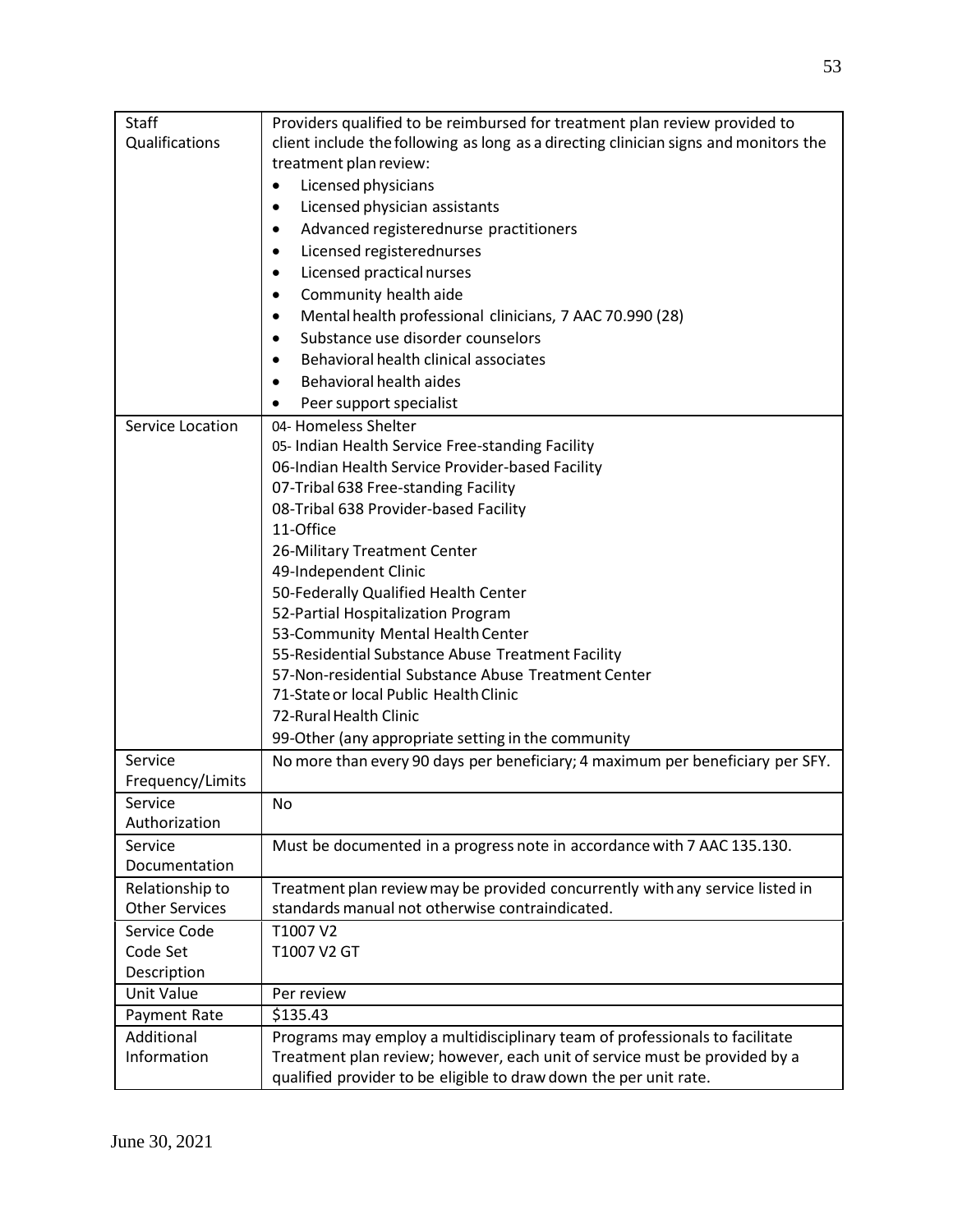| | |
|---|---|
| Staff Qualifications | Providers qualified to be reimbursed for treatment plan review provided to client include the following as long as a directing clinician signs and monitors the treatment plan review:<br>• Licensed physicians<br>• Licensed physician assistants<br>• Advanced registerednurse practitioners<br>• Licensed registerednurses<br>• Licensed practical nurses<br>• Community health aide<br>• Mental health professional clinicians, 7 AAC 70.990 (28)<br>• Substance use disorder counselors<br>• Behavioral health clinical associates<br>• Behavioral health aides<br>• Peer support specialist |
| Service Location | 04- Homeless Shelter<br>05- Indian Health Service Free-standing Facility<br>06-Indian Health Service Provider-based Facility<br>07-Tribal 638 Free-standing Facility<br>08-Tribal 638 Provider-based Facility<br>11-Office<br>26-Military Treatment Center<br>49-Independent Clinic<br>50-Federally Qualified Health Center<br>52-Partial Hospitalization Program<br>53-Community Mental Health Center<br>55-Residential Substance Abuse Treatment Facility<br>57-Non-residential Substance Abuse Treatment Center<br>71-State or local Public Health Clinic<br>72-Rural Health Clinic<br>99-Other (any appropriate setting in the community |
| Service Frequency/Limits | No more than every 90 days per beneficiary; 4 maximum per beneficiary per SFY. |
| Service Authorization | No |
| Service Documentation | Must be documented in a progress note in accordance with 7 AAC 135.130. |
| Relationship to Other Services | Treatment plan review may be provided concurrently with any service listed in standards manual not otherwise contraindicated. |
| Service Code Code Set Description | T1007 V2<br>T1007 V2 GT |
| Unit Value | Per review |
| Payment Rate | $135.43 |
| Additional Information | Programs may employ a multidisciplinary team of professionals to facilitate Treatment plan review; however, each unit of service must be provided by a qualified provider to be eligible to draw down the per unit rate. |

June 30, 2021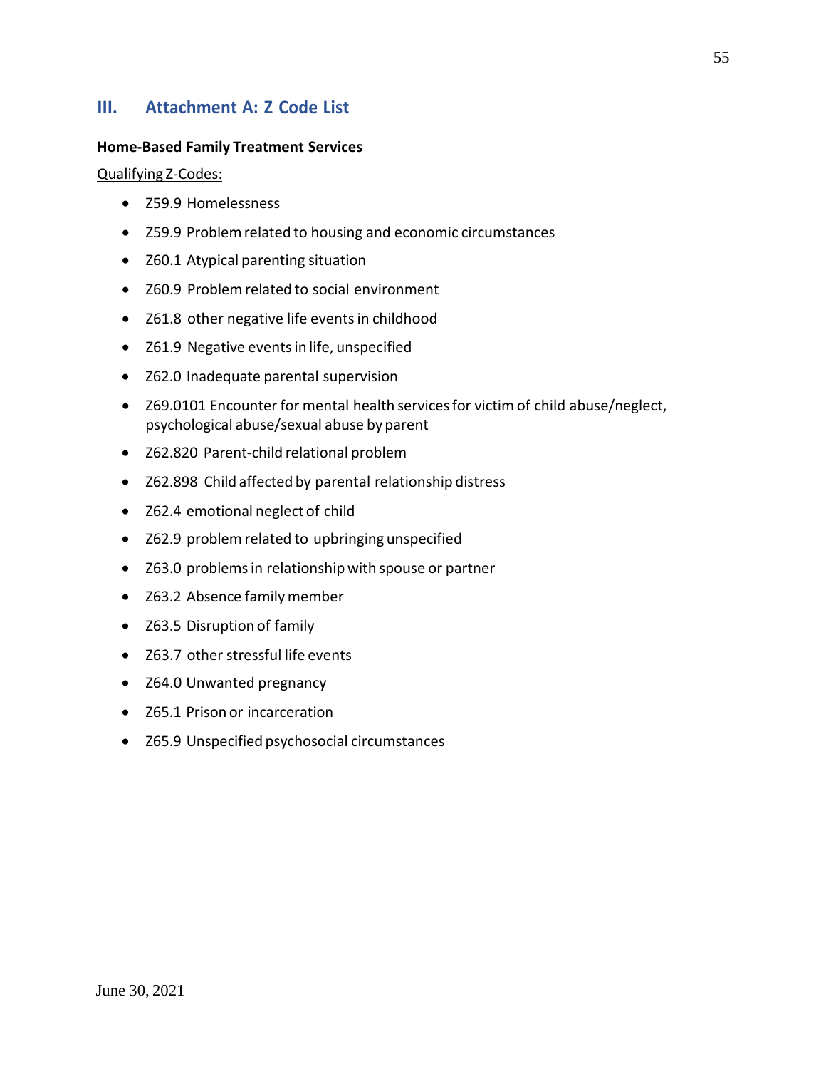## III. Attachment A: Z Code List

**Home-Based Family Treatment Services**

Qualifying Z-Codes:

- Z59.9 Homelessness
- Z59.9 Problem related to housing and economic circumstances
- Z60.1 Atypical parenting situation
- Z60.9 Problem related to social environment
- Z61.8 other negative life events in childhood
- Z61.9 Negative events in life, unspecified
- Z62.0 Inadequate parental supervision
- Z69.0101 Encounter for mental health services for victim of child abuse/neglect, psychological abuse/sexual abuse by parent
- Z62.820 Parent-child relational problem
- Z62.898 Child affected by parental relationship distress
- Z62.4 emotional neglect of child
- Z62.9 problem related to upbringing unspecified
- Z63.0 problems in relationship with spouse or partner
- Z63.2 Absence family member
- Z63.5 Disruption of family
- Z63.7 other stressful life events
- Z64.0 Unwanted pregnancy
- Z65.1 Prison or incarceration
- Z65.9 Unspecified psychosocial circumstances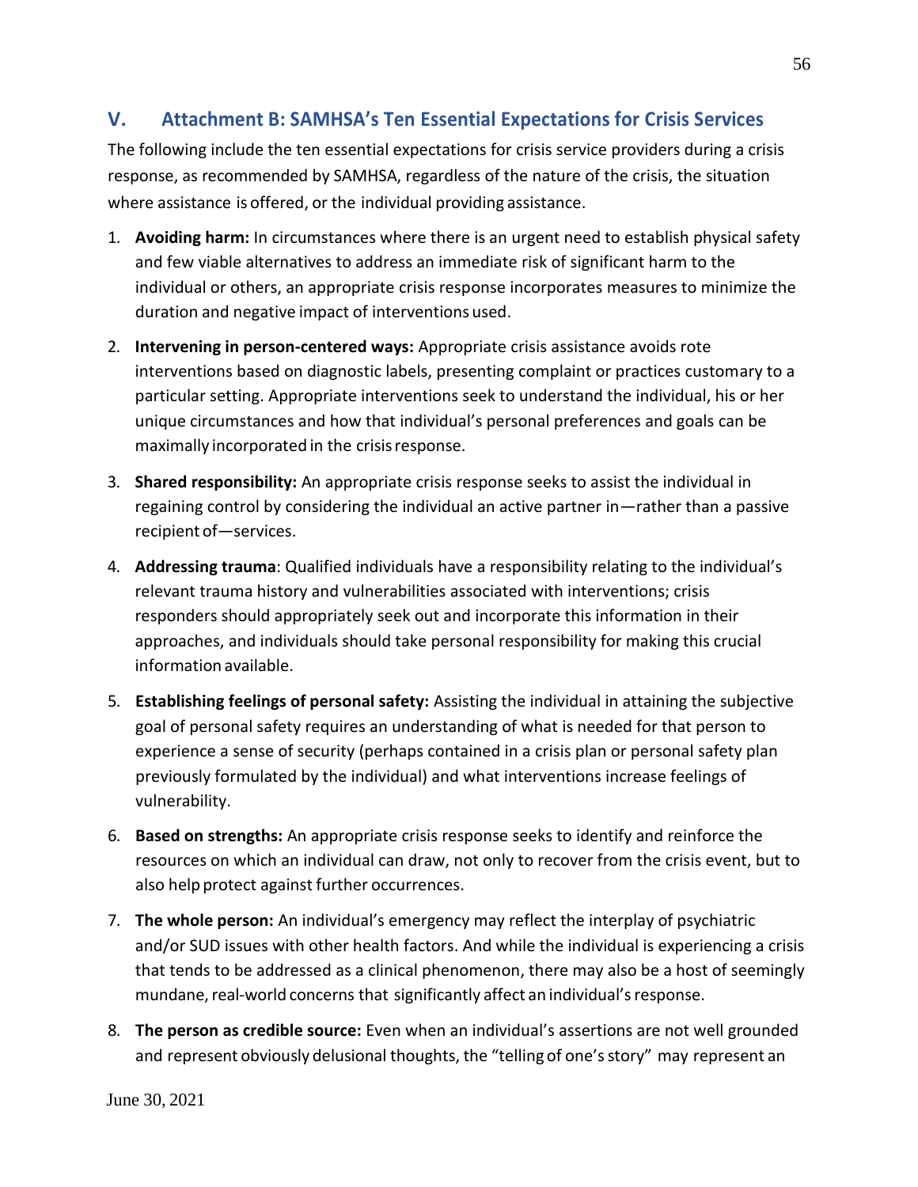## V. Attachment B: SAMHSA's Ten Essential Expectations for Crisis Services

The following include the ten essential expectations for crisis service providers during a crisis response, as recommended by SAMHSA, regardless of the nature of the crisis, the situation where assistance is offered, or the individual providing assistance.

1. **Avoiding harm:** In circumstances where there is an urgent need to establish physical safety and few viable alternatives to address an immediate risk of significant harm to the individual or others, an appropriate crisis response incorporates measures to minimize the duration and negative impact of interventions used.
2. **Intervening in person-centered ways:** Appropriate crisis assistance avoids rote interventions based on diagnostic labels, presenting complaint or practices customary to a particular setting. Appropriate interventions seek to understand the individual, his or her unique circumstances and how that individual's personal preferences and goals can be maximally incorporated in the crisis response.
3. **Shared responsibility:** An appropriate crisis response seeks to assist the individual in regaining control by considering the individual an active partner in—rather than a passive recipient of—services.
4. **Addressing trauma**: Qualified individuals have a responsibility relating to the individual's relevant trauma history and vulnerabilities associated with interventions; crisis responders should appropriately seek out and incorporate this information in their approaches, and individuals should take personal responsibility for making this crucial information available.
5. **Establishing feelings of personal safety:** Assisting the individual in attaining the subjective goal of personal safety requires an understanding of what is needed for that person to experience a sense of security (perhaps contained in a crisis plan or personal safety plan previously formulated by the individual) and what interventions increase feelings of vulnerability.
6. **Based on strengths:** An appropriate crisis response seeks to identify and reinforce the resources on which an individual can draw, not only to recover from the crisis event, but to also help protect against further occurrences.
7. **The whole person:** An individual's emergency may reflect the interplay of psychiatric and/or SUD issues with other health factors. And while the individual is experiencing a crisis that tends to be addressed as a clinical phenomenon, there may also be a host of seemingly mundane, real-world concerns that significantly affect an individual's response.
8. **The person as credible source:** Even when an individual's assertions are not well grounded and represent obviously delusional thoughts, the "telling of one's story" may represent an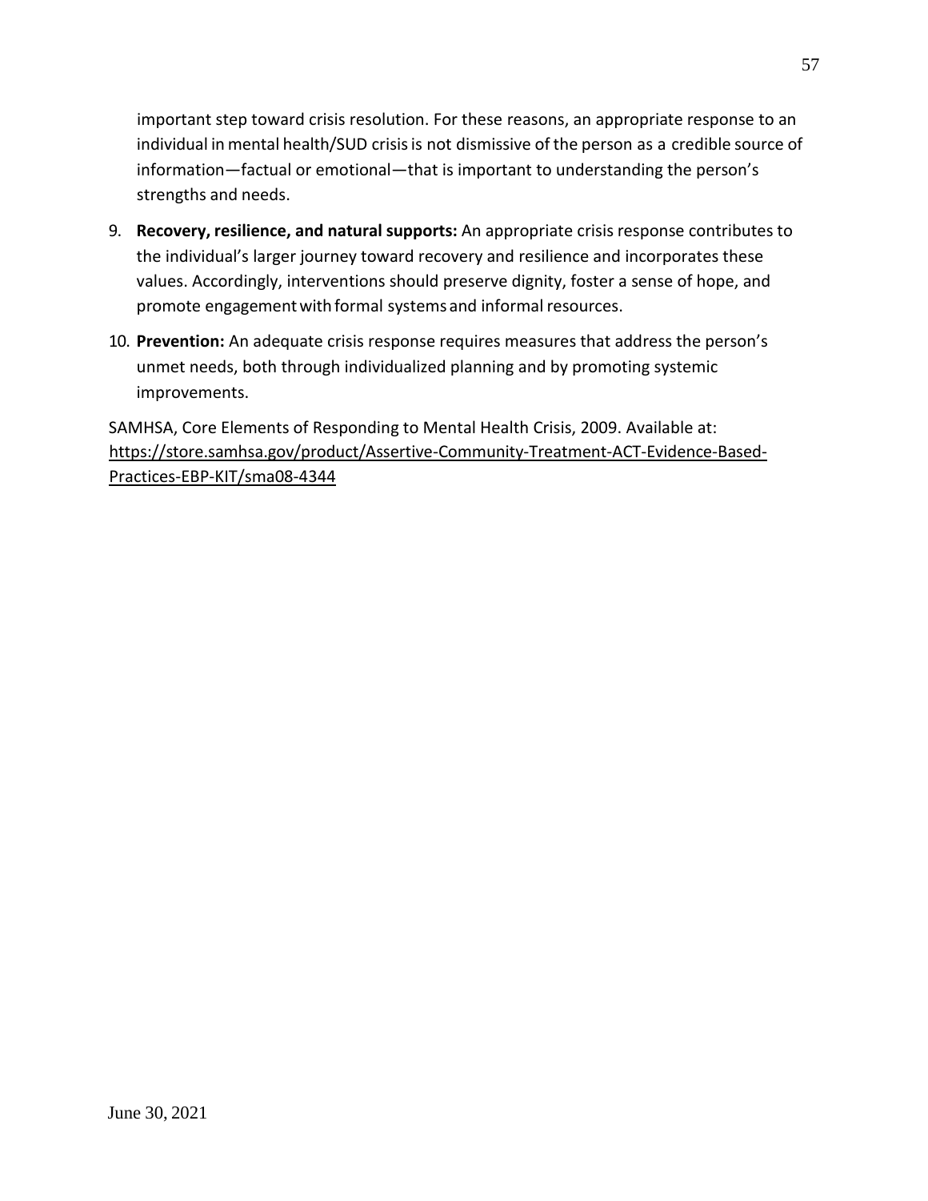important step toward crisis resolution. For these reasons, an appropriate response to an individual in mental health/SUD crisis is not dismissive of the person as a credible source of information—factual or emotional—that is important to understanding the person's strengths and needs.

9. **Recovery, resilience, and natural supports:** An appropriate crisis response contributes to the individual's larger journey toward recovery and resilience and incorporates these values. Accordingly, interventions should preserve dignity, foster a sense of hope, and promote engagement with formal systems and informal resources.

10. **Prevention:** An adequate crisis response requires measures that address the person's unmet needs, both through individualized planning and by promoting systemic improvements.

SAMHSA, Core Elements of Responding to Mental Health Crisis, 2009. Available at: https://store.samhsa.gov/product/Assertive-Community-Treatment-ACT-Evidence-Based-Practices-EBP-KIT/sma08-4344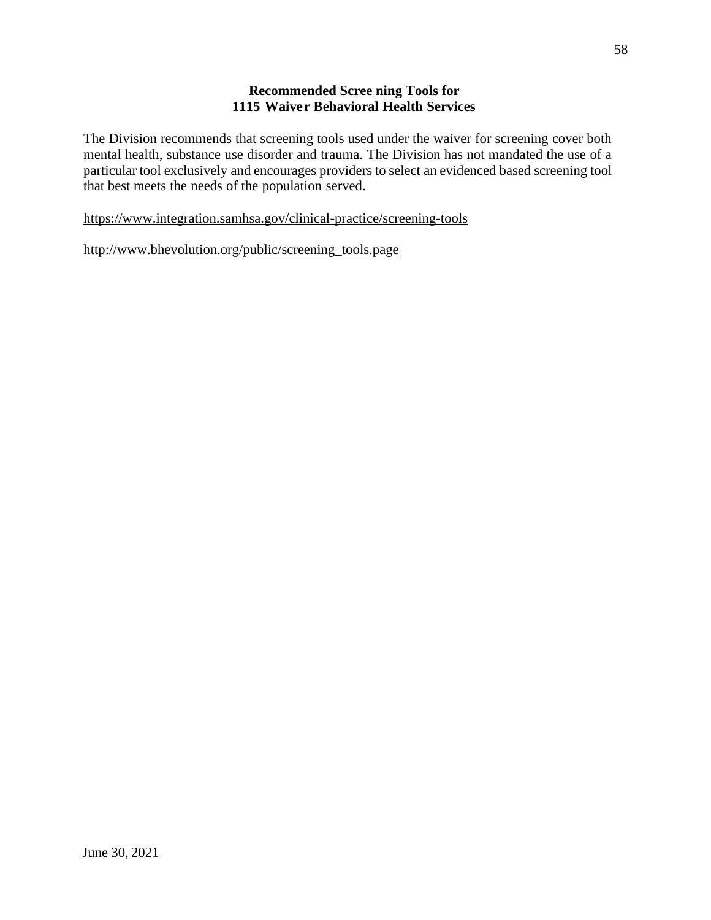## Recommended Screening Tools for 1115 Waiver Behavioral Health Services

The Division recommends that screening tools used under the waiver for screening cover both mental health, substance use disorder and trauma. The Division has not mandated the use of a particular tool exclusively and encourages providers to select an evidenced based screening tool that best meets the needs of the population served.

https://www.integration.samhsa.gov/clinical-practice/screening-tools

http://www.bhevolution.org/public/screening_tools.page

June 30, 2021